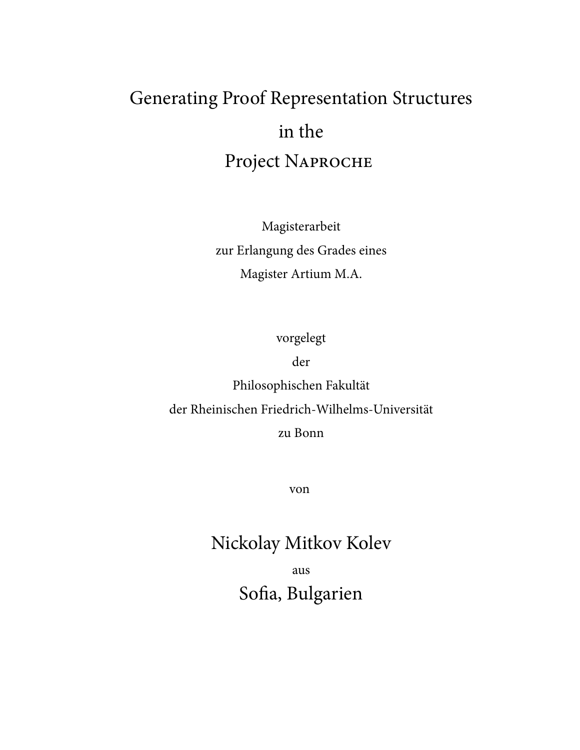# Generating Proof Representation Structures in the Project NAPROCHE

Magisterarbeit
zur Erlangung des Grades eines
Magister Artium M.A.

vorgelegt
der
Philosophischen Fakultät
der Rheinischen Friedrich-Wilhelms-Universität
zu Bonn

von

Nickolay Mitkov Kolev

aus

Sofia, Bulgarien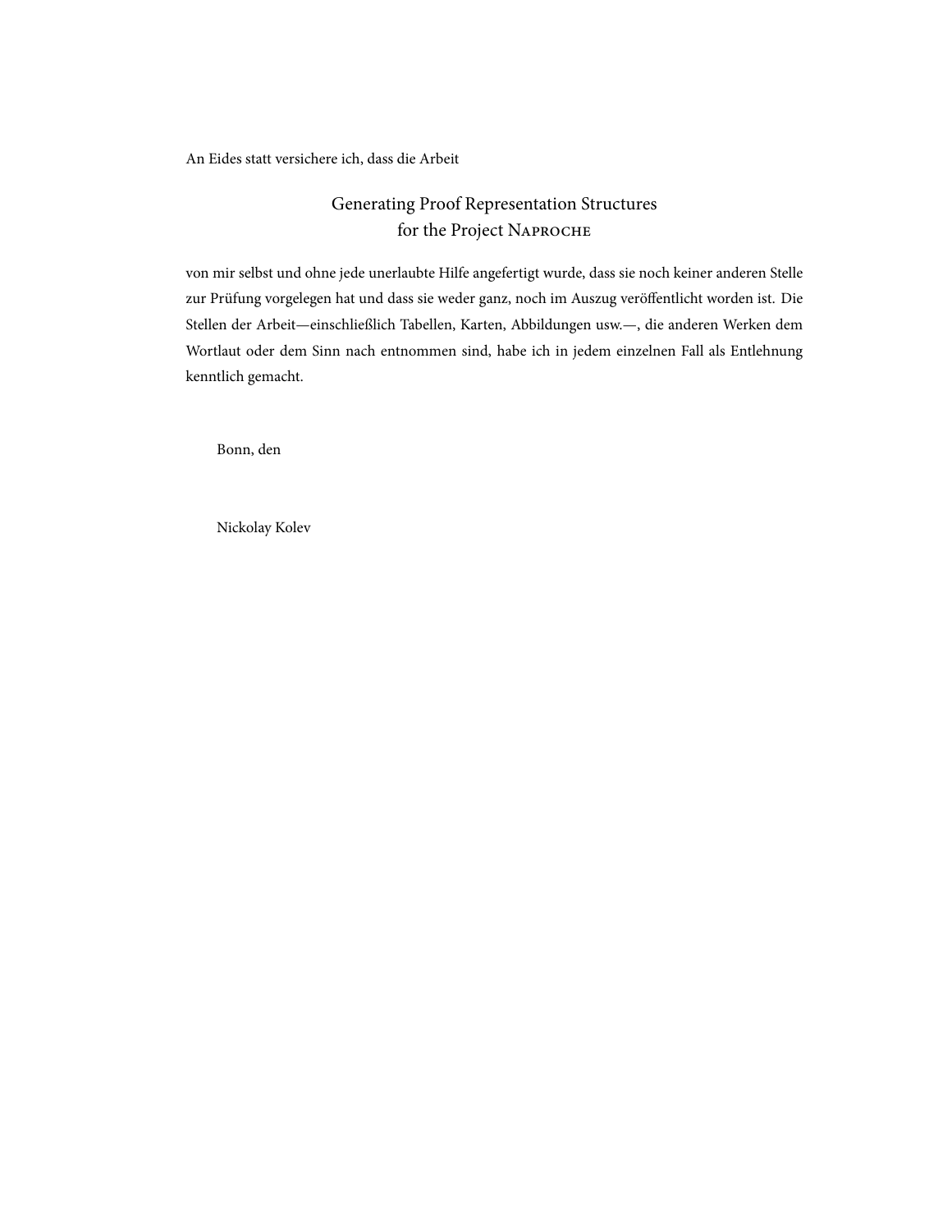An Eides statt versichere ich, dass die Arbeit

Generating Proof Representation Structures
for the Project Naproche

von mir selbst und ohne jede unerlaubte Hilfe angefertigt wurde, dass sie noch keiner anderen Stelle zur Prüfung vorgelegen hat und dass sie weder ganz, noch im Auszug veröffentlicht worden ist. Die Stellen der Arbeit—einschließlich Tabellen, Karten, Abbildungen usw.—, die anderen Werken dem Wortlaut oder dem Sinn nach entnommen sind, habe ich in jedem einzelnen Fall als Entlehnung kenntlich gemacht.

Bonn, den

Nickolay Kolev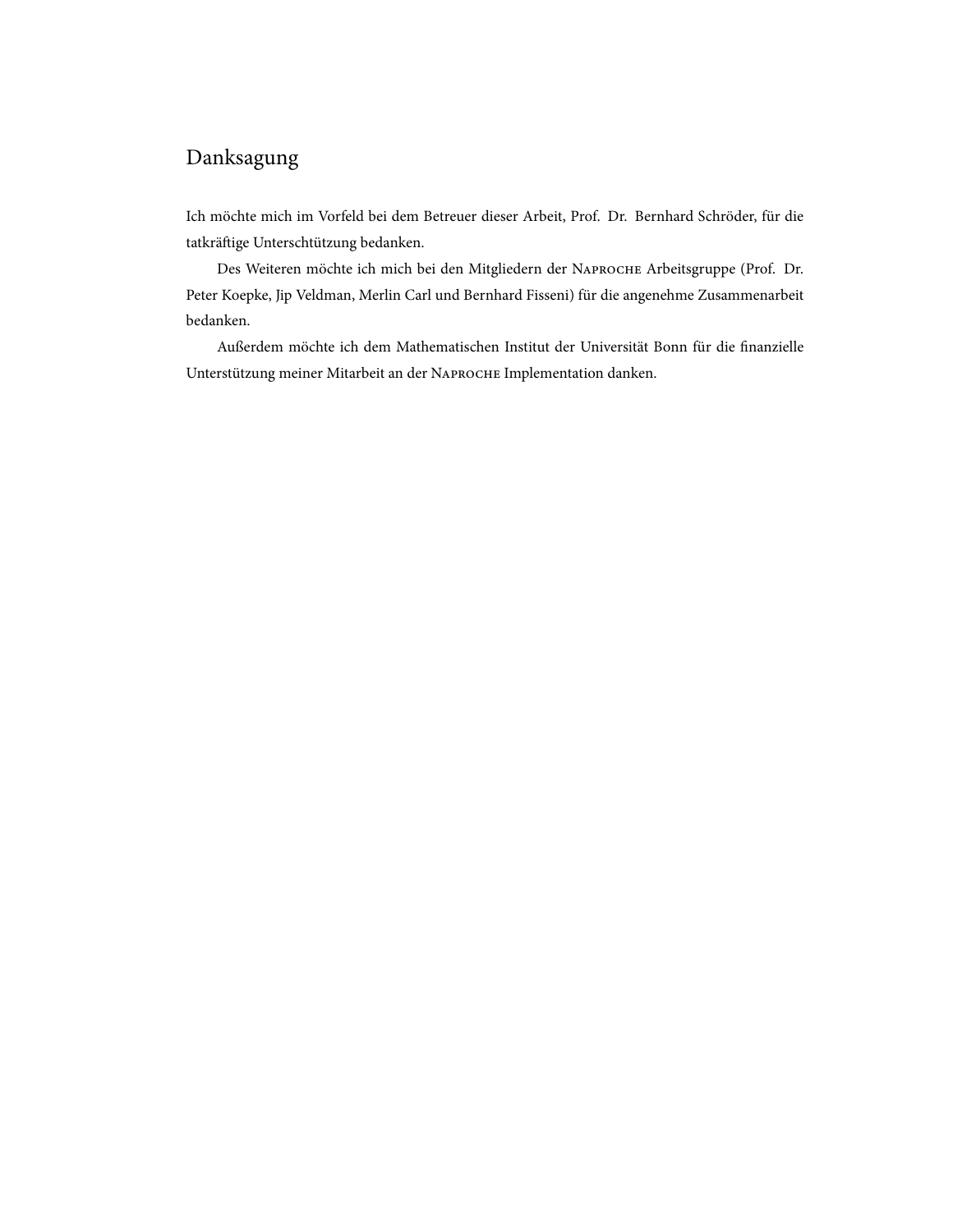# Danksagung

Ich möchte mich im Vorfeld bei dem Betreuer dieser Arbeit, Prof. Dr. Bernhard Schröder, für die tatkräftige Unterschtützung bedanken.

Des Weiteren möchte ich mich bei den Mitgliedern der Naproche Arbeitsgruppe (Prof. Dr. Peter Koepke, Jip Veldman, Merlin Carl und Bernhard Fisseni) für die angenehme Zusammenarbeit bedanken.

Außerdem möchte ich dem Mathematischen Institut der Universität Bonn für die finanzielle Unterstützung meiner Mitarbeit an der Naproche Implementation danken.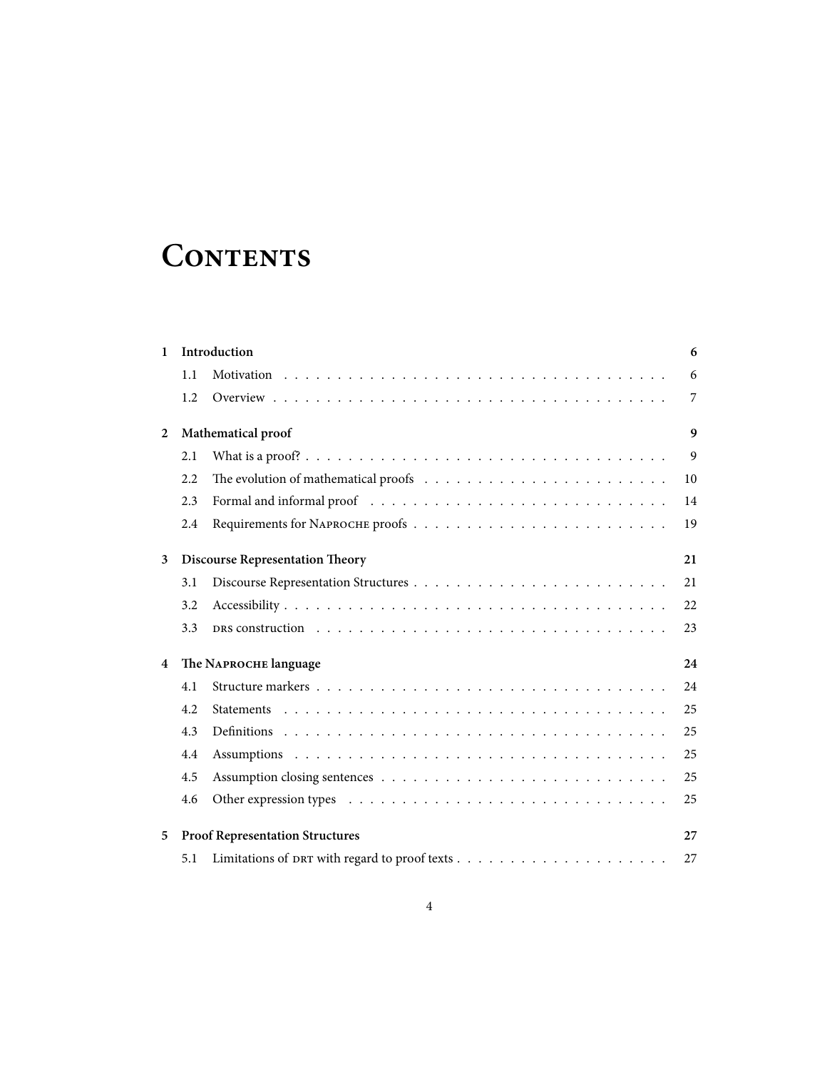# Contents

| | | |
|---|---|---|
| **1** | **Introduction** | **6** |
| 1.1 | Motivation | 6 |
| 1.2 | Overview | 7 |
| **2** | **Mathematical proof** | **9** |
| 2.1 | What is a proof? | 9 |
| 2.2 | The evolution of mathematical proofs | 10 |
| 2.3 | Formal and informal proof | 14 |
| 2.4 | Requirements for Naproche proofs | 19 |
| **3** | **Discourse Representation Theory** | **21** |
| 3.1 | Discourse Representation Structures | 21 |
| 3.2 | Accessibility | 22 |
| 3.3 | DRS construction | 23 |
| **4** | **The Naproche language** | **24** |
| 4.1 | Structure markers | 24 |
| 4.2 | Statements | 25 |
| 4.3 | Definitions | 25 |
| 4.4 | Assumptions | 25 |
| 4.5 | Assumption closing sentences | 25 |
| 4.6 | Other expression types | 25 |
| **5** | **Proof Representation Structures** | **27** |
| 5.1 | Limitations of DRT with regard to proof texts | 27 |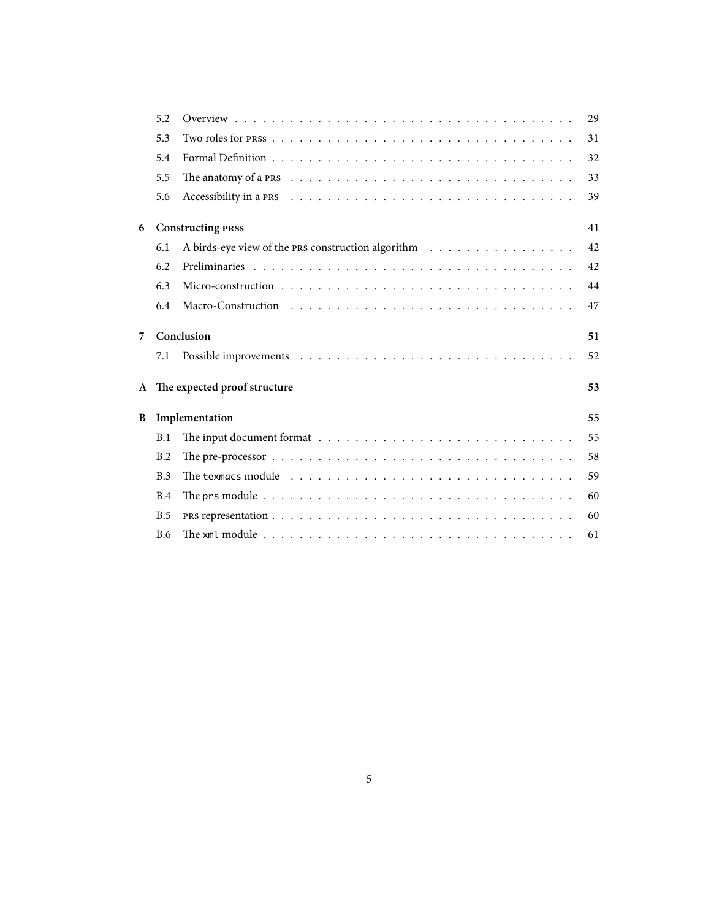| | | |
|---|---|---|
| 5.2 | Overview | 29 |
| 5.3 | Two roles for PRSs | 31 |
| 5.4 | Formal Definition | 32 |
| 5.5 | The anatomy of a PRS | 33 |
| 5.6 | Accessibility in a PRS | 39 |
| **6** | **Constructing PRSs** | **41** |
| 6.1 | A birds-eye view of the PRS construction algorithm | 42 |
| 6.2 | Preliminaries | 42 |
| 6.3 | Micro-construction | 44 |
| 6.4 | Macro-Construction | 47 |
| **7** | **Conclusion** | **51** |
| 7.1 | Possible improvements | 52 |
| **A** | **The expected proof structure** | **53** |
| **B** | **Implementation** | **55** |
| B.1 | The input document format | 55 |
| B.2 | The pre-processor | 58 |
| B.3 | The `texmacs` module | 59 |
| B.4 | The `prs` module | 60 |
| B.5 | PRS representation | 60 |
| B.6 | The `xml` module | 61 |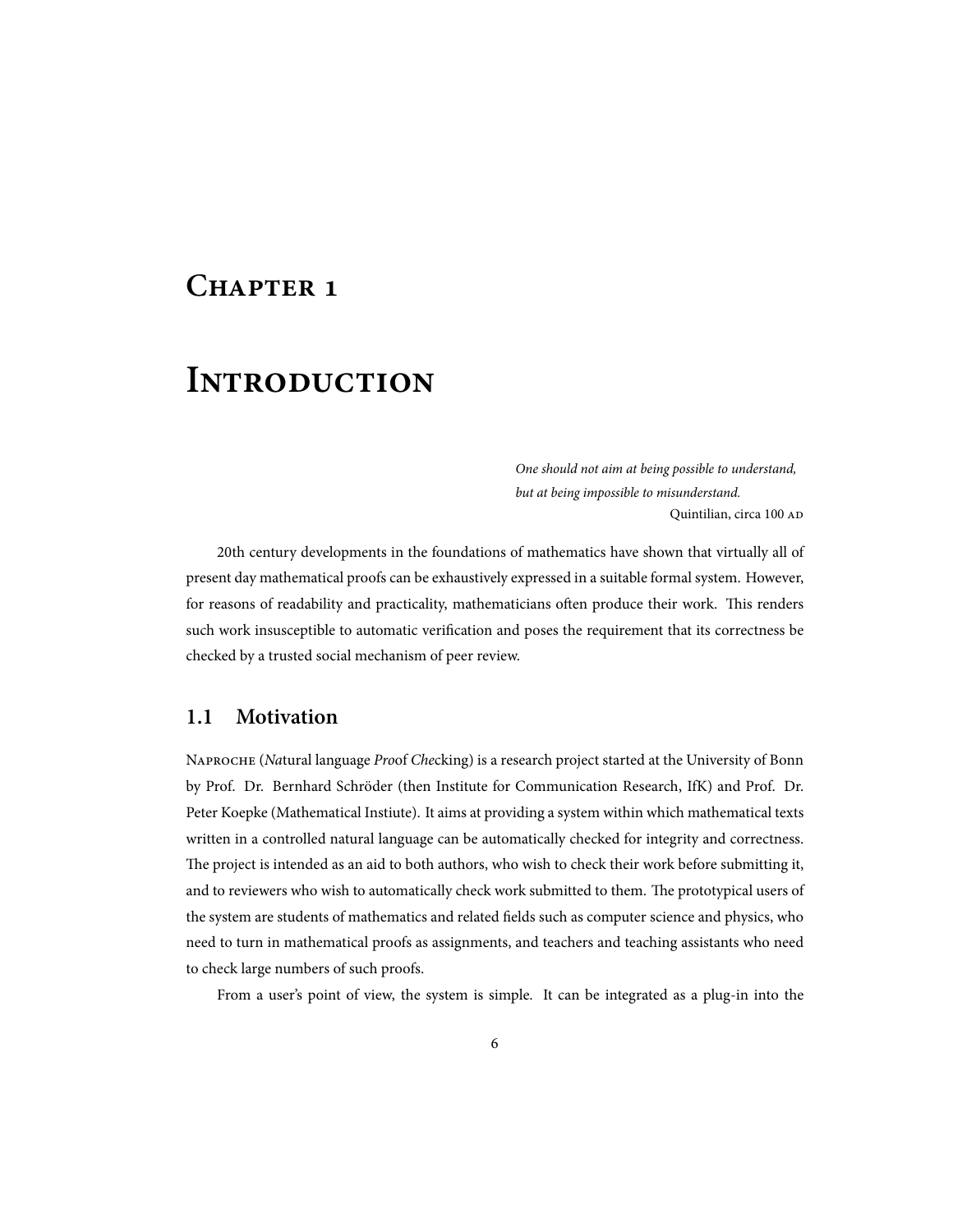# Chapter 1

# Introduction

> *One should not aim at being possible to understand,*
> *but at being impossible to misunderstand.*
>
> Quintilian, circa 100 AD

20th century developments in the foundations of mathematics have shown that virtually all of present day mathematical proofs can be exhaustively expressed in a suitable formal system. However, for reasons of readability and practicality, mathematicians often produce their work. This renders such work insusceptible to automatic verification and poses the requirement that its correctness be checked by a trusted social mechanism of peer review.

## 1.1 Motivation

Naproche (*Na*tural language *Pro*of *Che*cking) is a research project started at the University of Bonn by Prof. Dr. Bernhard Schröder (then Institute for Communication Research, IfK) and Prof. Dr. Peter Koepke (Mathematical Instiute). It aims at providing a system within which mathematical texts written in a controlled natural language can be automatically checked for integrity and correctness. The project is intended as an aid to both authors, who wish to check their work before submitting it, and to reviewers who wish to automatically check work submitted to them. The prototypical users of the system are students of mathematics and related fields such as computer science and physics, who need to turn in mathematical proofs as assignments, and teachers and teaching assistants who need to check large numbers of such proofs.

From a user's point of view, the system is simple. It can be integrated as a plug-in into the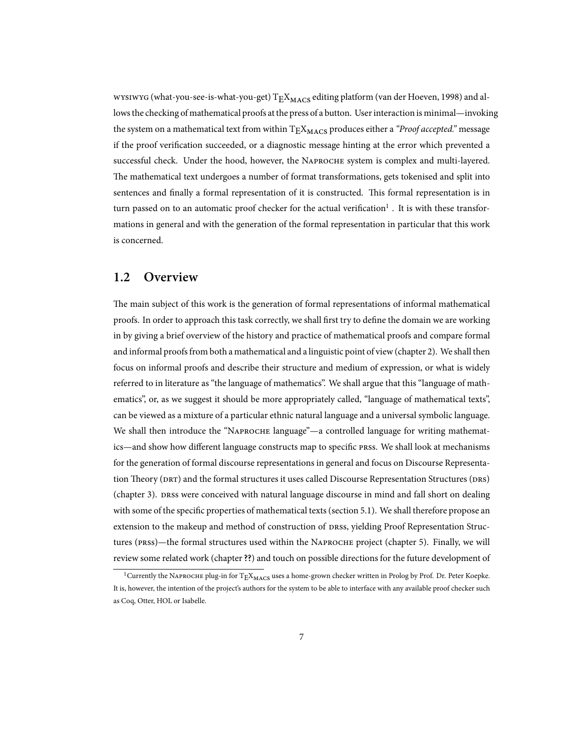WYSIWYG (what-you-see-is-what-you-get) $\text{T}_\text{E}\text{X}_{\text{MACS}}$ editing platform (van der Hoeven, 1998) and allows the checking of mathematical proofs at the press of a button. User interaction is minimal—invoking the system on a mathematical text from within $\text{T}_\text{E}\text{X}_{\text{MACS}}$ produces either a *"Proof accepted."* message if the proof verification succeeded, or a diagnostic message hinting at the error which prevented a successful check. Under the hood, however, the NAPROCHE system is complex and multi-layered. The mathematical text undergoes a number of format transformations, gets tokenised and split into sentences and finally a formal representation of it is constructed. This formal representation is in turn passed on to an automatic proof checker for the actual verification[1] . It is with these transformations in general and with the generation of the formal representation in particular that this work is concerned.

## 1.2 Overview

The main subject of this work is the generation of formal representations of informal mathematical proofs. In order to approach this task correctly, we shall first try to define the domain we are working in by giving a brief overview of the history and practice of mathematical proofs and compare formal and informal proofs from both a mathematical and a linguistic point of view (chapter 2). We shall then focus on informal proofs and describe their structure and medium of expression, or what is widely referred to in literature as "the language of mathematics". We shall argue that this "language of mathematics", or, as we suggest it should be more appropriately called, "language of mathematical texts", can be viewed as a mixture of a particular ethnic natural language and a universal symbolic language. We shall then introduce the "NAPROCHE language"—a controlled language for writing mathematics—and show how different language constructs map to specific PRSs. We shall look at mechanisms for the generation of formal discourse representations in general and focus on Discourse Representation Theory (DRT) and the formal structures it uses called Discourse Representation Structures (DRS) (chapter 3). DRSs were conceived with natural language discourse in mind and fall short on dealing with some of the specific properties of mathematical texts (section 5.1). We shall therefore propose an extension to the makeup and method of construction of DRSs, yielding Proof Representation Structures (PRSs)—the formal structures used within the NAPROCHE project (chapter 5). Finally, we will review some related work (chapter **??**) and touch on possible directions for the future development of

[1] Currently the NAPROCHE plug-in for $\text{T}_\text{E}\text{X}_{\text{MACS}}$ uses a home-grown checker written in Prolog by Prof. Dr. Peter Koepke. It is, however, the intention of the project's authors for the system to be able to interface with any available proof checker such as Coq, Otter, HOL or Isabelle.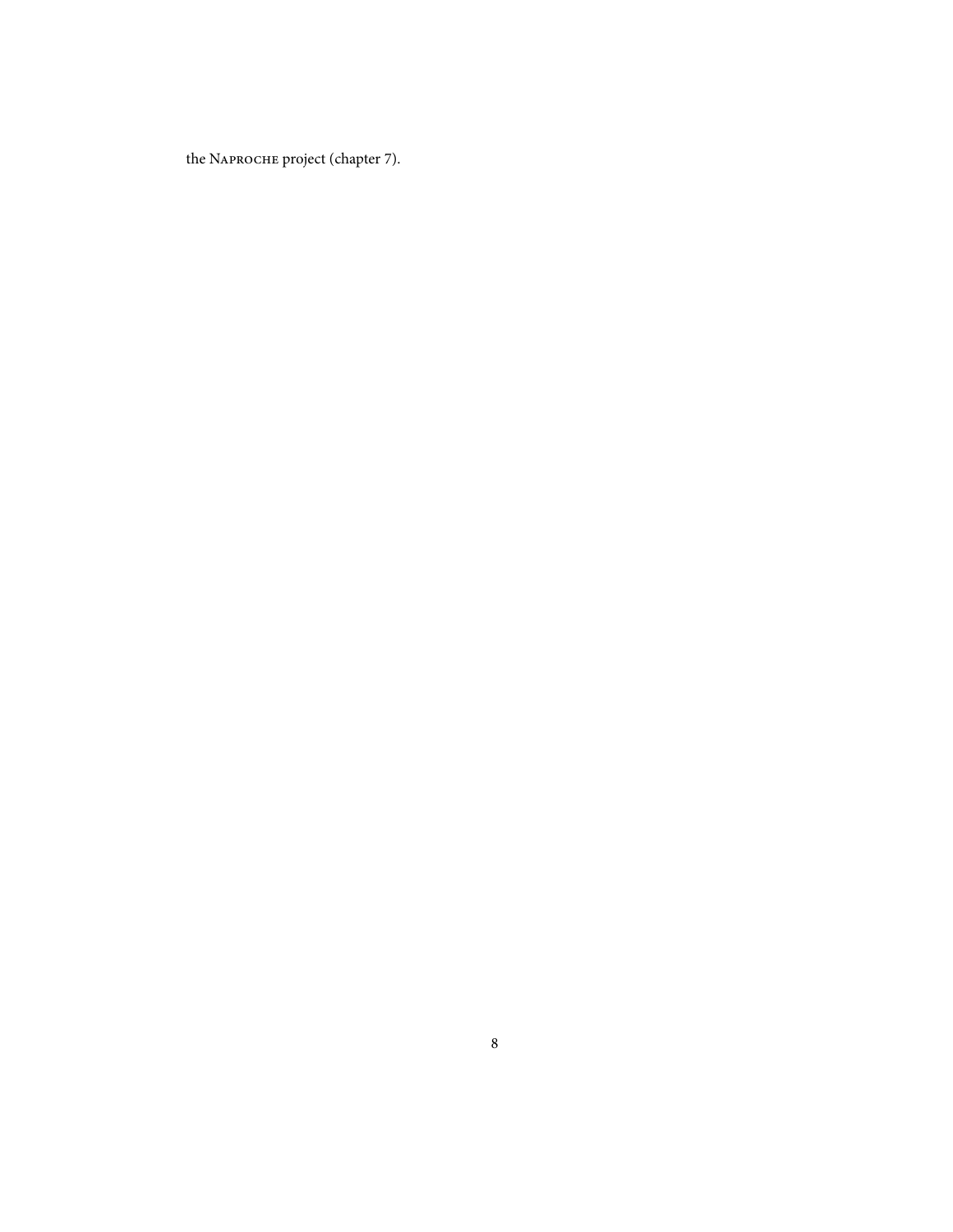the Naproche project (chapter 7).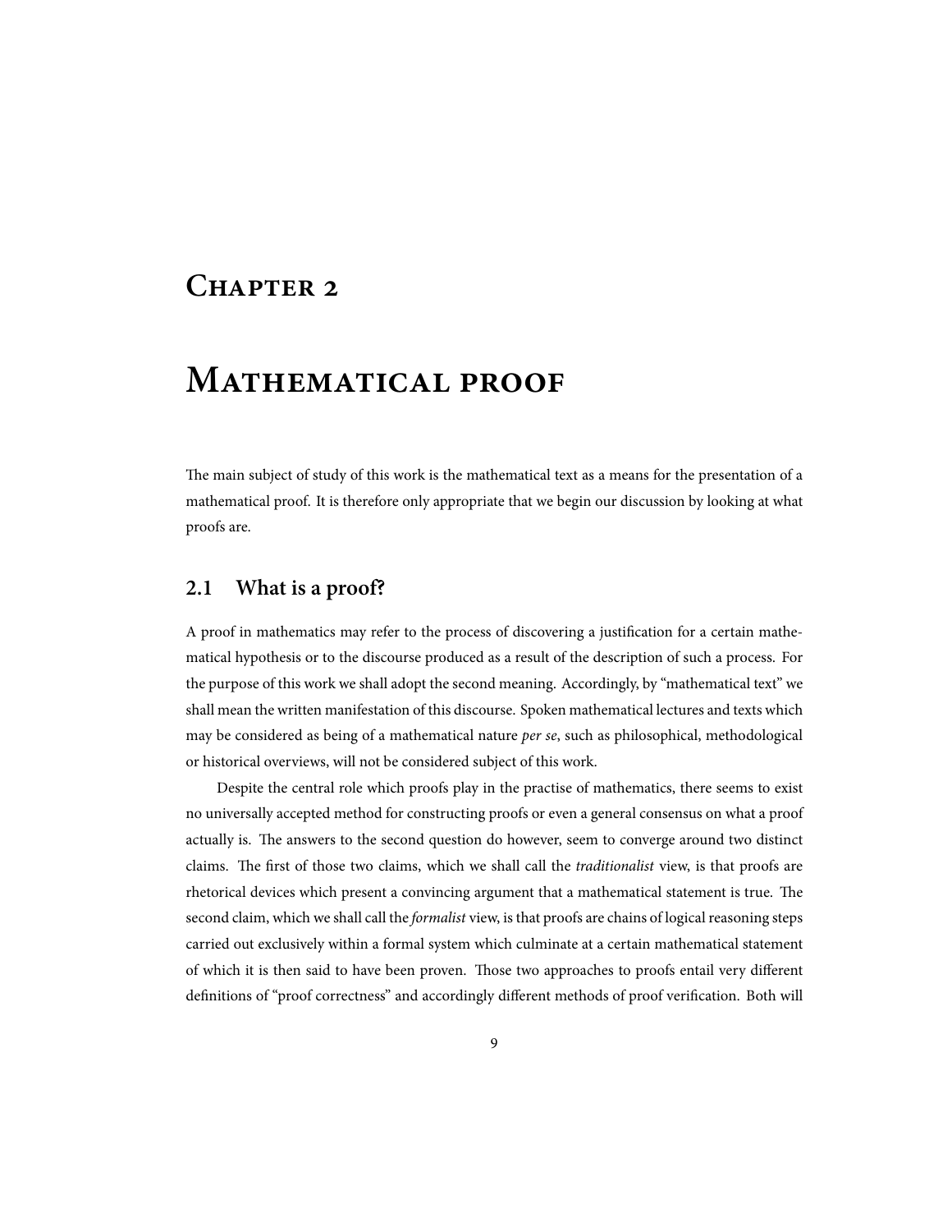# Chapter 2

# Mathematical proof

The main subject of study of this work is the mathematical text as a means for the presentation of a mathematical proof. It is therefore only appropriate that we begin our discussion by looking at what proofs are.

## 2.1 What is a proof?

A proof in mathematics may refer to the process of discovering a justification for a certain mathematical hypothesis or to the discourse produced as a result of the description of such a process. For the purpose of this work we shall adopt the second meaning. Accordingly, by "mathematical text" we shall mean the written manifestation of this discourse. Spoken mathematical lectures and texts which may be considered as being of a mathematical nature *per se*, such as philosophical, methodological or historical overviews, will not be considered subject of this work.

Despite the central role which proofs play in the practise of mathematics, there seems to exist no universally accepted method for constructing proofs or even a general consensus on what a proof actually is. The answers to the second question do however, seem to converge around two distinct claims. The first of those two claims, which we shall call the *traditionalist* view, is that proofs are rhetorical devices which present a convincing argument that a mathematical statement is true. The second claim, which we shall call the *formalist* view, is that proofs are chains of logical reasoning steps carried out exclusively within a formal system which culminate at a certain mathematical statement of which it is then said to have been proven. Those two approaches to proofs entail very different definitions of "proof correctness" and accordingly different methods of proof verification. Both will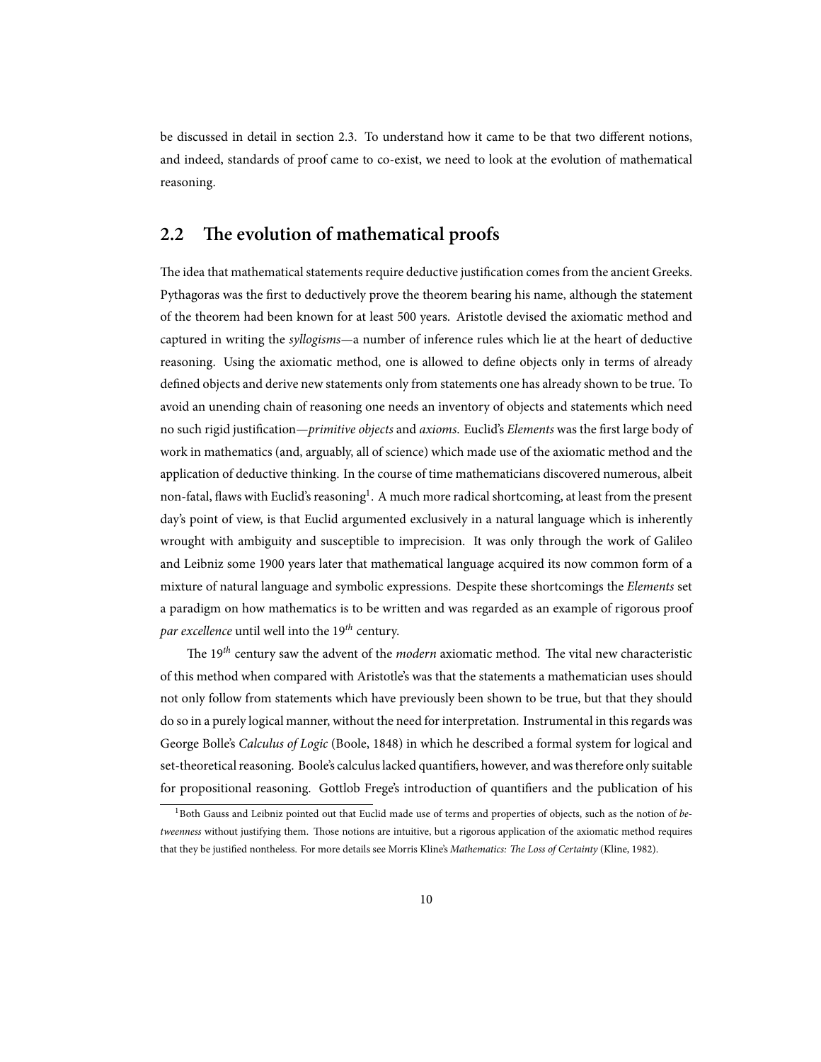be discussed in detail in section 2.3. To understand how it came to be that two different notions, and indeed, standards of proof came to co-exist, we need to look at the evolution of mathematical reasoning.

## 2.2 The evolution of mathematical proofs

The idea that mathematical statements require deductive justification comes from the ancient Greeks. Pythagoras was the first to deductively prove the theorem bearing his name, although the statement of the theorem had been known for at least 500 years. Aristotle devised the axiomatic method and captured in writing the *syllogisms*—a number of inference rules which lie at the heart of deductive reasoning. Using the axiomatic method, one is allowed to define objects only in terms of already defined objects and derive new statements only from statements one has already shown to be true. To avoid an unending chain of reasoning one needs an inventory of objects and statements which need no such rigid justification—*primitive objects* and *axioms*. Euclid's *Elements* was the first large body of work in mathematics (and, arguably, all of science) which made use of the axiomatic method and the application of deductive thinking. In the course of time mathematicians discovered numerous, albeit non-fatal, flaws with Euclid's reasoning[1]. A much more radical shortcoming, at least from the present day's point of view, is that Euclid argumented exclusively in a natural language which is inherently wrought with ambiguity and susceptible to imprecision. It was only through the work of Galileo and Leibniz some 1900 years later that mathematical language acquired its now common form of a mixture of natural language and symbolic expressions. Despite these shortcomings the *Elements* set a paradigm on how mathematics is to be written and was regarded as an example of rigorous proof *par excellence* until well into the 19*th* century.

The 19*th* century saw the advent of the *modern* axiomatic method. The vital new characteristic of this method when compared with Aristotle's was that the statements a mathematician uses should not only follow from statements which have previously been shown to be true, but that they should do so in a purely logical manner, without the need for interpretation. Instrumental in this regards was George Bolle's *Calculus of Logic* (Boole, 1848) in which he described a formal system for logical and set-theoretical reasoning. Boole's calculus lacked quantifiers, however, and was therefore only suitable for propositional reasoning. Gottlob Frege's introduction of quantifiers and the publication of his

[1] Both Gauss and Leibniz pointed out that Euclid made use of terms and properties of objects, such as the notion of *betweenness* without justifying them. Those notions are intuitive, but a rigorous application of the axiomatic method requires that they be justified nontheless. For more details see Morris Kline's *Mathematics: The Loss of Certainty* (Kline, 1982).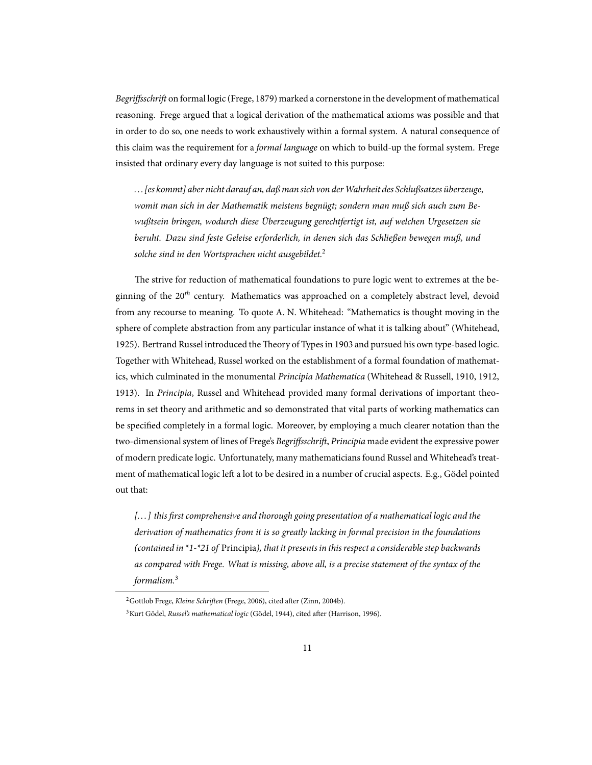*Begriffsschrift* on formal logic (Frege, 1879) marked a cornerstone in the development of mathematical reasoning. Frege argued that a logical derivation of the mathematical axioms was possible and that in order to do so, one needs to work exhaustively within a formal system. A natural consequence of this claim was the requirement for a *formal language* on which to build-up the formal system. Frege insisted that ordinary every day language is not suited to this purpose:

> *. . . [es kommt] aber nicht darauf an, daß man sich von der Wahrheit des Schlußsatzes überzeuge, womit man sich in der Mathematik meistens begnügt; sondern man muß sich auch zum Bewußtsein bringen, wodurch diese Überzeugung gerechtfertigt ist, auf welchen Urgesetzen sie beruht. Dazu sind feste Geleise erforderlich, in denen sich das Schließen bewegen muß, und solche sind in den Wortsprachen nicht ausgebildet.*[2]

The strive for reduction of mathematical foundations to pure logic went to extremes at the beginning of the $20^{th}$ century. Mathematics was approached on a completely abstract level, devoid from any recourse to meaning. To quote A. N. Whitehead: "Mathematics is thought moving in the sphere of complete abstraction from any particular instance of what it is talking about" (Whitehead, 1925). Bertrand Russel introduced the Theory of Types in 1903 and pursued his own type-based logic. Together with Whitehead, Russel worked on the establishment of a formal foundation of mathematics, which culminated in the monumental *Principia Mathematica* (Whitehead & Russell, 1910, 1912, 1913). In *Principia*, Russel and Whitehead provided many formal derivations of important theorems in set theory and arithmetic and so demonstrated that vital parts of working mathematics can be specified completely in a formal logic. Moreover, by employing a much clearer notation than the two-dimensional system of lines of Frege's *Begriffsschrift*, *Principia* made evident the expressive power of modern predicate logic. Unfortunately, many mathematicians found Russel and Whitehead's treatment of mathematical logic left a lot to be desired in a number of crucial aspects. E.g., Gödel pointed out that:

> *[. . . ] this first comprehensive and thorough going presentation of a mathematical logic and the derivation of mathematics from it is so greatly lacking in formal precision in the foundations (contained in \*1-\*21 of* Principia*), that it presents in this respect a considerable step backwards as compared with Frege. What is missing, above all, is a precise statement of the syntax of the formalism.*[3]

---

[2] Gottlob Frege, *Kleine Schriften* (Frege, 2006), cited after (Zinn, 2004b).

[3] Kurt Gödel, *Russel's mathematical logic* (Gödel, 1944), cited after (Harrison, 1996).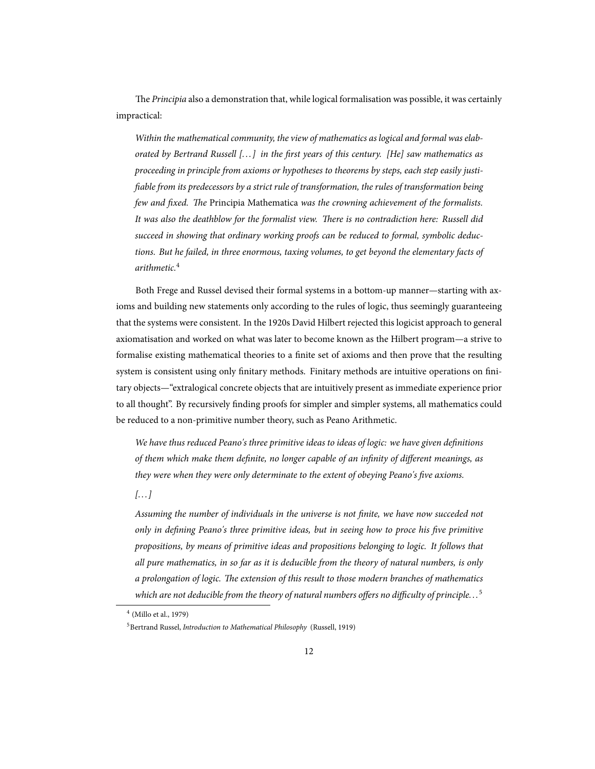The *Principia* also a demonstration that, while logical formalisation was possible, it was certainly impractical:

> *Within the mathematical community, the view of mathematics as logical and formal was elaborated by Bertrand Russell […] in the first years of this century. [He] saw mathematics as proceeding in principle from axioms or hypotheses to theorems by steps, each step easily justifiable from its predecessors by a strict rule of transformation, the rules of transformation being few and fixed. The* Principia Mathematica *was the crowning achievement of the formalists. It was also the deathblow for the formalist view. There is no contradiction here: Russell did succeed in showing that ordinary working proofs can be reduced to formal, symbolic deductions. But he failed, in three enormous, taxing volumes, to get beyond the elementary facts of arithmetic.*[4]

Both Frege and Russel devised their formal systems in a bottom-up manner—starting with axioms and building new statements only according to the rules of logic, thus seemingly guaranteeing that the systems were consistent. In the 1920s David Hilbert rejected this logicist approach to general axiomatisation and worked on what was later to become known as the Hilbert program—a strive to formalise existing mathematical theories to a finite set of axioms and then prove that the resulting system is consistent using only finitary methods. Finitary methods are intuitive operations on finitary objects—"extralogical concrete objects that are intuitively present as immediate experience prior to all thought". By recursively finding proofs for simpler and simpler systems, all mathematics could be reduced to a non-primitive number theory, such as Peano Arithmetic.

> *We have thus reduced Peano's three primitive ideas to ideas of logic: we have given definitions of them which make them definite, no longer capable of an infinity of different meanings, as they were when they were only determinate to the extent of obeying Peano's five axioms.*
>
> *[…]*
>
> *Assuming the number of individuals in the universe is not finite, we have now succeded not only in defining Peano's three primitive ideas, but in seeing how to proce his five primitive propositions, by means of primitive ideas and propositions belonging to logic. It follows that all pure mathematics, in so far as it is deducible from the theory of natural numbers, is only a prolongation of logic. The extension of this result to those modern branches of mathematics which are not deducible from the theory of natural numbers offers no difficulty of principle…*[5]

---

[4] (Millo et al., 1979)

[5] Bertrand Russel, *Introduction to Mathematical Philosophy* (Russell, 1919)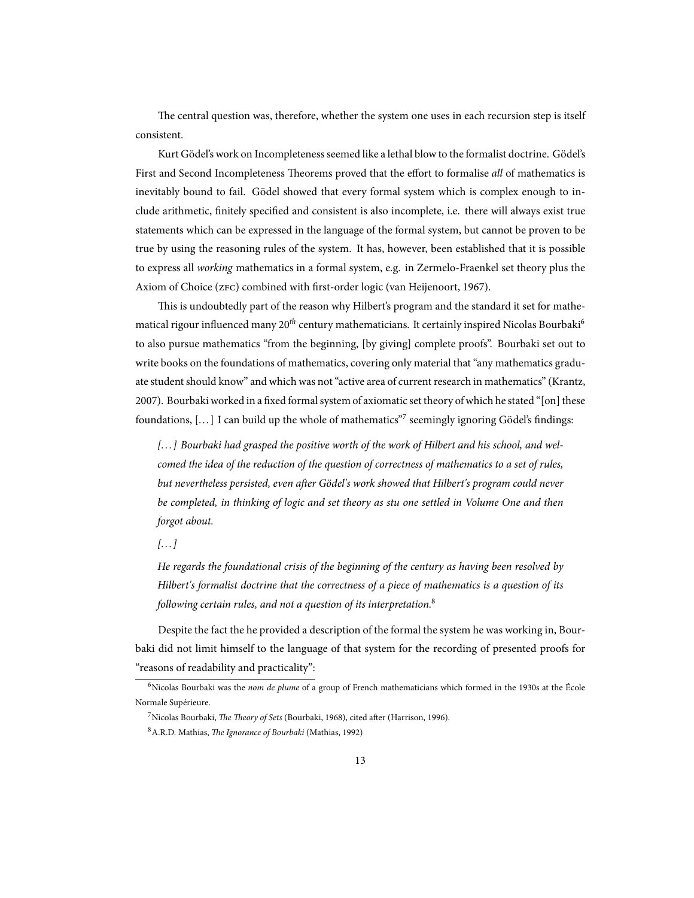The central question was, therefore, whether the system one uses in each recursion step is itself consistent.

Kurt Gödel's work on Incompleteness seemed like a lethal blow to the formalist doctrine. Gödel's First and Second Incompleteness Theorems proved that the effort to formalise *all* of mathematics is inevitably bound to fail. Gödel showed that every formal system which is complex enough to include arithmetic, finitely specified and consistent is also incomplete, i.e. there will always exist true statements which can be expressed in the language of the formal system, but cannot be proven to be true by using the reasoning rules of the system. It has, however, been established that it is possible to express all *working* mathematics in a formal system, e.g. in Zermelo-Fraenkel set theory plus the Axiom of Choice (ZFC) combined with first-order logic (van Heijenoort, 1967).

This is undoubtedly part of the reason why Hilbert's program and the standard it set for mathematical rigour influenced many $20^{th}$ century mathematicians. It certainly inspired Nicolas Bourbaki[6] to also pursue mathematics "from the beginning, [by giving] complete proofs". Bourbaki set out to write books on the foundations of mathematics, covering only material that "any mathematics graduate student should know" and which was not "active area of current research in mathematics" (Krantz, 2007). Bourbaki worked in a fixed formal system of axiomatic set theory of which he stated "[on] these foundations, [...] I can build up the whole of mathematics"[7] seemingly ignoring Gödel's findings:

> *[...] Bourbaki had grasped the positive worth of the work of Hilbert and his school, and welcomed the idea of the reduction of the question of correctness of mathematics to a set of rules, but nevertheless persisted, even after Gödel's work showed that Hilbert's program could never be completed, in thinking of logic and set theory as stu one settled in Volume One and then forgot about.*
>
> *[...]*
>
> *He regards the foundational crisis of the beginning of the century as having been resolved by Hilbert's formalist doctrine that the correctness of a piece of mathematics is a question of its following certain rules, and not a question of its interpretation.*[8]

Despite the fact the he provided a description of the formal the system he was working in, Bourbaki did not limit himself to the language of that system for the recording of presented proofs for "reasons of readability and practicality":

---

[6] Nicolas Bourbaki was the *nom de plume* of a group of French mathematicians which formed in the 1930s at the École Normale Supérieure.

[7] Nicolas Bourbaki, *The Theory of Sets* (Bourbaki, 1968), cited after (Harrison, 1996).

[8] A.R.D. Mathias, *The Ignorance of Bourbaki* (Mathias, 1992)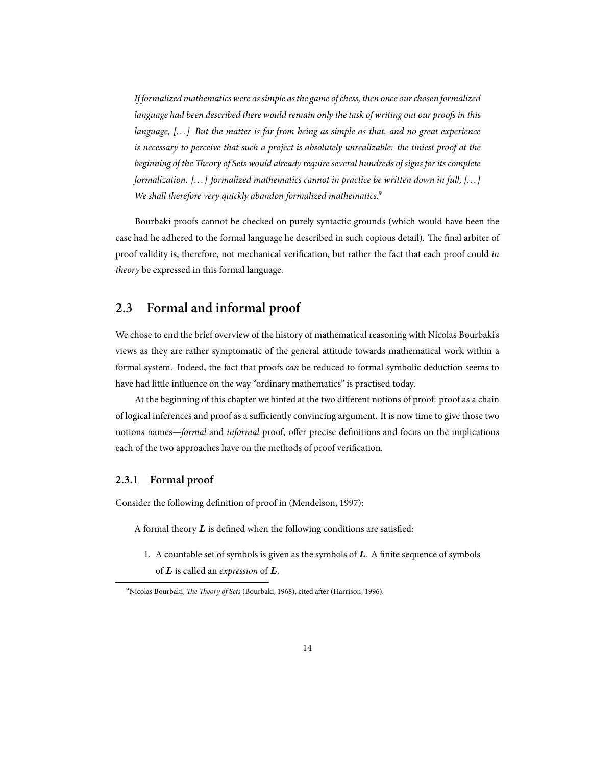*If formalized mathematics were as simple as the game of chess, then once our chosen formalized language had been described there would remain only the task of writing out our proofs in this language, [...] But the matter is far from being as simple as that, and no great experience is necessary to perceive that such a project is absolutely unrealizable: the tiniest proof at the beginning of the Theory of Sets would already require several hundreds of signs for its complete formalization. [...] formalized mathematics cannot in practice be written down in full, [...] We shall therefore very quickly abandon formalized mathematics.*[9]

Bourbaki proofs cannot be checked on purely syntactic grounds (which would have been the case had he adhered to the formal language he described in such copious detail). The final arbiter of proof validity is, therefore, not mechanical verification, but rather the fact that each proof could *in theory* be expressed in this formal language.

## 2.3 Formal and informal proof

We chose to end the brief overview of the history of mathematical reasoning with Nicolas Bourbaki's views as they are rather symptomatic of the general attitude towards mathematical work within a formal system. Indeed, the fact that proofs *can* be reduced to formal symbolic deduction seems to have had little influence on the way "ordinary mathematics" is practised today.

At the beginning of this chapter we hinted at the two different notions of proof: proof as a chain of logical inferences and proof as a sufficiently convincing argument. It is now time to give those two notions names—*formal* and *informal* proof, offer precise definitions and focus on the implications each of the two approaches have on the methods of proof verification.

### 2.3.1 Formal proof

Consider the following definition of proof in (Mendelson, 1997):

A formal theory $\boldsymbol{L}$ is defined when the following conditions are satisfied:

1. A countable set of symbols is given as the symbols of $\boldsymbol{L}$. A finite sequence of symbols of $\boldsymbol{L}$ is called an *expression* of $\boldsymbol{L}$.

[9] Nicolas Bourbaki, *The Theory of Sets* (Bourbaki, 1968), cited after (Harrison, 1996).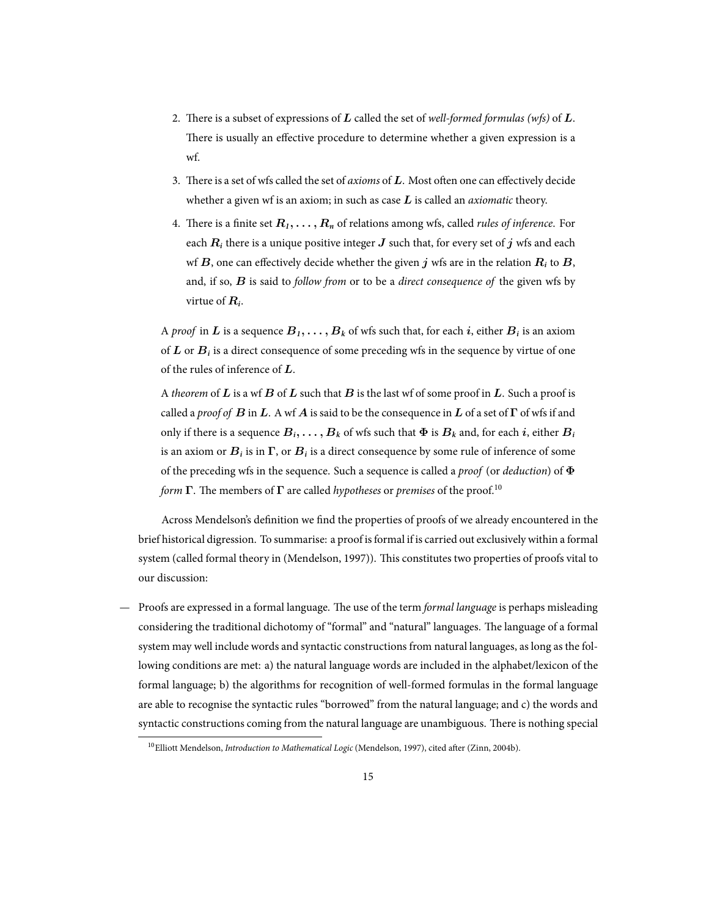2. There is a subset of expressions of $\boldsymbol{L}$ called the set of *well-formed formulas (wfs)* of $\boldsymbol{L}$. There is usually an effective procedure to determine whether a given expression is a wf.
3. There is a set of wfs called the set of *axioms* of $\boldsymbol{L}$. Most often one can effectively decide whether a given wf is an axiom; in such as case $\boldsymbol{L}$ is called an *axiomatic* theory.
4. There is a finite set $\boldsymbol{R_1, \ldots, R_n}$ of relations among wfs, called *rules of inference*. For each $\boldsymbol{R_i}$ there is a unique positive integer $\boldsymbol{J}$ such that, for every set of $\boldsymbol{j}$ wfs and each wf $\boldsymbol{B}$, one can effectively decide whether the given $\boldsymbol{j}$ wfs are in the relation $\boldsymbol{R_i}$ to $\boldsymbol{B}$, and, if so, $\boldsymbol{B}$ is said to *follow from* or to be a *direct consequence of* the given wfs by virtue of $\boldsymbol{R_i}$.

A *proof* in $\boldsymbol{L}$ is a sequence $\boldsymbol{B_1, \ldots, B_k}$ of wfs such that, for each $\boldsymbol{i}$, either $\boldsymbol{B_i}$ is an axiom of $\boldsymbol{L}$ or $\boldsymbol{B_i}$ is a direct consequence of some preceding wfs in the sequence by virtue of one of the rules of inference of $\boldsymbol{L}$.

A *theorem* of $\boldsymbol{L}$ is a wf $\boldsymbol{B}$ of $\boldsymbol{L}$ such that $\boldsymbol{B}$ is the last wf of some proof in $\boldsymbol{L}$. Such a proof is called a *proof of* $\boldsymbol{B}$ in $\boldsymbol{L}$. A wf $\boldsymbol{A}$ is said to be the consequence in $\boldsymbol{L}$ of a set of $\boldsymbol{\Gamma}$ of wfs if and only if there is a sequence $\boldsymbol{B_i, \ldots, B_k}$ of wfs such that $\boldsymbol{\Phi}$ is $\boldsymbol{B_k}$ and, for each $\boldsymbol{i}$, either $\boldsymbol{B_i}$ is an axiom or $\boldsymbol{B_i}$ is in $\boldsymbol{\Gamma}$, or $\boldsymbol{B_i}$ is a direct consequence by some rule of inference of some of the preceding wfs in the sequence. Such a sequence is called a *proof* (or *deduction*) of $\boldsymbol{\Phi}$ *form* $\boldsymbol{\Gamma}$. The members of $\boldsymbol{\Gamma}$ are called *hypotheses* or *premises* of the proof.[10]

Across Mendelson's definition we find the properties of proofs of we already encountered in the brief historical digression. To summarise: a proof is formal if is carried out exclusively within a formal system (called formal theory in (Mendelson, 1997)). This constitutes two properties of proofs vital to our discussion:

— Proofs are expressed in a formal language. The use of the term *formal language* is perhaps misleading considering the traditional dichotomy of "formal" and "natural" languages. The language of a formal system may well include words and syntactic constructions from natural languages, as long as the following conditions are met: a) the natural language words are included in the alphabet/lexicon of the formal language; b) the algorithms for recognition of well-formed formulas in the formal language are able to recognise the syntactic rules "borrowed" from the natural language; and c) the words and syntactic constructions coming from the natural language are unambiguous. There is nothing special

[10] Elliott Mendelson, *Introduction to Mathematical Logic* (Mendelson, 1997), cited after (Zinn, 2004b).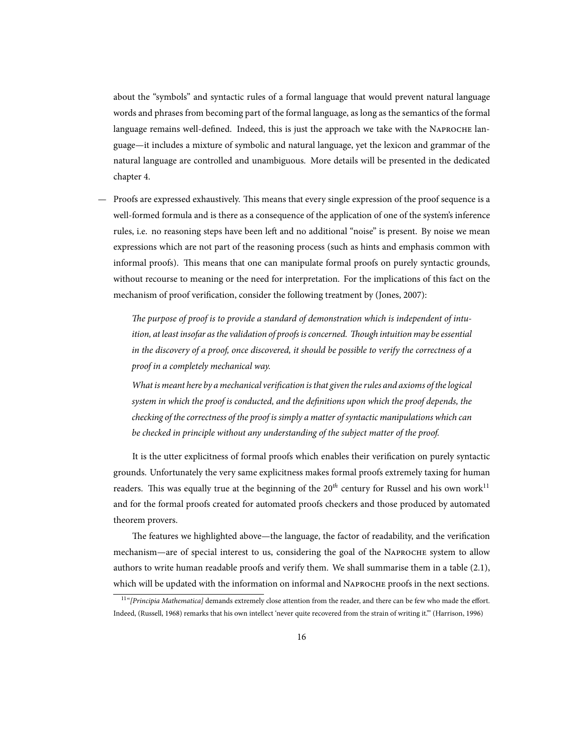about the "symbols" and syntactic rules of a formal language that would prevent natural language words and phrases from becoming part of the formal language, as long as the semantics of the formal language remains well-defined. Indeed, this is just the approach we take with the NAPROCHE language—it includes a mixture of symbolic and natural language, yet the lexicon and grammar of the natural language are controlled and unambiguous. More details will be presented in the dedicated chapter 4.

— Proofs are expressed exhaustively. This means that every single expression of the proof sequence is a well-formed formula and is there as a consequence of the application of one of the system's inference rules, i.e. no reasoning steps have been left and no additional "noise" is present. By noise we mean expressions which are not part of the reasoning process (such as hints and emphasis common with informal proofs). This means that one can manipulate formal proofs on purely syntactic grounds, without recourse to meaning or the need for interpretation. For the implications of this fact on the mechanism of proof verification, consider the following treatment by (Jones, 2007):

> *The purpose of proof is to provide a standard of demonstration which is independent of intuition, at least insofar as the validation of proofs is concerned. Though intuition may be essential in the discovery of a proof, once discovered, it should be possible to verify the correctness of a proof in a completely mechanical way.*
>
> *What is meant here by a mechanical verification is that given the rules and axioms of the logical system in which the proof is conducted, and the definitions upon which the proof depends, the checking of the correctness of the proof is simply a matter of syntactic manipulations which can be checked in principle without any understanding of the subject matter of the proof.*

It is the utter explicitness of formal proofs which enables their verification on purely syntactic grounds. Unfortunately the very same explicitness makes formal proofs extremely taxing for human readers. This was equally true at the beginning of the $20^{th}$ century for Russel and his own work[11] and for the formal proofs created for automated proofs checkers and those produced by automated theorem provers.

The features we highlighted above—the language, the factor of readability, and the verification mechanism—are of special interest to us, considering the goal of the NAPROCHE system to allow authors to write human readable proofs and verify them. We shall summarise them in a table (2.1), which will be updated with the information on informal and NAPROCHE proofs in the next sections.

[11] "*[Principia Mathematica]* demands extremely close attention from the reader, and there can be few who made the effort. Indeed, (Russell, 1968) remarks that his own intellect 'never quite recovered from the strain of writing it.'" (Harrison, 1996)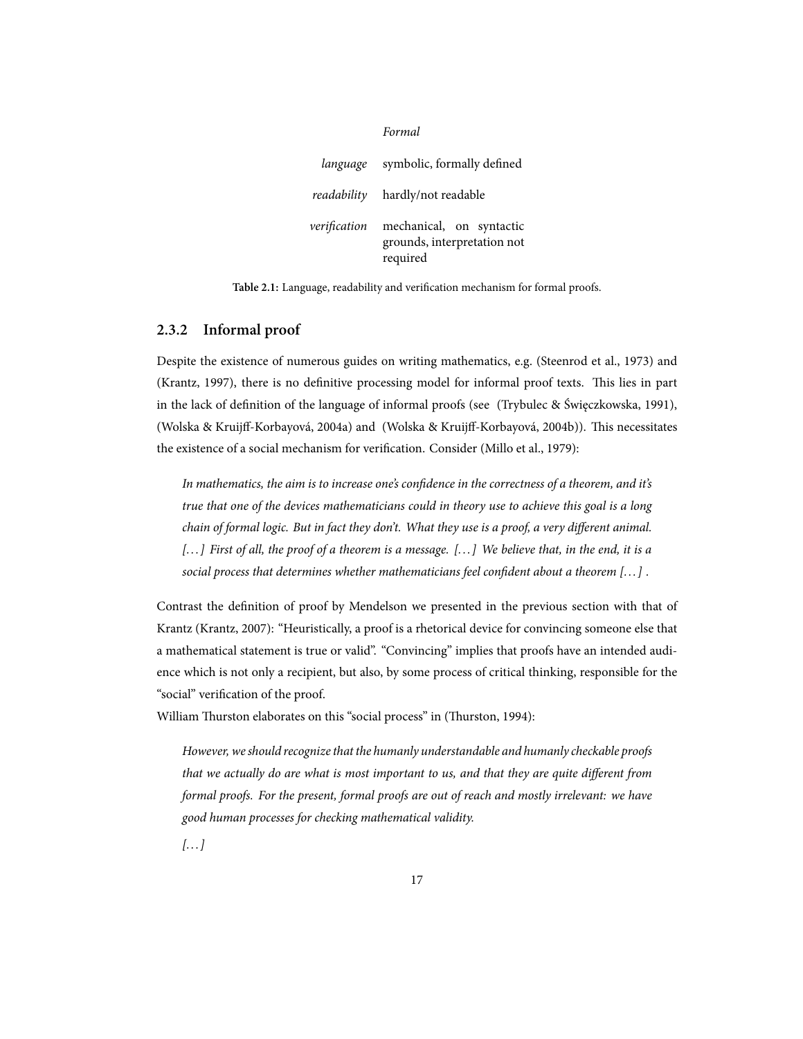| | *Formal* |
|---|---|
| *language* | symbolic, formally defined |
| *readability* | hardly/not readable |
| *verification* | mechanical, on syntactic grounds, interpretation not required |

**Table 2.1:** Language, readability and verification mechanism for formal proofs.

### 2.3.2 Informal proof

Despite the existence of numerous guides on writing mathematics, e.g. (Steenrod et al., 1973) and (Krantz, 1997), there is no definitive processing model for informal proof texts. This lies in part in the lack of definition of the language of informal proofs (see (Trybulec & Święczkowska, 1991), (Wolska & Kruijff-Korbayová, 2004a) and (Wolska & Kruijff-Korbayová, 2004b)). This necessitates the existence of a social mechanism for verification. Consider (Millo et al., 1979):

> *In mathematics, the aim is to increase one's confidence in the correctness of a theorem, and it's true that one of the devices mathematicians could in theory use to achieve this goal is a long chain of formal logic. But in fact they don't. What they use is a proof, a very different animal. [...] First of all, the proof of a theorem is a message. [...] We believe that, in the end, it is a social process that determines whether mathematicians feel confident about a theorem [...] .*

Contrast the definition of proof by Mendelson we presented in the previous section with that of Krantz (Krantz, 2007): "Heuristically, a proof is a rhetorical device for convincing someone else that a mathematical statement is true or valid". "Convincing" implies that proofs have an intended audience which is not only a recipient, but also, by some process of critical thinking, responsible for the "social" verification of the proof.

William Thurston elaborates on this "social process" in (Thurston, 1994):

> *However, we should recognize that the humanly understandable and humanly checkable proofs that we actually do are what is most important to us, and that they are quite different from formal proofs. For the present, formal proofs are out of reach and mostly irrelevant: we have good human processes for checking mathematical validity.*
>
> *[...]*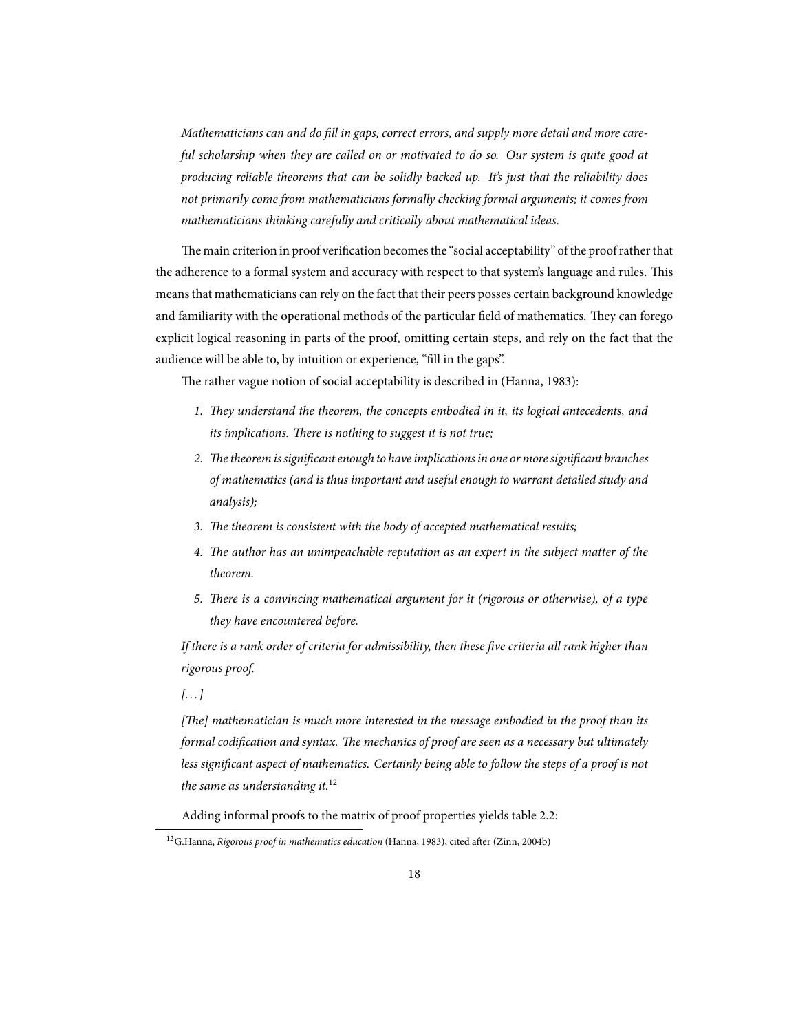*Mathematicians can and do fill in gaps, correct errors, and supply more detail and more careful scholarship when they are called on or motivated to do so. Our system is quite good at producing reliable theorems that can be solidly backed up. It's just that the reliability does not primarily come from mathematicians formally checking formal arguments; it comes from mathematicians thinking carefully and critically about mathematical ideas.*

The main criterion in proof verification becomes the "social acceptability" of the proof rather that the adherence to a formal system and accuracy with respect to that system's language and rules. This means that mathematicians can rely on the fact that their peers posses certain background knowledge and familiarity with the operational methods of the particular field of mathematics. They can forego explicit logical reasoning in parts of the proof, omitting certain steps, and rely on the fact that the audience will be able to, by intuition or experience, "fill in the gaps".

The rather vague notion of social acceptability is described in (Hanna, 1983):

1. *They understand the theorem, the concepts embodied in it, its logical antecedents, and its implications. There is nothing to suggest it is not true;*
2. *The theorem is significant enough to have implications in one or more significant branches of mathematics (and is thus important and useful enough to warrant detailed study and analysis);*
3. *The theorem is consistent with the body of accepted mathematical results;*
4. *The author has an unimpeachable reputation as an expert in the subject matter of the theorem.*
5. *There is a convincing mathematical argument for it (rigorous or otherwise), of a type they have encountered before.*

*If there is a rank order of criteria for admissibility, then these five criteria all rank higher than rigorous proof.*

*[...]*

*[The] mathematician is much more interested in the message embodied in the proof than its formal codification and syntax. The mechanics of proof are seen as a necessary but ultimately less significant aspect of mathematics. Certainly being able to follow the steps of a proof is not the same as understanding it.*[12]

Adding informal proofs to the matrix of proof properties yields table 2.2:

[12] G.Hanna, *Rigorous proof in mathematics education* (Hanna, 1983), cited after (Zinn, 2004b)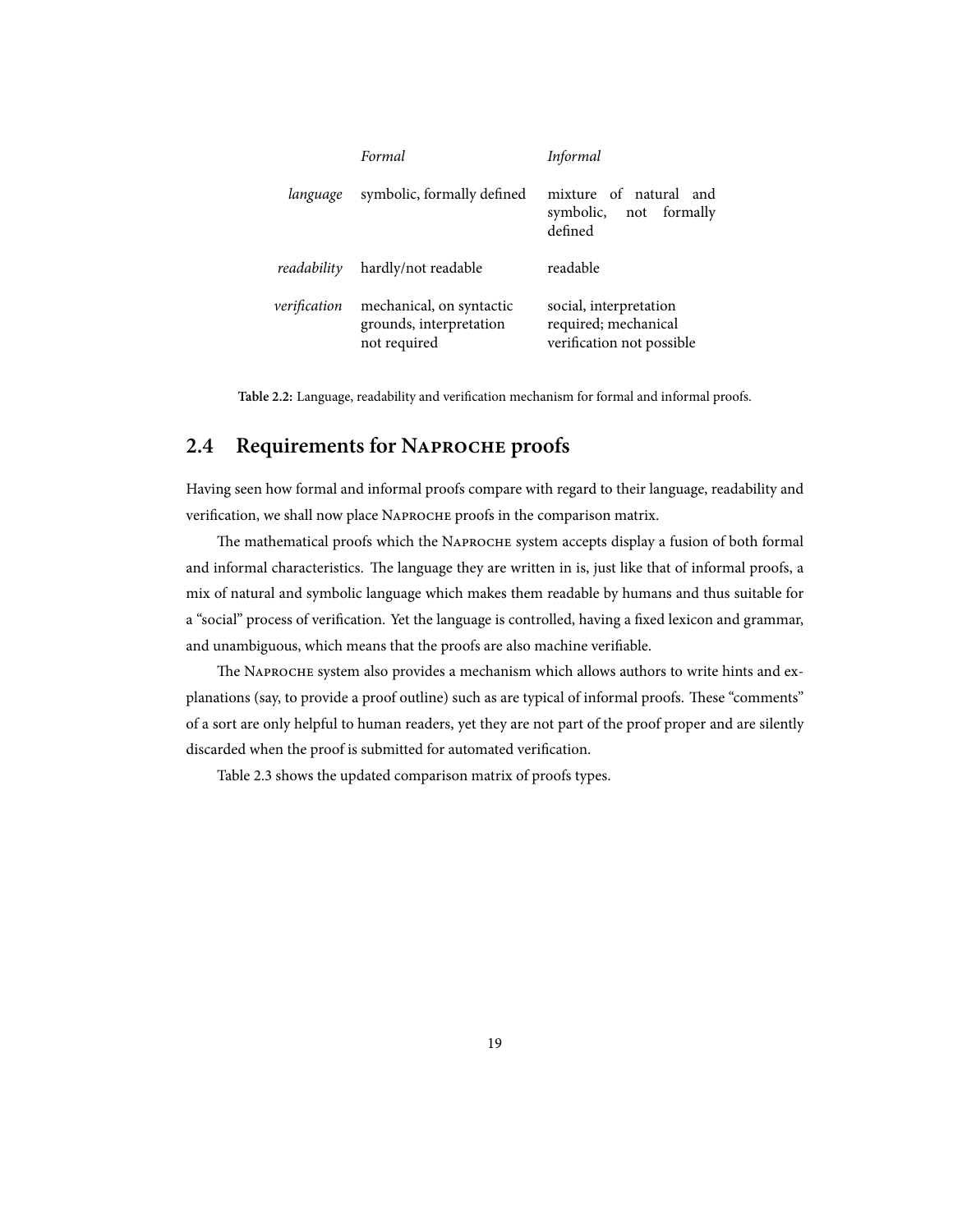| | *Formal* | *Informal* |
|---|---|---|
| *language* | symbolic, formally defined | mixture of natural and symbolic, not formally defined |
| *readability* | hardly/not readable | readable |
| *verification* | mechanical, on syntactic grounds, interpretation not required | social, interpretation required; mechanical verification not possible |

**Table 2.2:** Language, readability and verification mechanism for formal and informal proofs.

## 2.4 Requirements for Naproche proofs

Having seen how formal and informal proofs compare with regard to their language, readability and verification, we shall now place Naproche proofs in the comparison matrix.

The mathematical proofs which the Naproche system accepts display a fusion of both formal and informal characteristics. The language they are written in is, just like that of informal proofs, a mix of natural and symbolic language which makes them readable by humans and thus suitable for a "social" process of verification. Yet the language is controlled, having a fixed lexicon and grammar, and unambiguous, which means that the proofs are also machine verifiable.

The Naproche system also provides a mechanism which allows authors to write hints and explanations (say, to provide a proof outline) such as are typical of informal proofs. These "comments" of a sort are only helpful to human readers, yet they are not part of the proof proper and are silently discarded when the proof is submitted for automated verification.

Table 2.3 shows the updated comparison matrix of proofs types.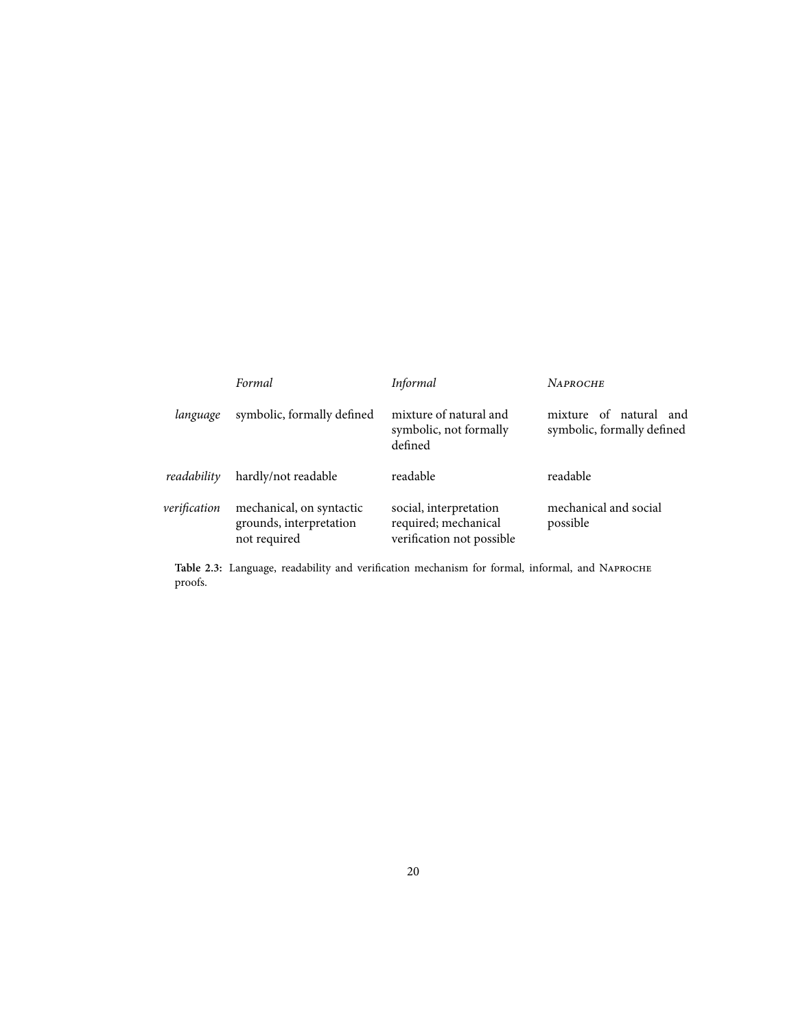| | *Formal* | *Informal* | *Naproche* |
|---|---|---|---|
| *language* | symbolic, formally defined | mixture of natural and symbolic, not formally defined | mixture of natural and symbolic, formally defined |
| *readability* | hardly/not readable | readable | readable |
| *verification* | mechanical, on syntactic grounds, interpretation not required | social, interpretation required; mechanical verification not possible | mechanical and social possible |

**Table 2.3:** Language, readability and verification mechanism for formal, informal, and Naproche proofs.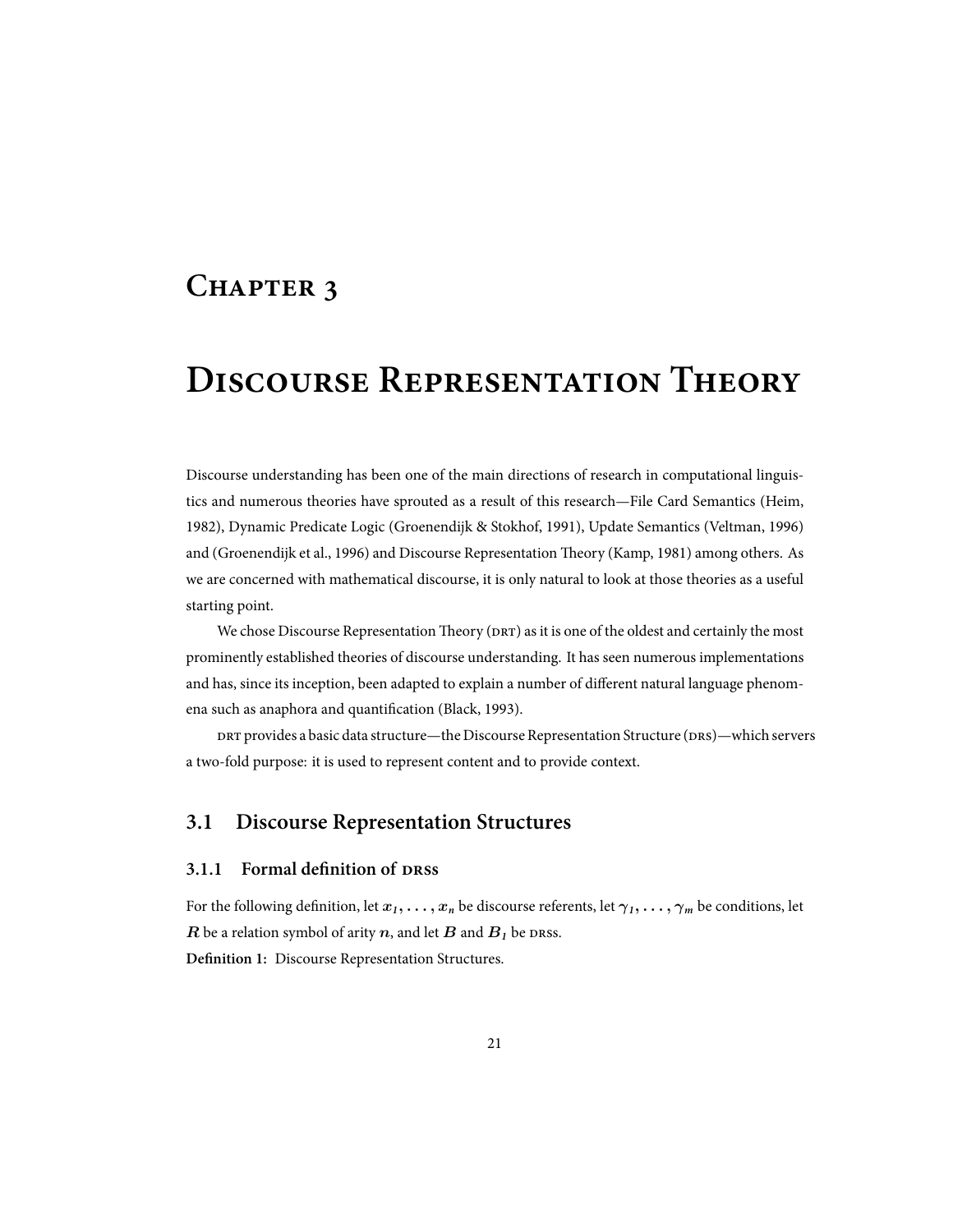# Chapter 3

# Discourse Representation Theory

Discourse understanding has been one of the main directions of research in computational linguistics and numerous theories have sprouted as a result of this research—File Card Semantics (Heim, 1982), Dynamic Predicate Logic (Groenendijk & Stokhof, 1991), Update Semantics (Veltman, 1996) and (Groenendijk et al., 1996) and Discourse Representation Theory (Kamp, 1981) among others. As we are concerned with mathematical discourse, it is only natural to look at those theories as a useful starting point.

We chose Discourse Representation Theory (DRT) as it is one of the oldest and certainly the most prominently established theories of discourse understanding. It has seen numerous implementations and has, since its inception, been adapted to explain a number of different natural language phenomena such as anaphora and quantification (Black, 1993).

DRT provides a basic data structure—the Discourse Representation Structure (DRS)—which servers a two-fold purpose: it is used to represent content and to provide context.

## 3.1 Discourse Representation Structures

### 3.1.1 Formal definition of DRSs

For the following definition, let $x_1, \ldots, x_n$ be discourse referents, let $\gamma_1, \ldots, \gamma_m$ be conditions, let $R$ be a relation symbol of arity $n$, and let $B$ and $B_1$ be DRSs.

**Definition 1:** Discourse Representation Structures.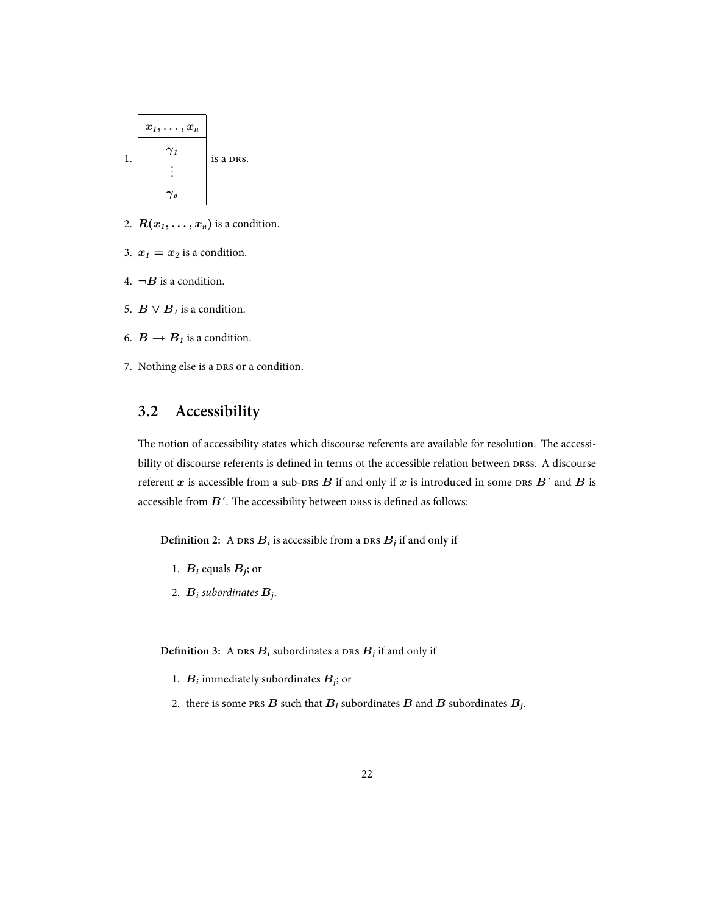1. $\begin{array}{|c|}\hline x_1, \ldots, x_n \\ \hline \gamma_1 \\ \vdots \\ \gamma_o \\ \hline \end{array}$ is a DRS.

2. $R(x_1, \ldots, x_n)$ is a condition.

3. $x_1 = x_2$ is a condition.

4. $\neg B$ is a condition.

5. $B \vee B_1$ is a condition.

6. $B \rightarrow B_1$ is a condition.

7. Nothing else is a DRS or a condition.

## 3.2 Accessibility

The notion of accessibility states which discourse referents are available for resolution. The accessibility of discourse referents is defined in terms ot the accessible relation between DRSs. A discourse referent $x$ is accessible from a sub-DRS $B$ if and only if $x$ is introduced in some DRS $B'$ and $B$ is accessible from $B'$. The accessibility between DRSs is defined as follows:

**Definition 2:** A DRS $B_i$ is accessible from a DRS $B_j$ if and only if

1. $B_i$ equals $B_j$; or
2. $B_i$ *subordinates* $B_j$.

**Definition 3:** A DRS $B_i$ subordinates a DRS $B_j$ if and only if

1. $B_i$ immediately subordinates $B_j$; or
2. there is some PRS $B$ such that $B_i$ subordinates $B$ and $B$ subordinates $B_j$.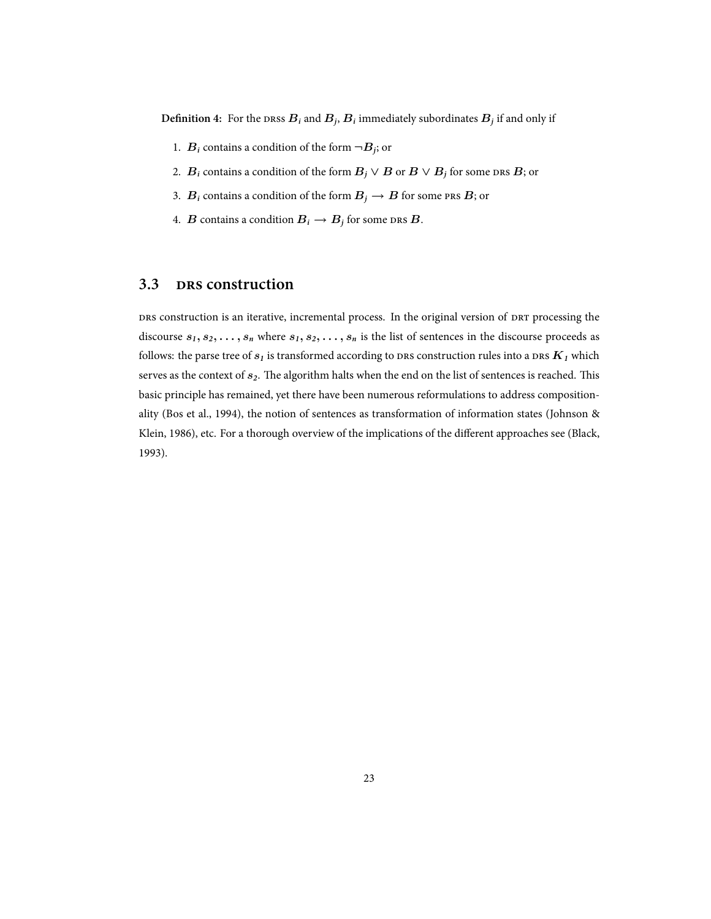**Definition 4:** For the DRSS $B_i$ and $B_j$, $B_i$ immediately subordinates $B_j$ if and only if

1. $B_i$ contains a condition of the form $\neg B_j$; or
2. $B_i$ contains a condition of the form $B_j \vee B$ or $B \vee B_j$ for some DRS $B$; or
3. $B_i$ contains a condition of the form $B_j \rightarrow B$ for some PRS $B$; or
4. $B$ contains a condition $B_i \rightarrow B_j$ for some DRS $B$.

## 3.3 DRS construction

DRS construction is an iterative, incremental process. In the original version of DRT processing the discourse $s_1, s_2, \ldots, s_n$ where $s_1, s_2, \ldots, s_n$ is the list of sentences in the discourse proceeds as follows: the parse tree of $s_1$ is transformed according to DRS construction rules into a DRS $K_1$ which serves as the context of $s_2$. The algorithm halts when the end on the list of sentences is reached. This basic principle has remained, yet there have been numerous reformulations to address compositionality (Bos et al., 1994), the notion of sentences as transformation of information states (Johnson & Klein, 1986), etc. For a thorough overview of the implications of the different approaches see (Black, 1993).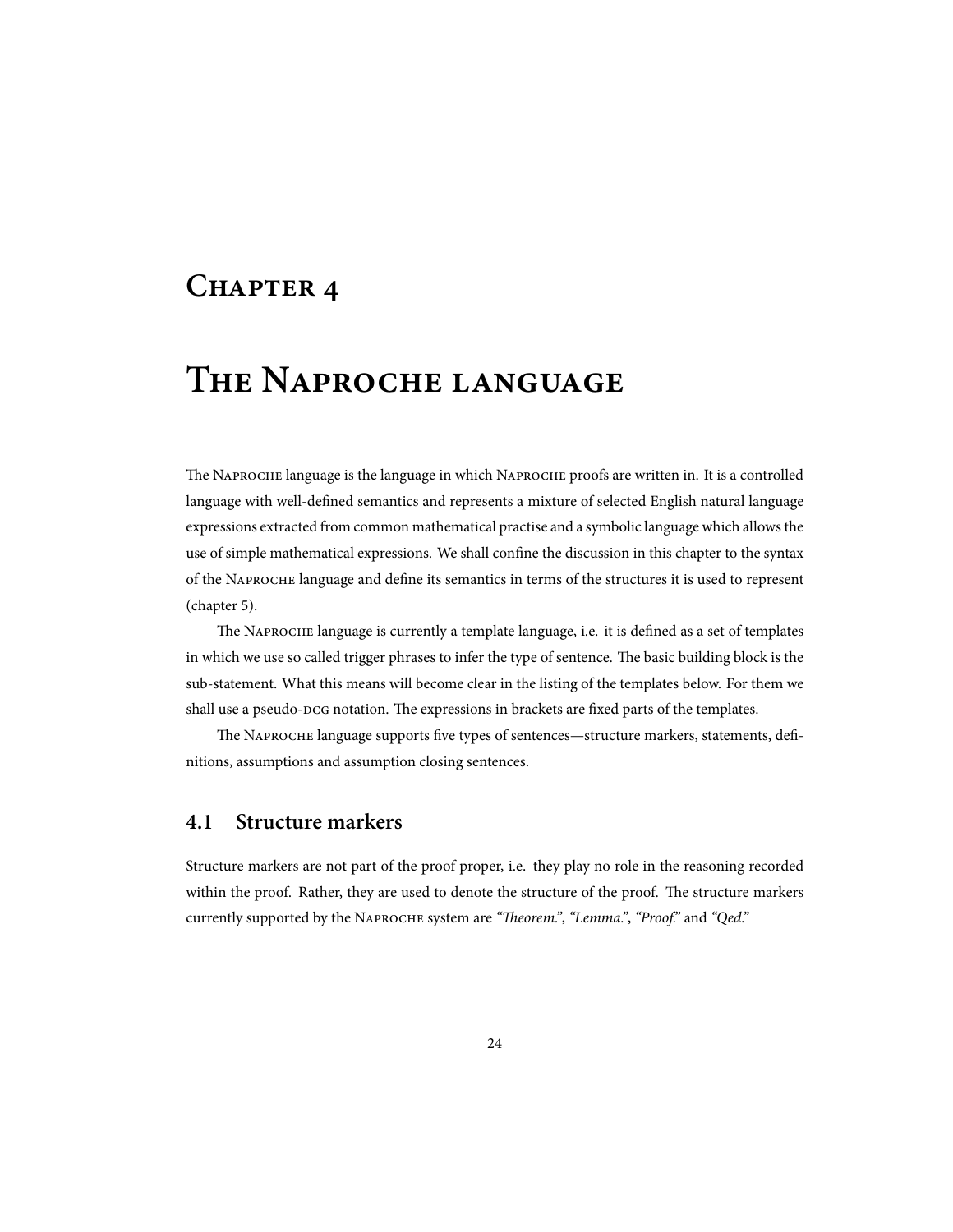# Chapter 4

# The Naproche language

The Naproche language is the language in which Naproche proofs are written in. It is a controlled language with well-defined semantics and represents a mixture of selected English natural language expressions extracted from common mathematical practise and a symbolic language which allows the use of simple mathematical expressions. We shall confine the discussion in this chapter to the syntax of the Naproche language and define its semantics in terms of the structures it is used to represent (chapter 5).

The Naproche language is currently a template language, i.e. it is defined as a set of templates in which we use so called trigger phrases to infer the type of sentence. The basic building block is the sub-statement. What this means will become clear in the listing of the templates below. For them we shall use a pseudo-DCG notation. The expressions in brackets are fixed parts of the templates.

The Naproche language supports five types of sentences—structure markers, statements, definitions, assumptions and assumption closing sentences.

## 4.1 Structure markers

Structure markers are not part of the proof proper, i.e. they play no role in the reasoning recorded within the proof. Rather, they are used to denote the structure of the proof. The structure markers currently supported by the Naproche system are *"Theorem."*, *"Lemma."*, *"Proof."* and *"Qed."*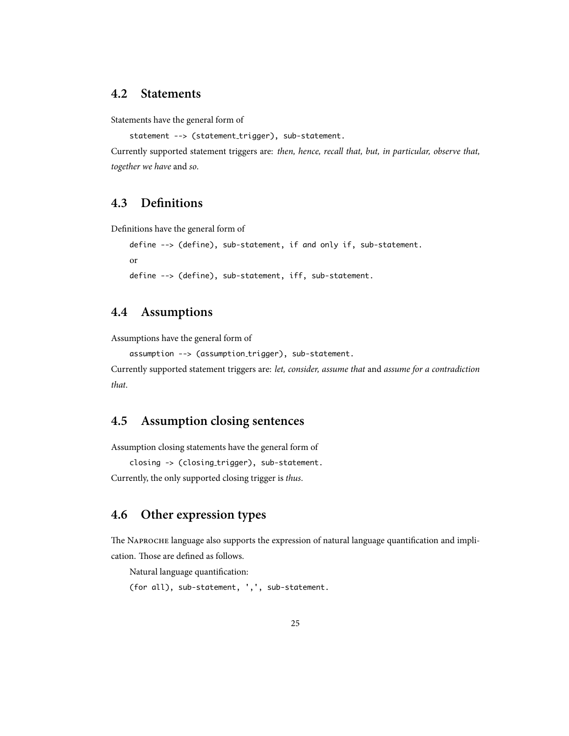## 4.2 Statements

Statements have the general form of

```
statement --> (statement_trigger), sub-statement.
```

Currently supported statement triggers are: *then, hence, recall that, but, in particular, observe that, together we have* and *so*.

## 4.3 Definitions

Definitions have the general form of

```
define --> (define), sub-statement, if and only if, sub-statement.
```

or

```
define --> (define), sub-statement, iff, sub-statement.
```

## 4.4 Assumptions

Assumptions have the general form of

```
assumption --> (assumption_trigger), sub-statement.
```

Currently supported statement triggers are: *let, consider, assume that* and *assume for a contradiction that*.

## 4.5 Assumption closing sentences

Assumption closing statements have the general form of

```
closing -> (closing_trigger), sub-statement.
```

Currently, the only supported closing trigger is *thus*.

## 4.6 Other expression types

The NAPROCHE language also supports the expression of natural language quantification and implication. Those are defined as follows.

Natural language quantification:

```
(for all), sub-statement, ',', sub-statement.
```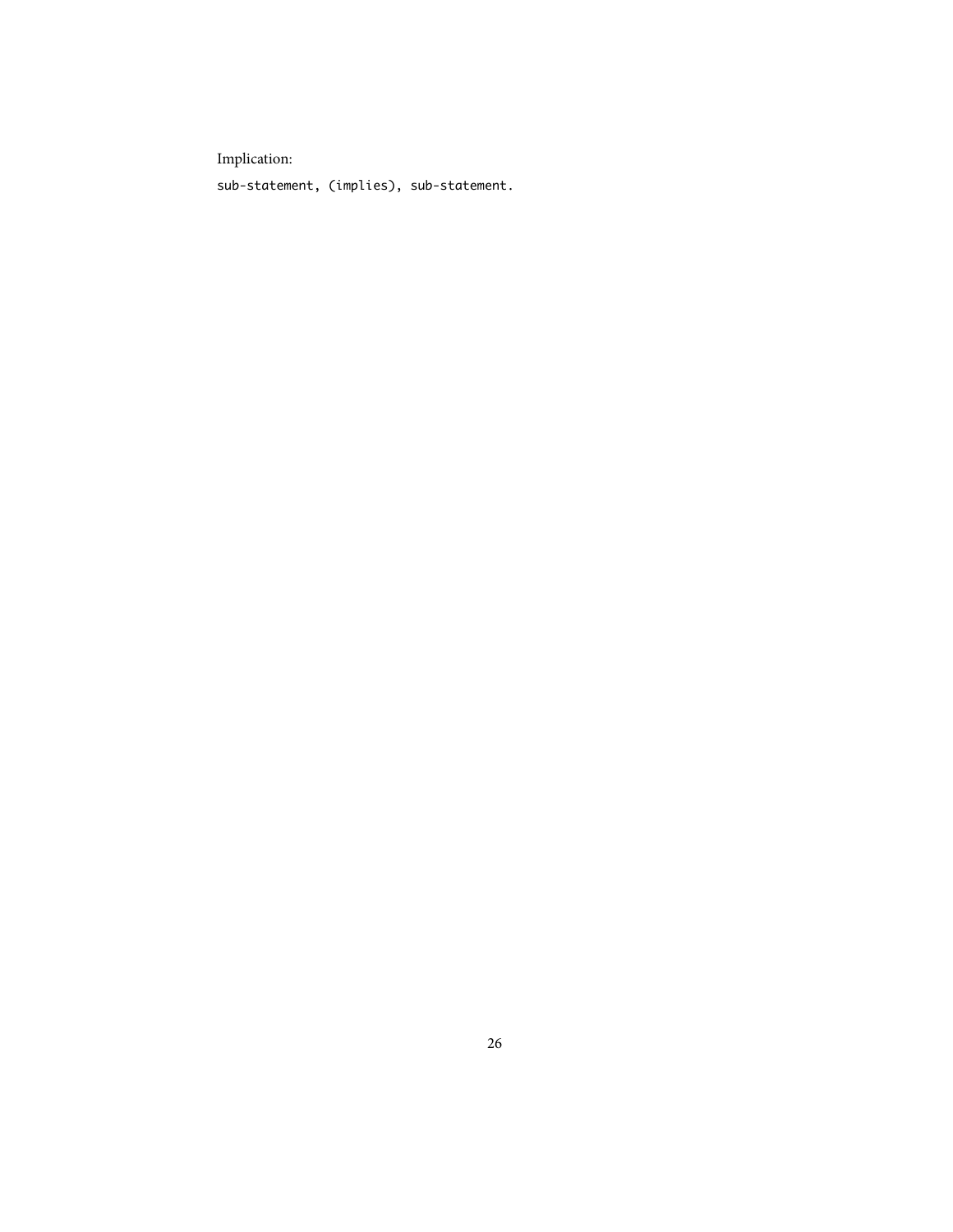Implication:

```
sub-statement, (implies), sub-statement.
```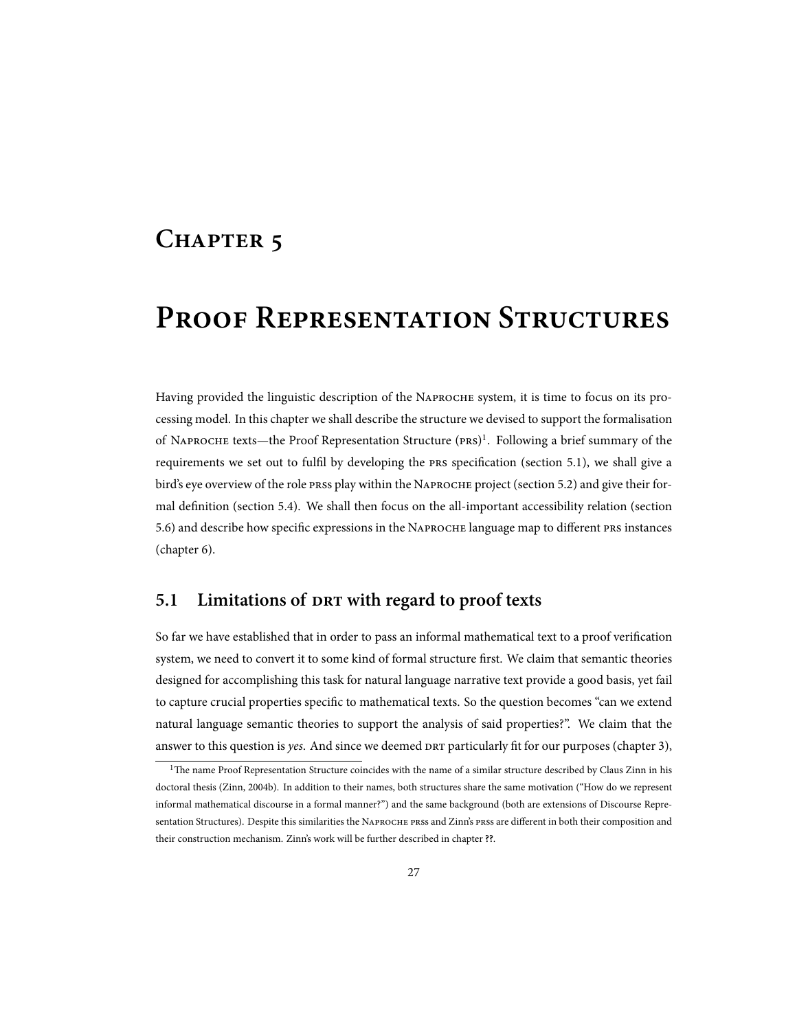# Chapter 5

# Proof Representation Structures

Having provided the linguistic description of the Naproche system, it is time to focus on its processing model. In this chapter we shall describe the structure we devised to support the formalisation of Naproche texts—the Proof Representation Structure (PRS)[1]. Following a brief summary of the requirements we set out to fulfil by developing the PRS specification (section 5.1), we shall give a bird's eye overview of the role PRSs play within the Naproche project (section 5.2) and give their formal definition (section 5.4). We shall then focus on the all-important accessibility relation (section 5.6) and describe how specific expressions in the Naproche language map to different PRS instances (chapter 6).

## 5.1 Limitations of DRT with regard to proof texts

So far we have established that in order to pass an informal mathematical text to a proof verification system, we need to convert it to some kind of formal structure first. We claim that semantic theories designed for accomplishing this task for natural language narrative text provide a good basis, yet fail to capture crucial properties specific to mathematical texts. So the question becomes "can we extend natural language semantic theories to support the analysis of said properties?". We claim that the answer to this question is *yes*. And since we deemed DRT particularly fit for our purposes (chapter 3),

[1] The name Proof Representation Structure coincides with the name of a similar structure described by Claus Zinn in his doctoral thesis (Zinn, 2004b). In addition to their names, both structures share the same motivation ("How do we represent informal mathematical discourse in a formal manner?") and the same background (both are extensions of Discourse Representation Structures). Despite this similarities the Naproche PRSs and Zinn's PRSs are different in both their composition and their construction mechanism. Zinn's work will be further described in chapter **??**.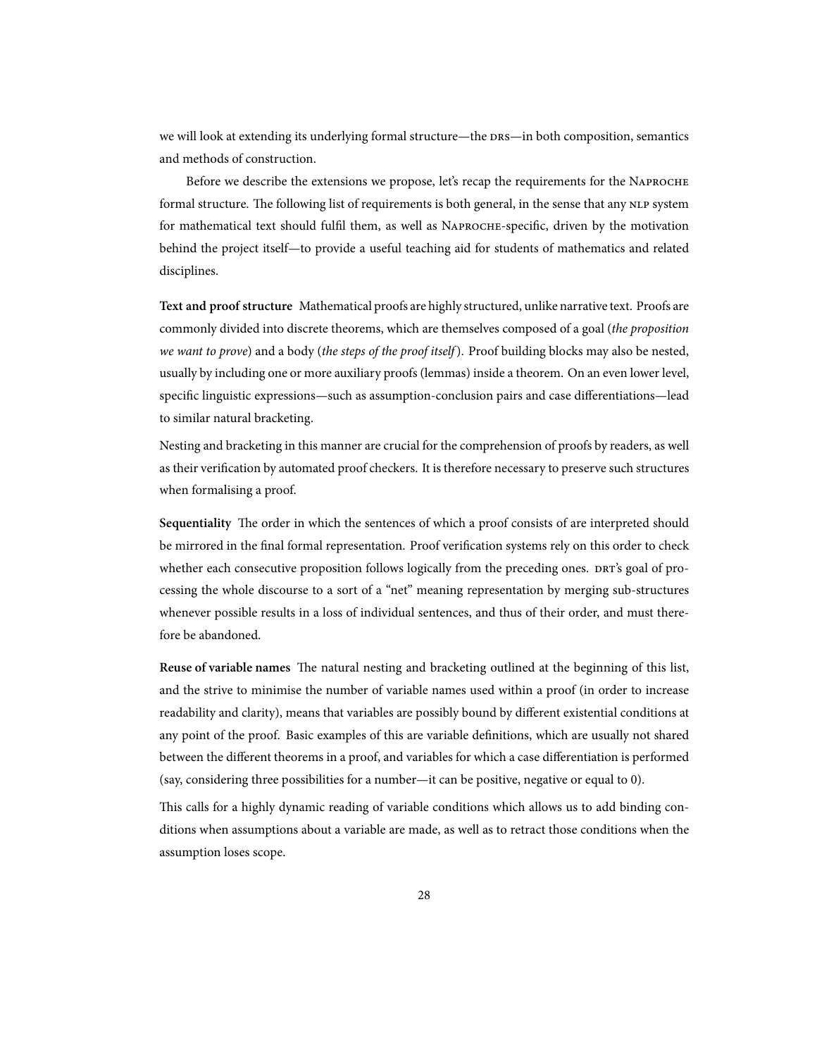we will look at extending its underlying formal structure—the DRS—in both composition, semantics and methods of construction.

Before we describe the extensions we propose, let's recap the requirements for the NAPROCHE formal structure. The following list of requirements is both general, in the sense that any NLP system for mathematical text should fulfil them, as well as NAPROCHE-specific, driven by the motivation behind the project itself—to provide a useful teaching aid for students of mathematics and related disciplines.

**Text and proof structure** Mathematical proofs are highly structured, unlike narrative text. Proofs are commonly divided into discrete theorems, which are themselves composed of a goal (*the proposition we want to prove*) and a body (*the steps of the proof itself*). Proof building blocks may also be nested, usually by including one or more auxiliary proofs (lemmas) inside a theorem. On an even lower level, specific linguistic expressions—such as assumption-conclusion pairs and case differentiations—lead to similar natural bracketing.

Nesting and bracketing in this manner are crucial for the comprehension of proofs by readers, as well as their verification by automated proof checkers. It is therefore necessary to preserve such structures when formalising a proof.

**Sequentiality** The order in which the sentences of which a proof consists of are interpreted should be mirrored in the final formal representation. Proof verification systems rely on this order to check whether each consecutive proposition follows logically from the preceding ones. DRT's goal of processing the whole discourse to a sort of a "net" meaning representation by merging sub-structures whenever possible results in a loss of individual sentences, and thus of their order, and must therefore be abandoned.

**Reuse of variable names** The natural nesting and bracketing outlined at the beginning of this list, and the strive to minimise the number of variable names used within a proof (in order to increase readability and clarity), means that variables are possibly bound by different existential conditions at any point of the proof. Basic examples of this are variable definitions, which are usually not shared between the different theorems in a proof, and variables for which a case differentiation is performed (say, considering three possibilities for a number—it can be positive, negative or equal to 0).

This calls for a highly dynamic reading of variable conditions which allows us to add binding conditions when assumptions about a variable are made, as well as to retract those conditions when the assumption loses scope.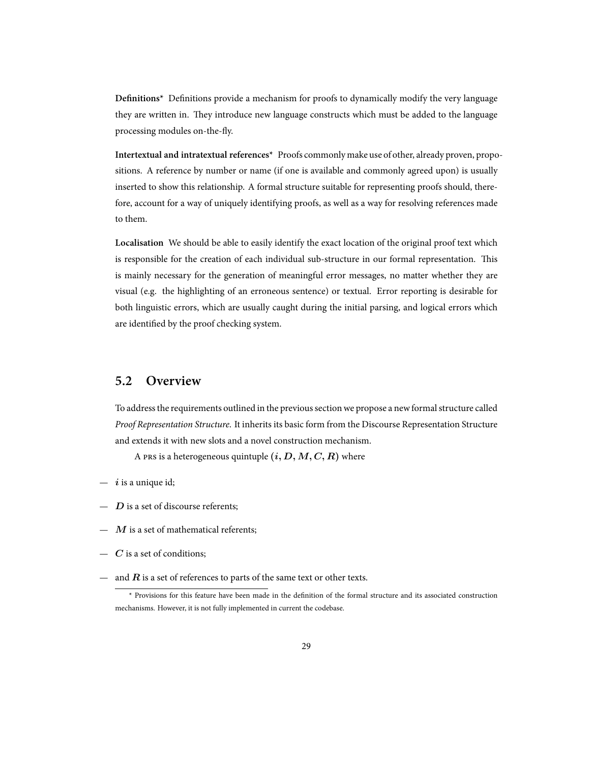**Definitions*** Definitions provide a mechanism for proofs to dynamically modify the very language they are written in. They introduce new language constructs which must be added to the language processing modules on-the-fly.

**Intertextual and intratextual references*** Proofs commonly make use of other, already proven, propositions. A reference by number or name (if one is available and commonly agreed upon) is usually inserted to show this relationship. A formal structure suitable for representing proofs should, therefore, account for a way of uniquely identifying proofs, as well as a way for resolving references made to them.

**Localisation** We should be able to easily identify the exact location of the original proof text which is responsible for the creation of each individual sub-structure in our formal representation. This is mainly necessary for the generation of meaningful error messages, no matter whether they are visual (e.g. the highlighting of an erroneous sentence) or textual. Error reporting is desirable for both linguistic errors, which are usually caught during the initial parsing, and logical errors which are identified by the proof checking system.

## 5.2 Overview

To address the requirements outlined in the previous section we propose a new formal structure called *Proof Representation Structure*. It inherits its basic form from the Discourse Representation Structure and extends it with new slots and a novel construction mechanism.

A PRS is a heterogeneous quintuple $(i, D, M, C, R)$ where

— $i$ is a unique id;

— $D$ is a set of discourse referents;

— $M$ is a set of mathematical referents;

— $C$ is a set of conditions;

— and $R$ is a set of references to parts of the same text or other texts.

* Provisions for this feature have been made in the definition of the formal structure and its associated construction mechanisms. However, it is not fully implemented in current the codebase.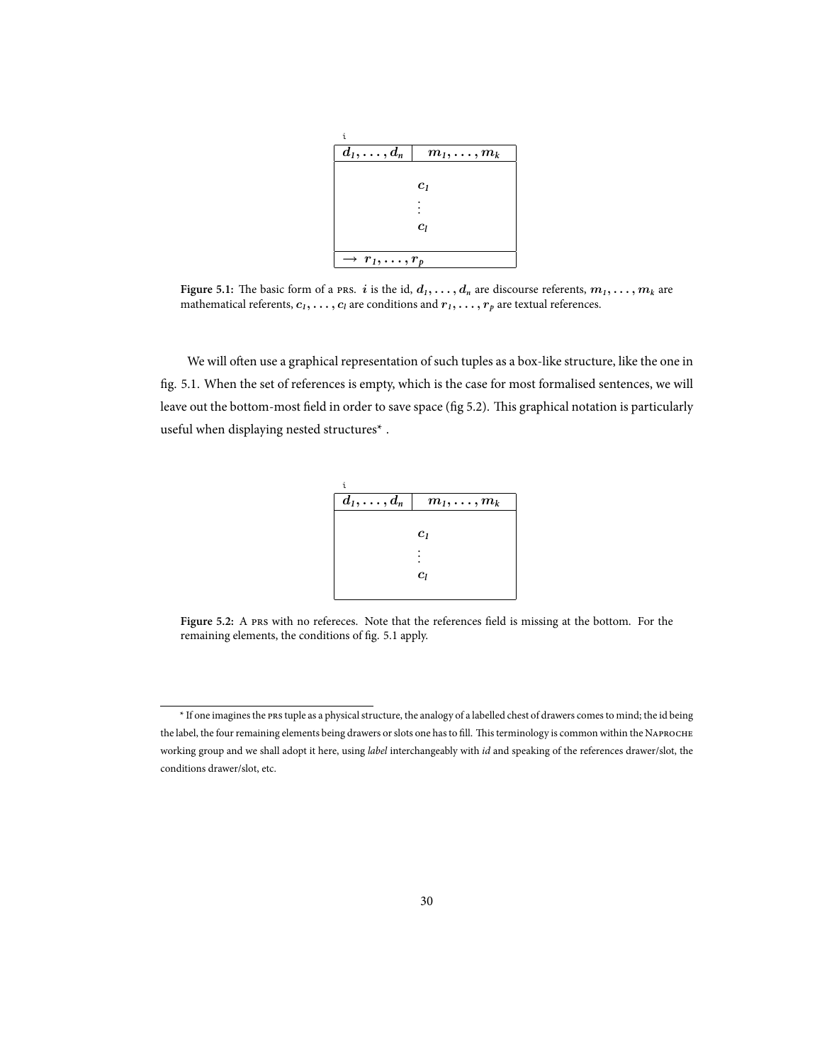$$
\begin{array}{|c|c|}
\multicolumn{2}{l}{\texttt{i}} \\
\hline
d_1, \ldots, d_n & m_1, \ldots, m_k \\
\hline
\multicolumn{2}{|c|}{c_1} \\
\multicolumn{2}{|c|}{\vdots} \\
\multicolumn{2}{|c|}{c_l} \\
\hline
\multicolumn{2}{|l|}{\rightarrow\ r_1, \ldots, r_p} \\
\hline
\end{array}
$$

**Figure 5.1:** The basic form of a PRS. $i$ is the id, $d_1, \ldots, d_n$ are discourse referents, $m_1, \ldots, m_k$ are mathematical referents, $c_1, \ldots, c_l$ are conditions and $r_1, \ldots, r_p$ are textual references.

We will often use a graphical representation of such tuples as a box-like structure, like the one in fig. 5.1. When the set of references is empty, which is the case for most formalised sentences, we will leave out the bottom-most field in order to save space (fig 5.2). This graphical notation is particularly useful when displaying nested structures* .

$$
\begin{array}{|c|c|}
\multicolumn{2}{l}{\texttt{i}} \\
\hline
d_1, \ldots, d_n & m_1, \ldots, m_k \\
\hline
\multicolumn{2}{|c|}{c_1} \\
\multicolumn{2}{|c|}{\vdots} \\
\multicolumn{2}{|c|}{c_l} \\
\hline
\end{array}
$$

**Figure 5.2:** A PRS with no refereces. Note that the references field is missing at the bottom. For the remaining elements, the conditions of fig. 5.1 apply.

---

* If one imagines the PRS tuple as a physical structure, the analogy of a labelled chest of drawers comes to mind; the id being the label, the four remaining elements being drawers or slots one has to fill. This terminology is common within the NAPROCHE working group and we shall adopt it here, using *label* interchangeably with *id* and speaking of the references drawer/slot, the conditions drawer/slot, etc.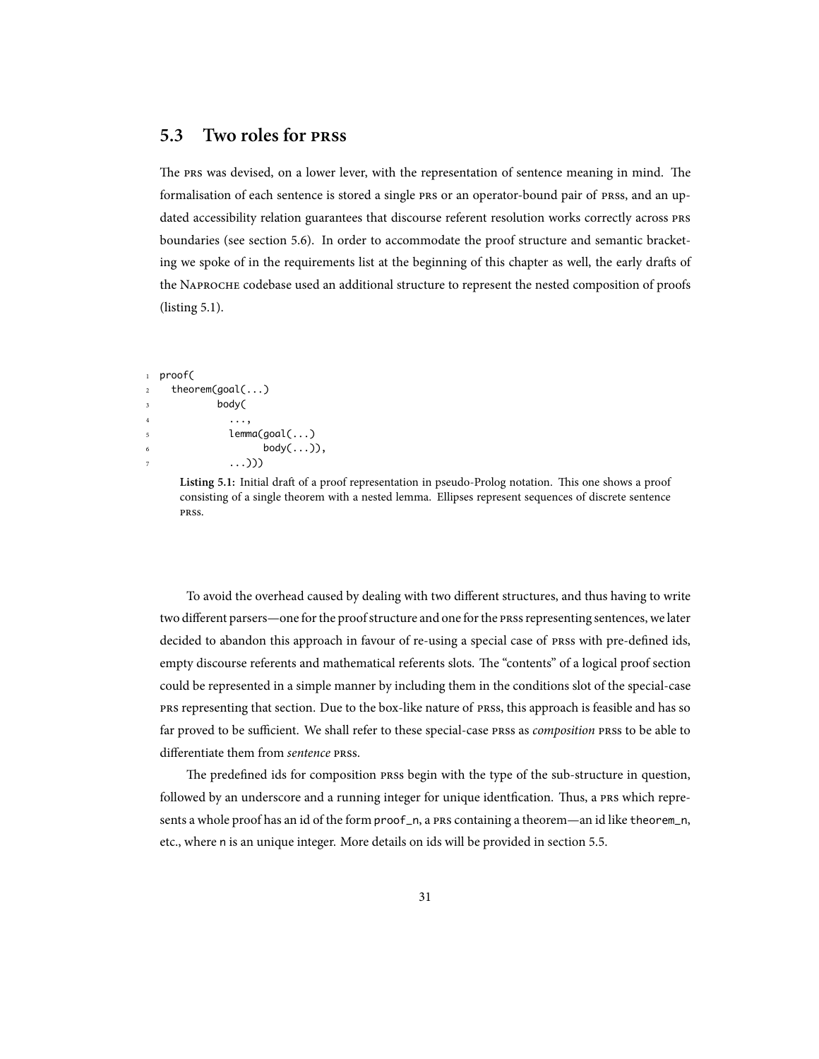## 5.3 Two roles for PRSs

The PRS was devised, on a lower lever, with the representation of sentence meaning in mind. The formalisation of each sentence is stored a single PRS or an operator-bound pair of PRSs, and an updated accessibility relation guarantees that discourse referent resolution works correctly across PRS boundaries (see section 5.6). In order to accommodate the proof structure and semantic bracketing we spoke of in the requirements list at the beginning of this chapter as well, the early drafts of the NAPROCHE codebase used an additional structure to represent the nested composition of proofs (listing 5.1).

```
proof(
  theorem(goal(...)
          body(
            ...,
            lemma(goal(...)
                  body(...)),
            ...)))
```

**Listing 5.1:** Initial draft of a proof representation in pseudo-Prolog notation. This one shows a proof consisting of a single theorem with a nested lemma. Ellipses represent sequences of discrete sentence PRSs.

To avoid the overhead caused by dealing with two different structures, and thus having to write two different parsers—one for the proof structure and one for the PRSs representing sentences, we later decided to abandon this approach in favour of re-using a special case of PRSs with pre-defined ids, empty discourse referents and mathematical referents slots. The "contents" of a logical proof section could be represented in a simple manner by including them in the conditions slot of the special-case PRS representing that section. Due to the box-like nature of PRSs, this approach is feasible and has so far proved to be sufficient. We shall refer to these special-case PRSs as *composition* PRSs to be able to differentiate them from *sentence* PRSs.

The predefined ids for composition PRSs begin with the type of the sub-structure in question, followed by an underscore and a running integer for unique identfication. Thus, a PRS which represents a whole proof has an id of the form `proof_n`, a PRS containing a theorem—an id like `theorem_n`, etc., where `n` is an unique integer. More details on ids will be provided in section 5.5.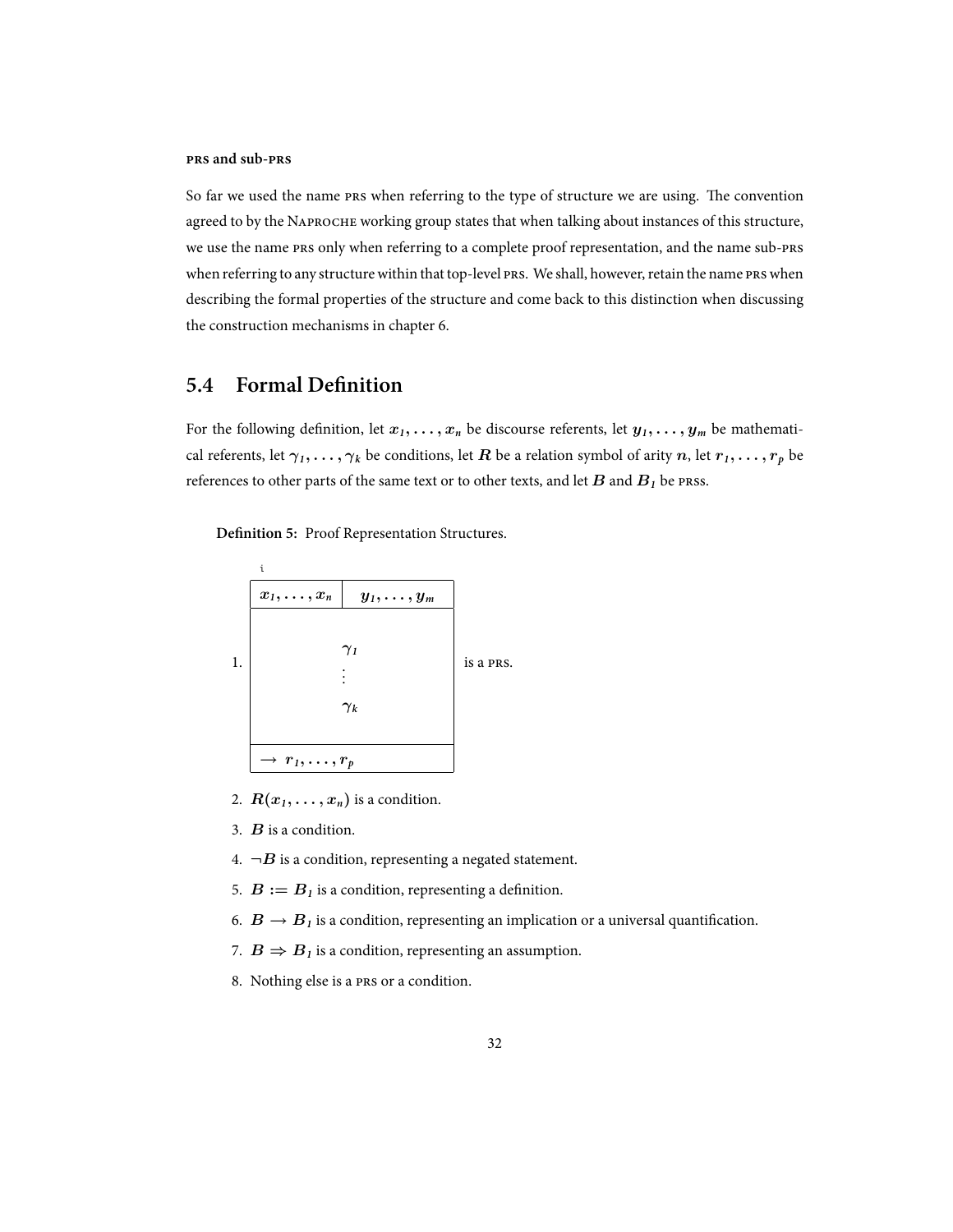### PRS and sub-PRS

So far we used the name PRS when referring to the type of structure we are using. The convention agreed to by the NAPROCHE working group states that when talking about instances of this structure, we use the name PRS only when referring to a complete proof representation, and the name sub-PRS when referring to any structure within that top-level PRS. We shall, however, retain the name PRS when describing the formal properties of the structure and come back to this distinction when discussing the construction mechanisms in chapter 6.

## 5.4 Formal Definition

For the following definition, let $x_1, \ldots, x_n$ be discourse referents, let $y_1, \ldots, y_m$ be mathematical referents, let $\gamma_1, \ldots, \gamma_k$ be conditions, let $R$ be a relation symbol of arity $n$, let $r_1, \ldots, r_p$ be references to other parts of the same text or to other texts, and let $B$ and $B_1$ be PRSs.

**Definition 5:** Proof Representation Structures.

1. The following box is a PRS (box label: $i$):

| $x_1, \ldots, x_n$ | $y_1, \ldots, y_m$ |
|---|---|
| $\gamma_1$ | |
| $\vdots$ | |
| $\gamma_k$ | |
| $\rightarrow\ r_1, \ldots, r_p$ | |

2. $R(x_1, \ldots, x_n)$ is a condition.
3. $B$ is a condition.
4. $\neg B$ is a condition, representing a negated statement.
5. $B := B_1$ is a condition, representing a definition.
6. $B \rightarrow B_1$ is a condition, representing an implication or a universal quantification.
7. $B \Rightarrow B_1$ is a condition, representing an assumption.
8. Nothing else is a PRS or a condition.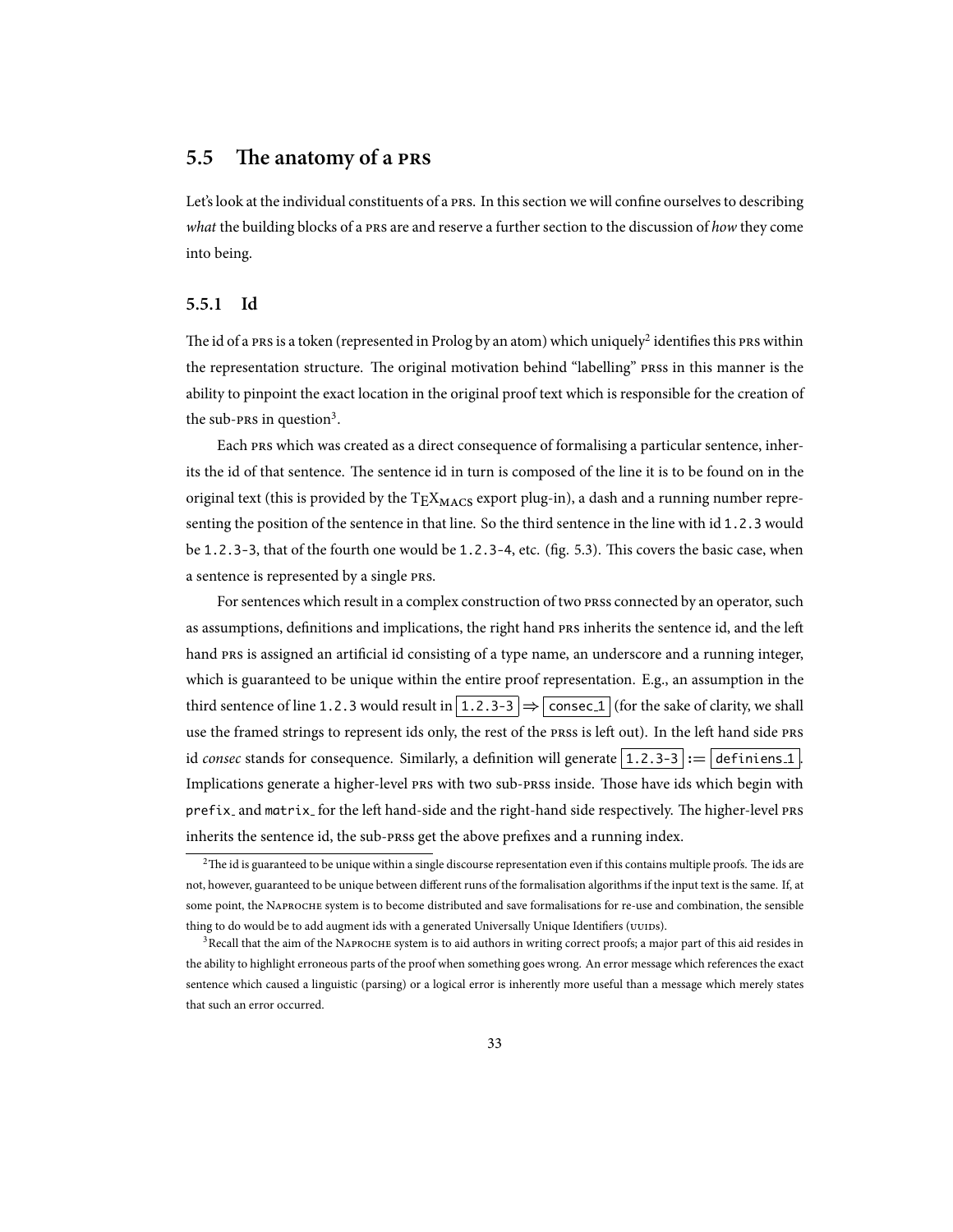## 5.5 The anatomy of a PRS

Let's look at the individual constituents of a PRS. In this section we will confine ourselves to describing *what* the building blocks of a PRS are and reserve a further section to the discussion of *how* they come into being.

### 5.5.1 Id

The id of a PRS is a token (represented in Prolog by an atom) which uniquely[2] identifies this PRS within the representation structure. The original motivation behind "labelling" PRSs in this manner is the ability to pinpoint the exact location in the original proof text which is responsible for the creation of the sub-PRS in question[3].

Each PRS which was created as a direct consequence of formalising a particular sentence, inherits the id of that sentence. The sentence id in turn is composed of the line it is to be found on in the original text (this is provided by the $\text{T}_\text{E}\text{X}_{\text{MACS}}$ export plug-in), a dash and a running number representing the position of the sentence in that line. So the third sentence in the line with id `1.2.3` would be `1.2.3-3`, that of the fourth one would be `1.2.3-4`, etc. (fig. 5.3). This covers the basic case, when a sentence is represented by a single PRS.

For sentences which result in a complex construction of two PRSs connected by an operator, such as assumptions, definitions and implications, the right hand PRS inherits the sentence id, and the left hand PRS is assigned an artificial id consisting of a type name, an underscore and a running integer, which is guaranteed to be unique within the entire proof representation. E.g., an assumption in the third sentence of line `1.2.3` would result in `1.2.3-3` $\Rightarrow$ `consec_1` (for the sake of clarity, we shall use the framed strings to represent ids only, the rest of the PRSs is left out). In the left hand side PRS id *consec* stands for consequence. Similarly, a definition will generate `1.2.3-3` $:=$ `definiens_1`. Implications generate a higher-level PRS with two sub-PRSs inside. Those have ids which begin with `prefix_` and `matrix_` for the left hand-side and the right-hand side respectively. The higher-level PRS inherits the sentence id, the sub-PRSs get the above prefixes and a running index.

---

[2] The id is guaranteed to be unique within a single discourse representation even if this contains multiple proofs. The ids are not, however, guaranteed to be unique between different runs of the formalisation algorithms if the input text is the same. If, at some point, the NAPROCHE system is to become distributed and save formalisations for re-use and combination, the sensible thing to do would be to add augment ids with a generated Universally Unique Identifiers (UUIDs).

[3] Recall that the aim of the NAPROCHE system is to aid authors in writing correct proofs; a major part of this aid resides in the ability to highlight erroneous parts of the proof when something goes wrong. An error message which references the exact sentence which caused a linguistic (parsing) or a logical error is inherently more useful than a message which merely states that such an error occurred.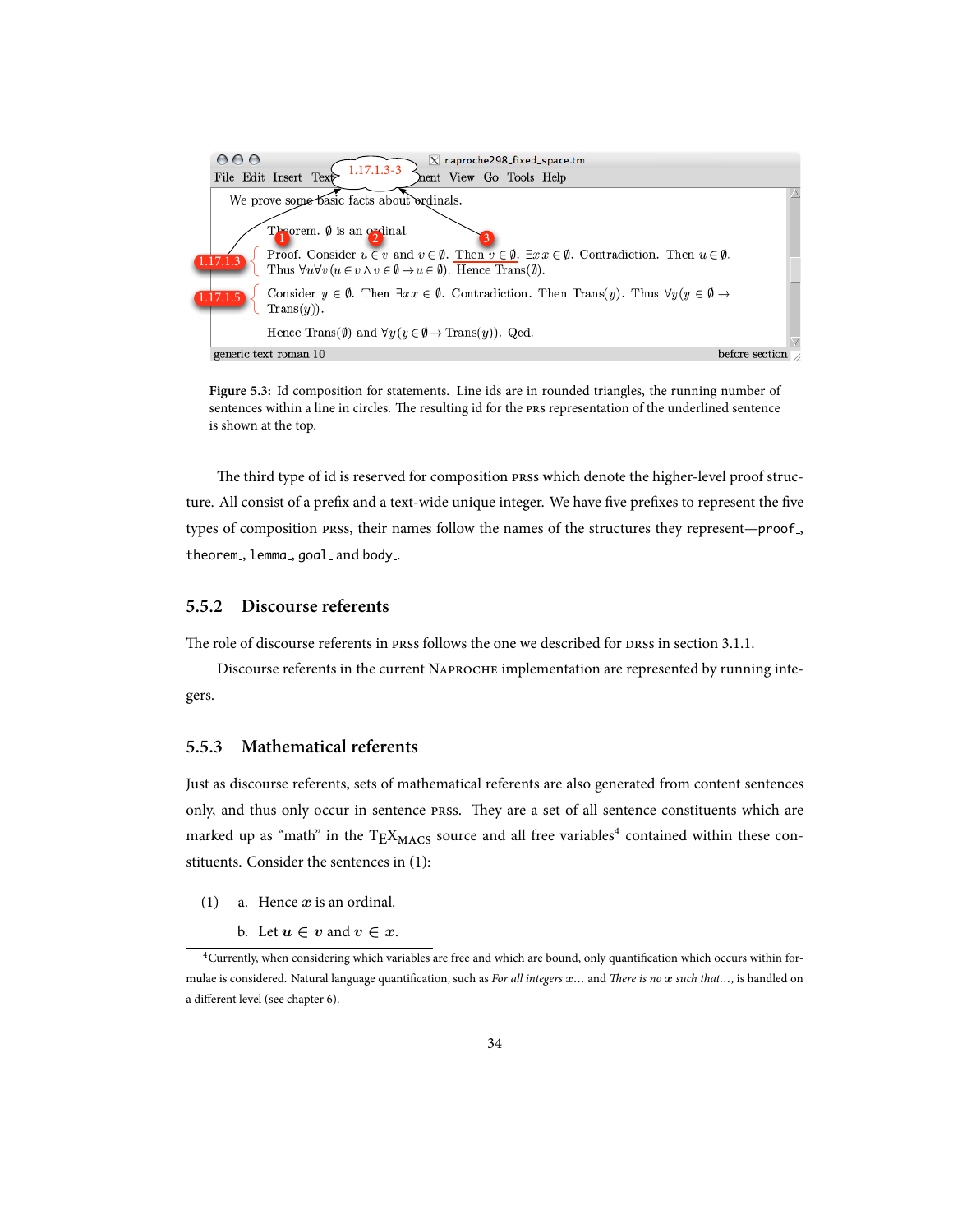Figure 5.3: Id composition for statements. Line ids are in rounded triangles, the running number of sentences within a line in circles. The resulting id for the PRS representation of the underlined sentence is shown at the top.

The third type of id is reserved for composition PRSs which denote the higher-level proof structure. All consist of a prefix and a text-wide unique integer. We have five prefixes to represent the five types of composition PRSs, their names follow the names of the structures they represent—`proof_`, `theorem_`, `lemma_`, `goal_` and `body_`.

### 5.5.2 Discourse referents

The role of discourse referents in PRSs follows the one we described for DRSs in section 3.1.1.

Discourse referents in the current NAPROCHE implementation are represented by running integers.

### 5.5.3 Mathematical referents

Just as discourse referents, sets of mathematical referents are also generated from content sentences only, and thus only occur in sentence PRSs. They are a set of all sentence constituents which are marked up as "math" in the $\TeX_{\text{MACS}}$ source and all free variables[4] contained within these constituents. Consider the sentences in (1):

(1) a. Hence $x$ is an ordinal.

b. Let $u \in v$ and $v \in x$.

[4]Currently, when considering which variables are free and which are bound, only quantification which occurs within formulae is considered. Natural language quantification, such as *For all integers* $x$… and *There is no* $x$ *such that*…, is handled on a different level (see chapter 6).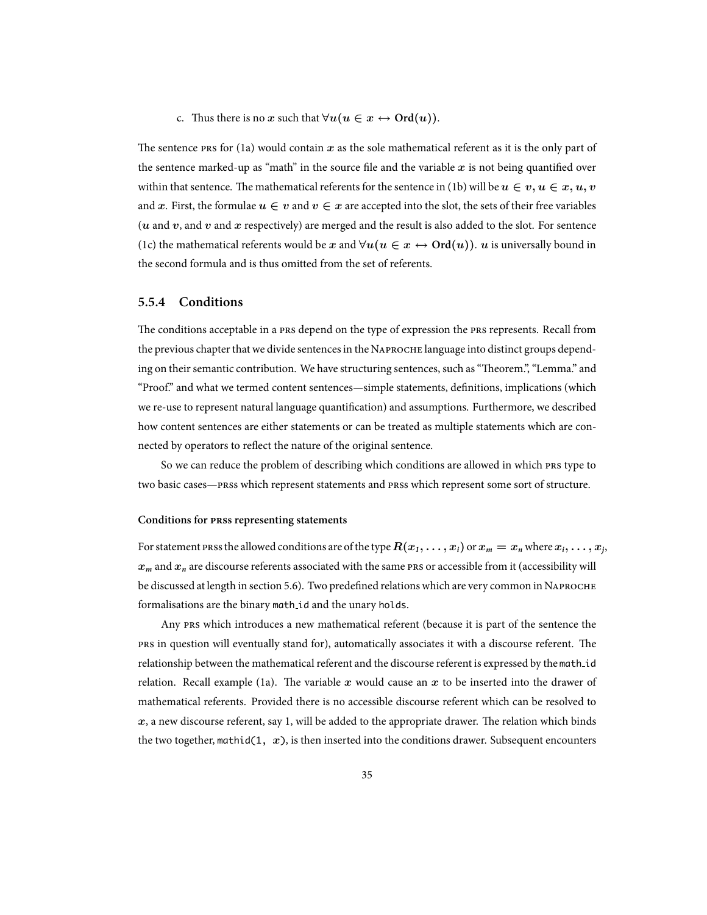c. Thus there is no $x$ such that $\forall u(u \in x \leftrightarrow \mathbf{Ord}(u))$.

The sentence PRS for (1a) would contain $x$ as the sole mathematical referent as it is the only part of the sentence marked-up as "math" in the source file and the variable $x$ is not being quantified over within that sentence. The mathematical referents for the sentence in (1b) will be $u \in v$, $u \in x$, $u$, $v$ and $x$. First, the formulae $u \in v$ and $v \in x$ are accepted into the slot, the sets of their free variables ($u$ and $v$, and $v$ and $x$ respectively) are merged and the result is also added to the slot. For sentence (1c) the mathematical referents would be $x$ and $\forall u(u \in x \leftrightarrow \mathbf{Ord}(u))$. $u$ is universally bound in the second formula and is thus omitted from the set of referents.

### 5.5.4 Conditions

The conditions acceptable in a PRS depend on the type of expression the PRS represents. Recall from the previous chapter that we divide sentences in the NAPROCHE language into distinct groups depending on their semantic contribution. We have structuring sentences, such as "Theorem.", "Lemma." and "Proof." and what we termed content sentences—simple statements, definitions, implications (which we re-use to represent natural language quantification) and assumptions. Furthermore, we described how content sentences are either statements or can be treated as multiple statements which are connected by operators to reflect the nature of the original sentence.

So we can reduce the problem of describing which conditions are allowed in which PRS type to two basic cases—PRSs which represent statements and PRSs which represent some sort of structure.

#### Conditions for PRSs representing statements

For statement PRSs the allowed conditions are of the type $R(x_1, \ldots, x_i)$ or $x_m = x_n$ where $x_i, \ldots, x_j$, $x_m$ and $x_n$ are discourse referents associated with the same PRS or accessible from it (accessibility will be discussed at length in section 5.6). Two predefined relations which are very common in NAPROCHE formalisations are the binary `math_id` and the unary `holds`.

Any PRS which introduces a new mathematical referent (because it is part of the sentence the PRS in question will eventually stand for), automatically associates it with a discourse referent. The relationship between the mathematical referent and the discourse referent is expressed by the `math_id` relation. Recall example (1a). The variable $x$ would cause an $x$ to be inserted into the drawer of mathematical referents. Provided there is no accessible discourse referent which can be resolved to $x$, a new discourse referent, say 1, will be added to the appropriate drawer. The relation which binds the two together, `mathid(1, x)`, is then inserted into the conditions drawer. Subsequent encounters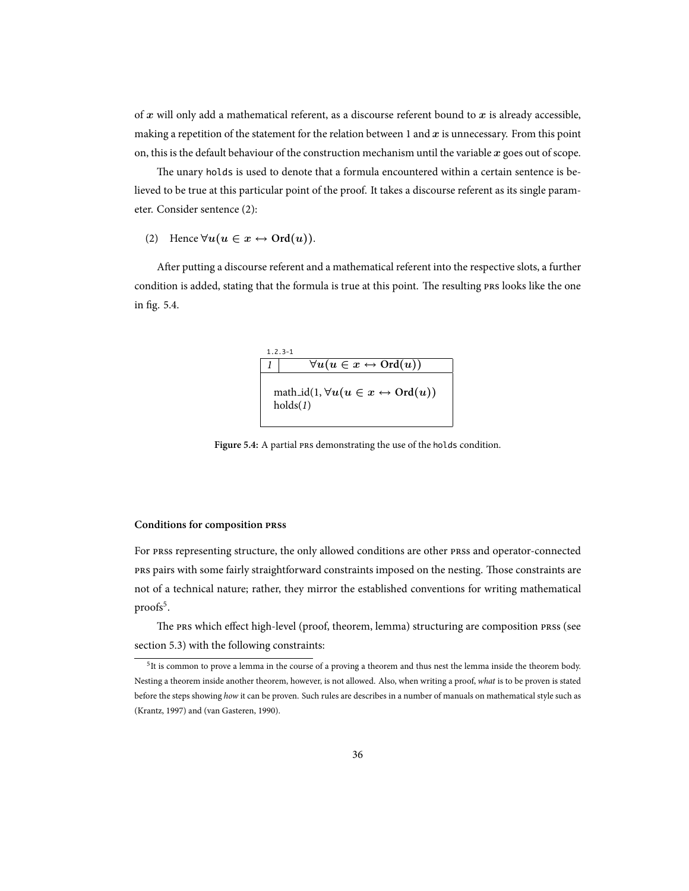of $x$ will only add a mathematical referent, as a discourse referent bound to $x$ is already accessible, making a repetition of the statement for the relation between 1 and $x$ is unnecessary. From this point on, this is the default behaviour of the construction mechanism until the variable $x$ goes out of scope.

The unary `holds` is used to denote that a formula encountered within a certain sentence is believed to be true at this particular point of the proof. It takes a discourse referent as its single parameter. Consider sentence (2):

(2) Hence $\forall u(u \in x \leftrightarrow \mathbf{Ord}(u))$.

After putting a discourse referent and a mathematical referent into the respective slots, a further condition is added, stating that the formula is true at this point. The resulting PRS looks like the one in fig. 5.4.

```
1.2.3-1
+---+------------------------------------+
| 1 |      ∀u(u ∈ x ↔ Ord(u))            |
+---+------------------------------------+
|                                        |
|  math_id(1, ∀u(u ∈ x ↔ Ord(u))         |
|  holds(1)                              |
|                                        |
+----------------------------------------+
```

**Figure 5.4:** A partial PRS demonstrating the use of the `holds` condition.

### Conditions for composition PRSs

For PRSs representing structure, the only allowed conditions are other PRSs and operator-connected PRS pairs with some fairly straightforward constraints imposed on the nesting. Those constraints are not of a technical nature; rather, they mirror the established conventions for writing mathematical proofs[5].

The PRS which effect high-level (proof, theorem, lemma) structuring are composition PRSs (see section 5.3) with the following constraints:

[5] It is common to prove a lemma in the course of a proving a theorem and thus nest the lemma inside the theorem body. Nesting a theorem inside another theorem, however, is not allowed. Also, when writing a proof, *what* is to be proven is stated before the steps showing *how* it can be proven. Such rules are describes in a number of manuals on mathematical style such as (Krantz, 1997) and (van Gasteren, 1990).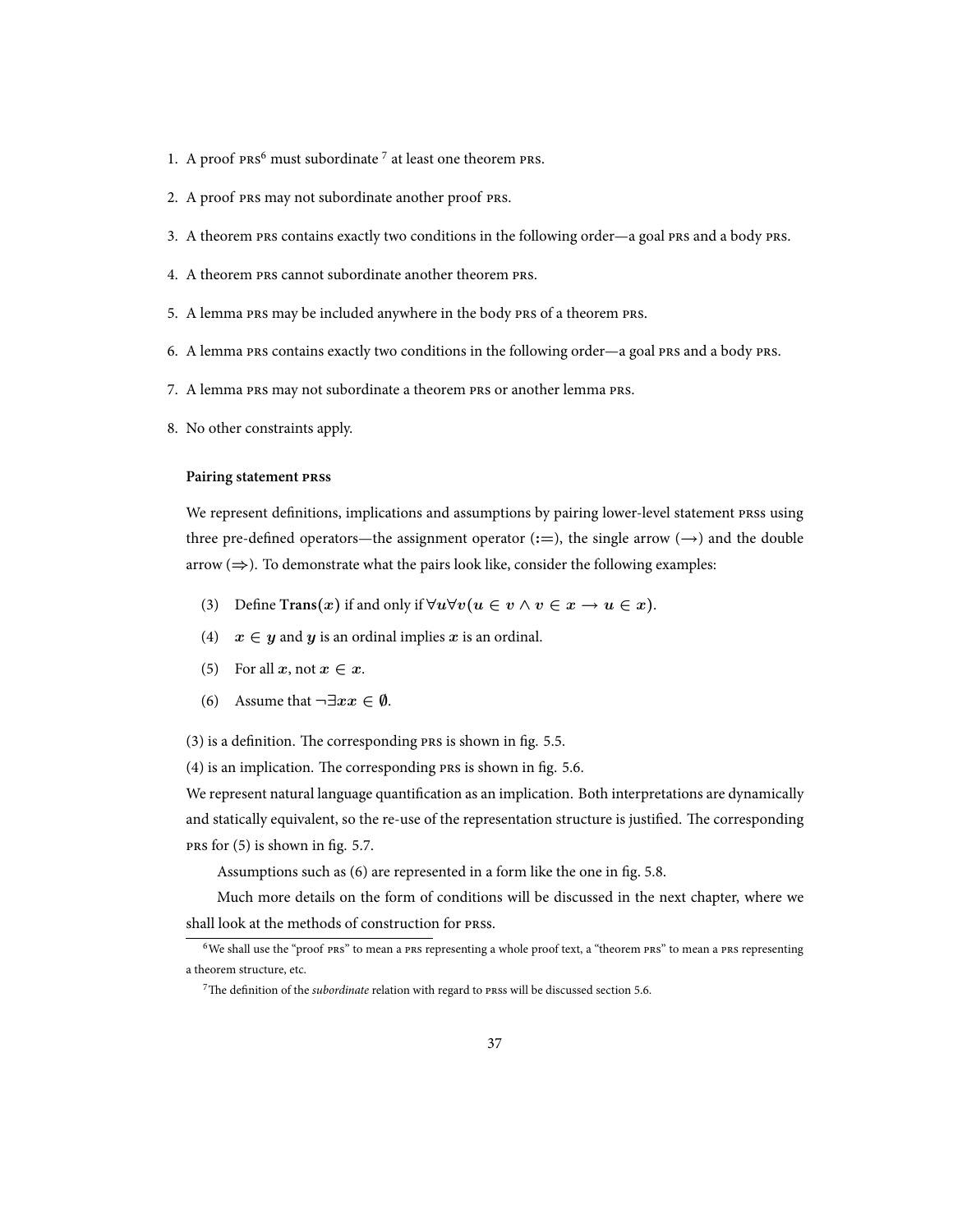1. A proof PRS[6] must subordinate [7] at least one theorem PRS.
2. A proof PRS may not subordinate another proof PRS.
3. A theorem PRS contains exactly two conditions in the following order—a goal PRS and a body PRS.
4. A theorem PRS cannot subordinate another theorem PRS.
5. A lemma PRS may be included anywhere in the body PRS of a theorem PRS.
6. A lemma PRS contains exactly two conditions in the following order—a goal PRS and a body PRS.
7. A lemma PRS may not subordinate a theorem PRS or another lemma PRS.
8. No other constraints apply.

#### Pairing statement PRSs

We represent definitions, implications and assumptions by pairing lower-level statement PRSs using three pre-defined operators—the assignment operator ($:=$), the single arrow ($\rightarrow$) and the double arrow ($\Rightarrow$). To demonstrate what the pairs look like, consider the following examples:

(3) Define $\mathbf{Trans}(x)$ if and only if $\forall u \forall v(u \in v \wedge v \in x \rightarrow u \in x)$.

(4) $x \in y$ and $y$ is an ordinal implies $x$ is an ordinal.

(5) For all $x$, not $x \in x$.

(6) Assume that $\neg \exists x x \in \emptyset$.

(3) is a definition. The corresponding PRS is shown in fig. 5.5.

(4) is an implication. The corresponding PRS is shown in fig. 5.6.

We represent natural language quantification as an implication. Both interpretations are dynamically and statically equivalent, so the re-use of the representation structure is justified. The corresponding PRS for (5) is shown in fig. 5.7.

Assumptions such as (6) are represented in a form like the one in fig. 5.8.

Much more details on the form of conditions will be discussed in the next chapter, where we shall look at the methods of construction for PRSs.

[6] We shall use the "proof PRS" to mean a PRS representing a whole proof text, a "theorem PRS" to mean a PRS representing a theorem structure, etc.

[7] The definition of the *subordinate* relation with regard to PRSs will be discussed section 5.6.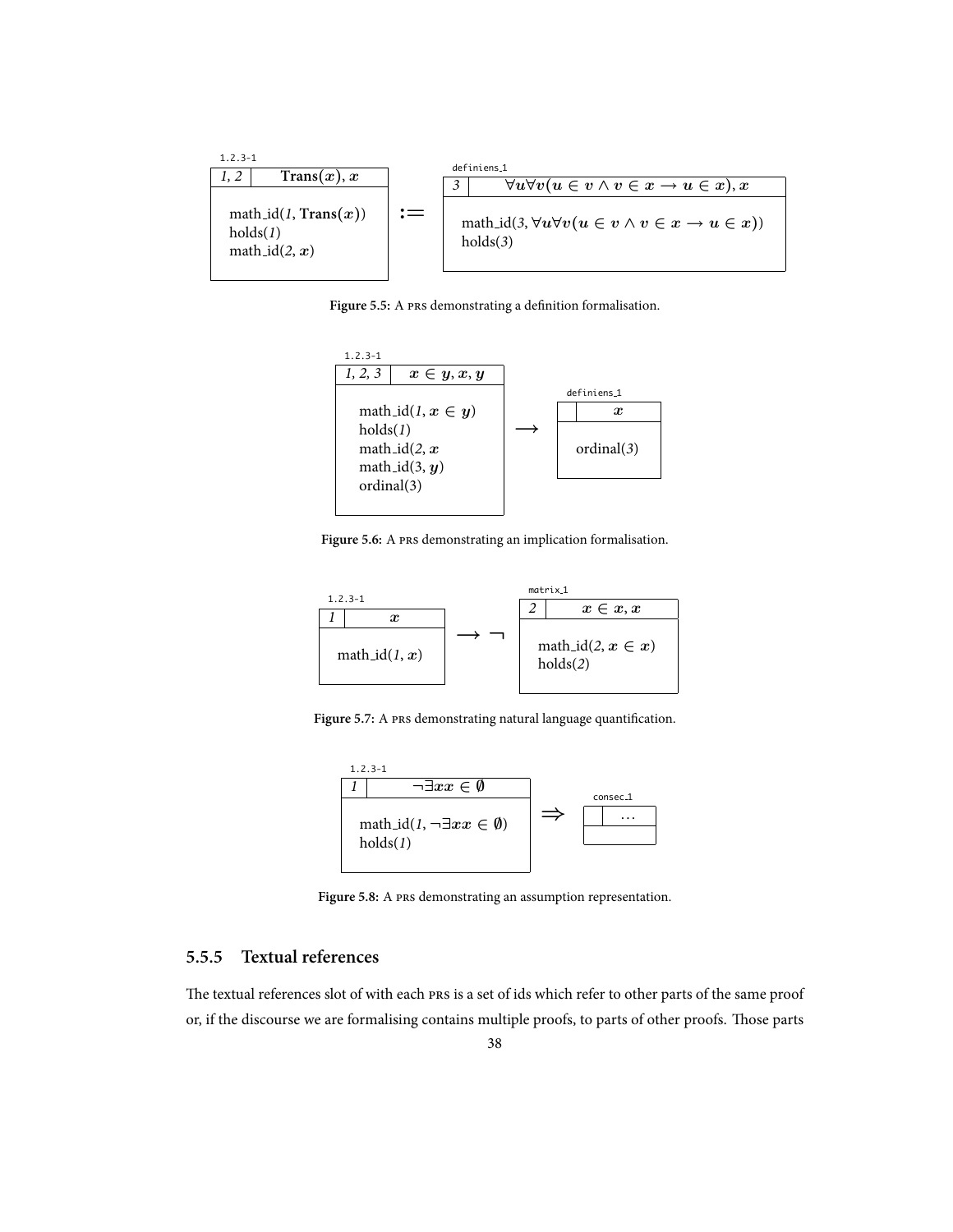| 1.2.3-1 | | | | definiens_1 | |
|---|---|---|---|---|---|
| *1, 2* | $\mathbf{Trans}(x), x$ | | | *3* | $\forall u \forall v(u \in v \wedge v \in x \rightarrow u \in x), x$ |
| math_id(*1*, $\mathbf{Trans}(x)$) holds(*1*) math_id(*2*, $x$) | | $:=$ | | math_id(*3*, $\forall u \forall v(u \in v \wedge v \in x \rightarrow u \in x)$) holds(*3*) | |

**Figure 5.5:** A PRS demonstrating a definition formalisation.

| 1.2.3-1 | | | definiens_1 | |
|---|---|---|---|---|
| *1, 2, 3* | $x \in y, x, y$ | | | $x$ |
| math_id(*1*, $x \in y$) holds(*1*) math_id(*2*, $x$) math_id(3, $y$) ordinal(3) | | $\longrightarrow$ | ordinal(*3*) | |

**Figure 5.6:** A PRS demonstrating an implication formalisation.

| 1.2.3-1 | | | matrix_1 | |
|---|---|---|---|---|
| *1* | $x$ | | *2* | $x \in x, x$ |
| math_id(*1*, $x$) | | $\longrightarrow \neg$ | math_id(*2*, $x \in x$) holds(*2*) | |

**Figure 5.7:** A PRS demonstrating natural language quantification.

| 1.2.3-1 | | | consec_1 | |
|---|---|---|---|---|
| *1* | $\neg \exists x x \in \emptyset$ | | | $\ldots$ |
| math_id(*1*, $\neg \exists x x \in \emptyset$) holds(*1*) | | $\Rightarrow$ | | |

**Figure 5.8:** A PRS demonstrating an assumption representation.

### 5.5.5 Textual references

The textual references slot of with each PRS is a set of ids which refer to other parts of the same proof or, if the discourse we are formalising contains multiple proofs, to parts of other proofs. Those parts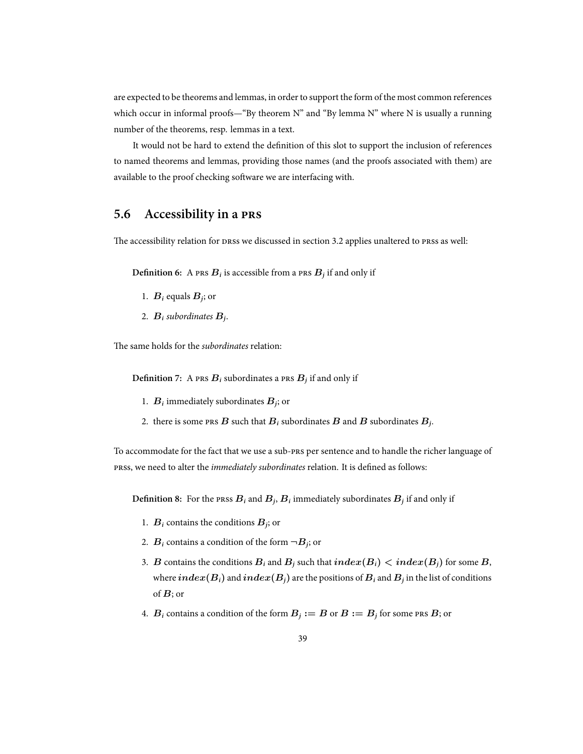are expected to be theorems and lemmas, in order to support the form of the most common references which occur in informal proofs—"By theorem N" and "By lemma N" where N is usually a running number of the theorems, resp. lemmas in a text.

It would not be hard to extend the definition of this slot to support the inclusion of references to named theorems and lemmas, providing those names (and the proofs associated with them) are available to the proof checking software we are interfacing with.

## 5.6 Accessibility in a PRS

The accessibility relation for DRSs we discussed in section 3.2 applies unaltered to PRSs as well:

**Definition 6:** A PRS $B_i$ is accessible from a PRS $B_j$ if and only if

1. $B_i$ equals $B_j$; or
2. $B_i$ *subordinates* $B_j$.

The same holds for the *subordinates* relation:

**Definition 7:** A PRS $B_i$ subordinates a PRS $B_j$ if and only if

1. $B_i$ immediately subordinates $B_j$; or
2. there is some PRS $B$ such that $B_i$ subordinates $B$ and $B$ subordinates $B_j$.

To accommodate for the fact that we use a sub-PRS per sentence and to handle the richer language of PRSs, we need to alter the *immediately subordinates* relation. It is defined as follows:

**Definition 8:** For the PRSs $B_i$ and $B_j$, $B_i$ immediately subordinates $B_j$ if and only if

1. $B_i$ contains the conditions $B_j$; or
2. $B_i$ contains a condition of the form $\neg B_j$; or
3. $B$ contains the conditions $B_i$ and $B_j$ such that $index(B_i) < index(B_j)$ for some $B$, where $index(B_i)$ and $index(B_j)$ are the positions of $B_i$ and $B_j$ in the list of conditions of $B$; or
4. $B_i$ contains a condition of the form $B_j := B$ or $B := B_j$ for some PRS $B$; or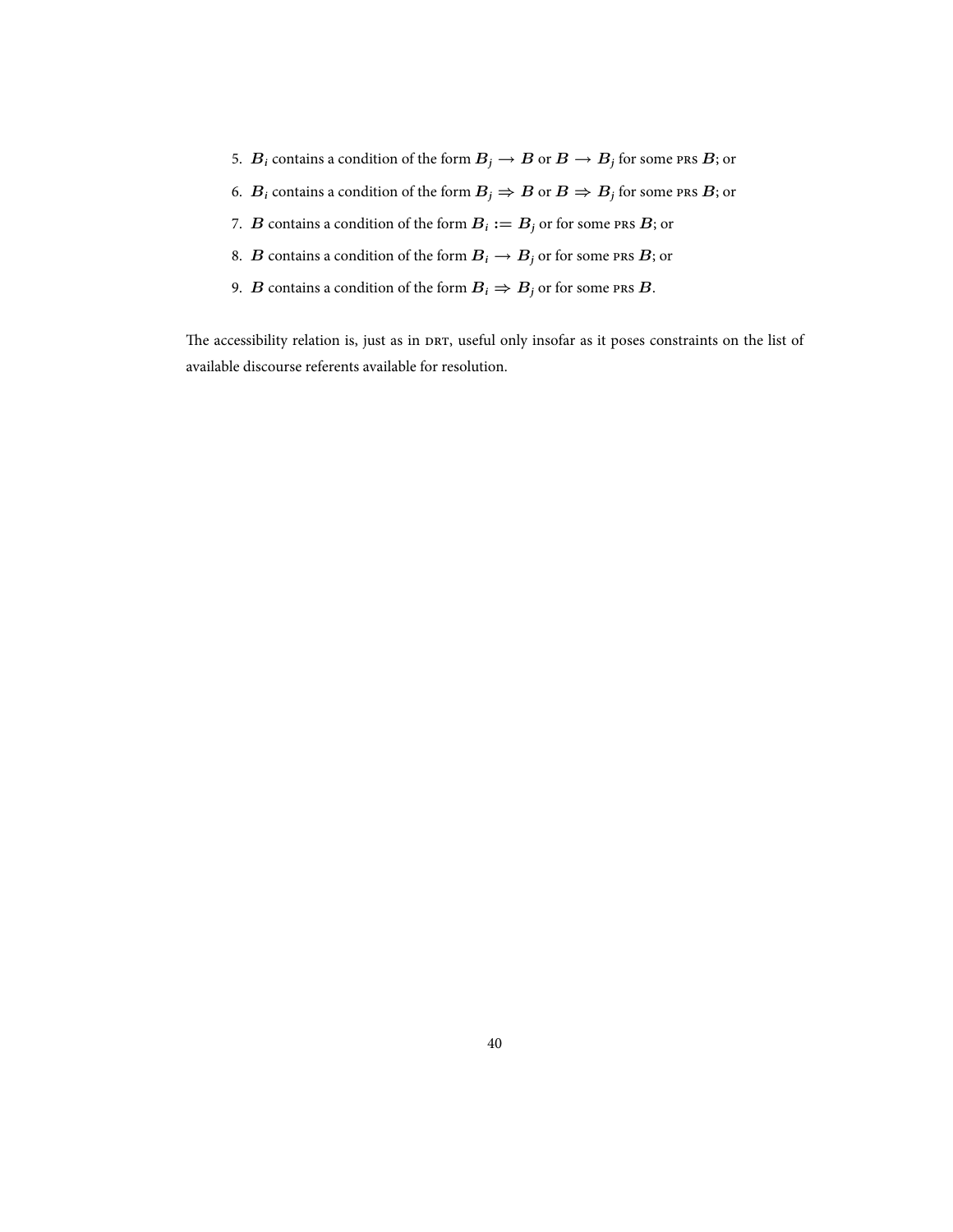5. $\boldsymbol{B}_i$ contains a condition of the form $\boldsymbol{B}_j \rightarrow \boldsymbol{B}$ or $\boldsymbol{B} \rightarrow \boldsymbol{B}_j$ for some PRS $\boldsymbol{B}$; or
6. $\boldsymbol{B}_i$ contains a condition of the form $\boldsymbol{B}_j \Rightarrow \boldsymbol{B}$ or $\boldsymbol{B} \Rightarrow \boldsymbol{B}_j$ for some PRS $\boldsymbol{B}$; or
7. $\boldsymbol{B}$ contains a condition of the form $\boldsymbol{B}_i := \boldsymbol{B}_j$ or for some PRS $\boldsymbol{B}$; or
8. $\boldsymbol{B}$ contains a condition of the form $\boldsymbol{B}_i \rightarrow \boldsymbol{B}_j$ or for some PRS $\boldsymbol{B}$; or
9. $\boldsymbol{B}$ contains a condition of the form $\boldsymbol{B}_i \Rightarrow \boldsymbol{B}_j$ or for some PRS $\boldsymbol{B}$.

The accessibility relation is, just as in DRT, useful only insofar as it poses constraints on the list of available discourse referents available for resolution.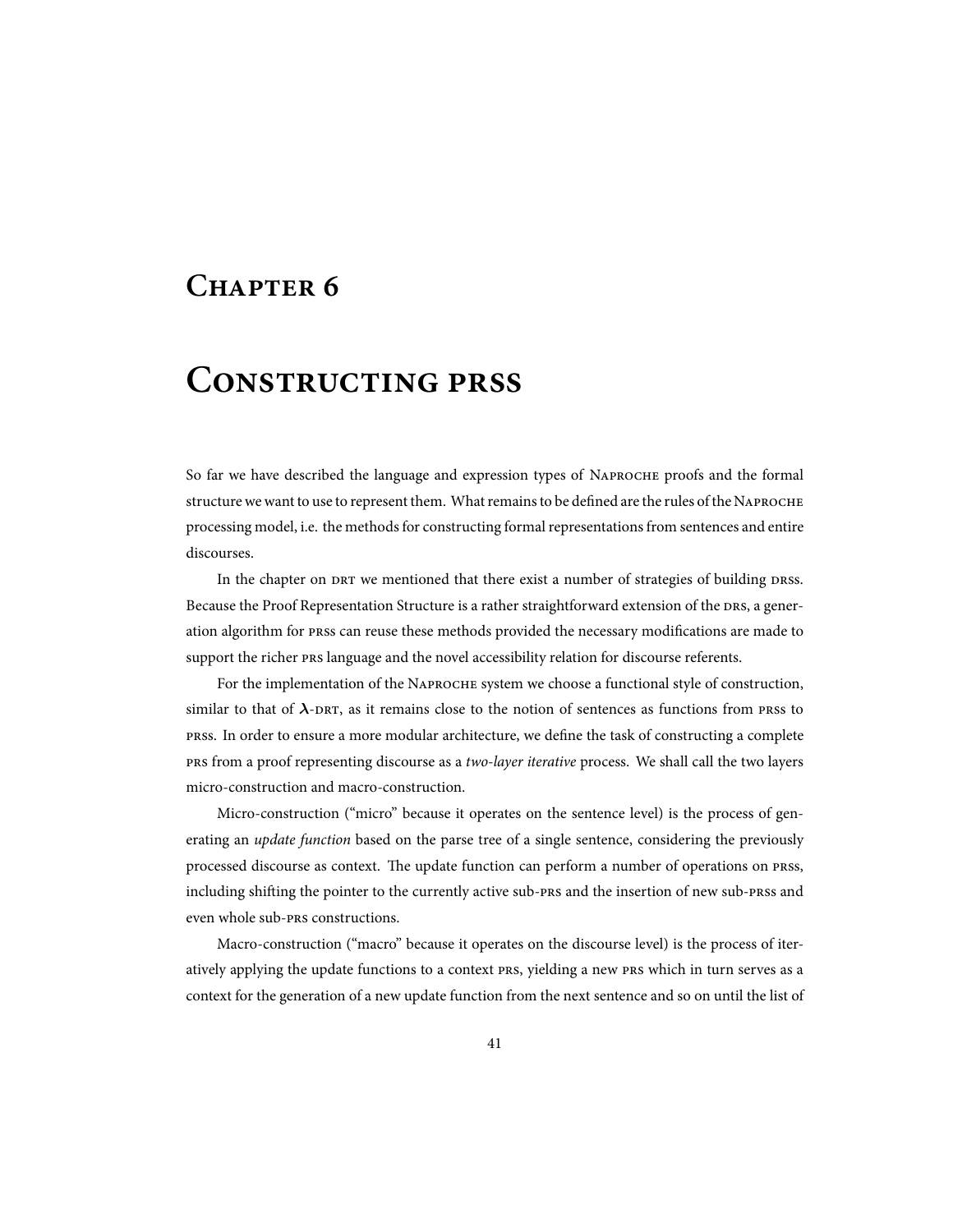# Chapter 6

# Constructing prss

So far we have described the language and expression types of Naproche proofs and the formal structure we want to use to represent them. What remains to be defined are the rules of the Naproche processing model, i.e. the methods for constructing formal representations from sentences and entire discourses.

In the chapter on drt we mentioned that there exist a number of strategies of building drss. Because the Proof Representation Structure is a rather straightforward extension of the drs, a generation algorithm for prss can reuse these methods provided the necessary modifications are made to support the richer prs language and the novel accessibility relation for discourse referents.

For the implementation of the Naproche system we choose a functional style of construction, similar to that of $\lambda$-drt, as it remains close to the notion of sentences as functions from prss to prss. In order to ensure a more modular architecture, we define the task of constructing a complete prs from a proof representing discourse as a *two-layer iterative* process. We shall call the two layers micro-construction and macro-construction.

Micro-construction ("micro" because it operates on the sentence level) is the process of generating an *update function* based on the parse tree of a single sentence, considering the previously processed discourse as context. The update function can perform a number of operations on prss, including shifting the pointer to the currently active sub-prs and the insertion of new sub-prss and even whole sub-prs constructions.

Macro-construction ("macro" because it operates on the discourse level) is the process of iteratively applying the update functions to a context prs, yielding a new prs which in turn serves as a context for the generation of a new update function from the next sentence and so on until the list of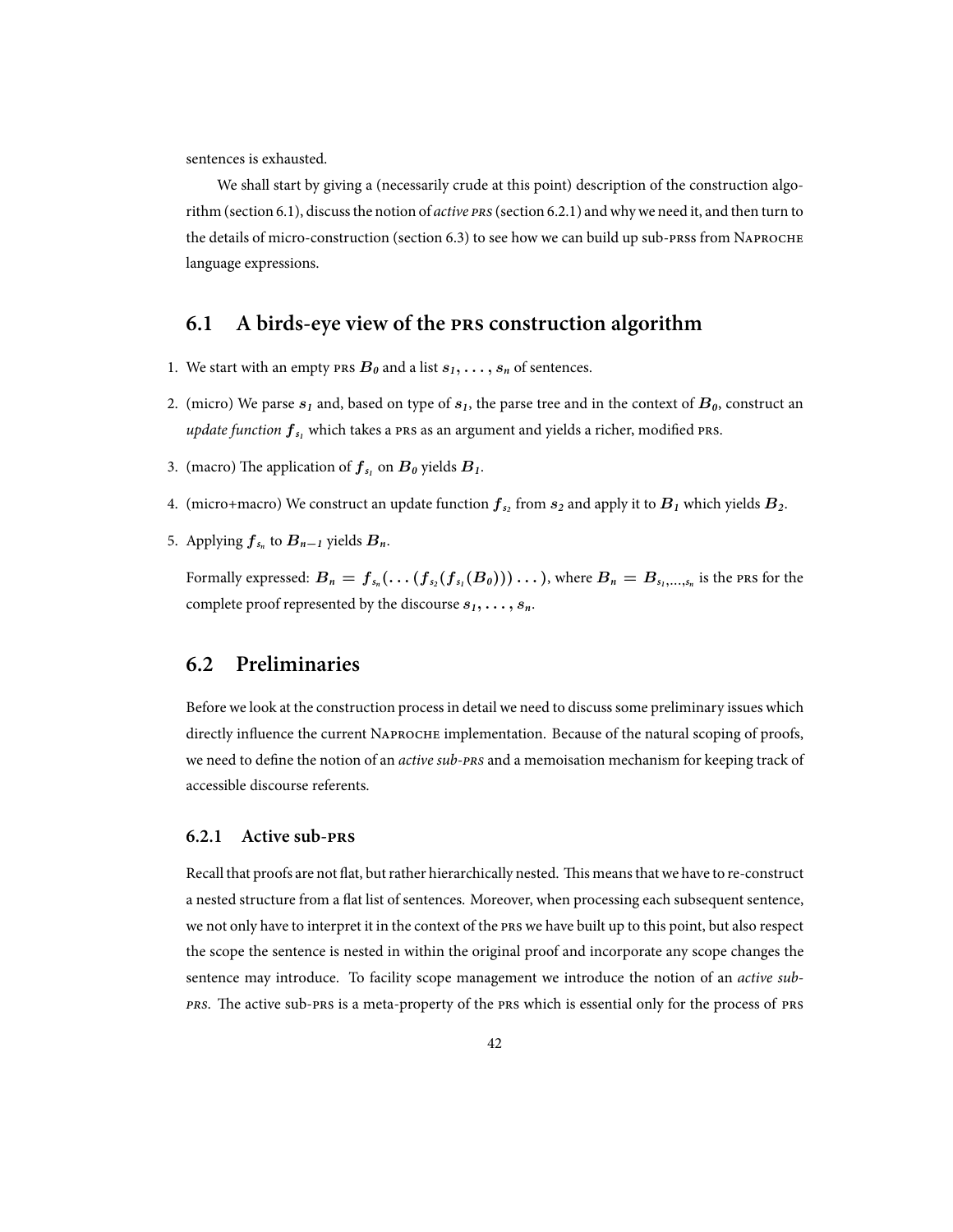sentences is exhausted.

We shall start by giving a (necessarily crude at this point) description of the construction algorithm (section 6.1), discuss the notion of *active PRS* (section 6.2.1) and why we need it, and then turn to the details of micro-construction (section 6.3) to see how we can build up sub-PRSs from NAPROCHE language expressions.

## 6.1 A birds-eye view of the PRS construction algorithm

1. We start with an empty PRS $B_0$ and a list $s_1, \ldots, s_n$ of sentences.
2. (micro) We parse $s_1$ and, based on type of $s_1$, the parse tree and in the context of $B_0$, construct an *update function* $f_{s_1}$ which takes a PRS as an argument and yields a richer, modified PRS.
3. (macro) The application of $f_{s_1}$ on $B_0$ yields $B_1$.
4. (micro+macro) We construct an update function $f_{s_2}$ from $s_2$ and apply it to $B_1$ which yields $B_2$.
5. Applying $f_{s_n}$ to $B_{n-1}$ yields $B_n$.

   Formally expressed: $B_n = f_{s_n}(\ldots(f_{s_2}(f_{s_1}(B_0)))\ldots)$, where $B_n = B_{s_1,\ldots,s_n}$ is the PRS for the complete proof represented by the discourse $s_1, \ldots, s_n$.

## 6.2 Preliminaries

Before we look at the construction process in detail we need to discuss some preliminary issues which directly influence the current NAPROCHE implementation. Because of the natural scoping of proofs, we need to define the notion of an *active sub-PRS* and a memoisation mechanism for keeping track of accessible discourse referents.

### 6.2.1 Active sub-PRS

Recall that proofs are not flat, but rather hierarchically nested. This means that we have to re-construct a nested structure from a flat list of sentences. Moreover, when processing each subsequent sentence, we not only have to interpret it in the context of the PRS we have built up to this point, but also respect the scope the sentence is nested in within the original proof and incorporate any scope changes the sentence may introduce. To facility scope management we introduce the notion of an *active sub-PRS*. The active sub-PRS is a meta-property of the PRS which is essential only for the process of PRS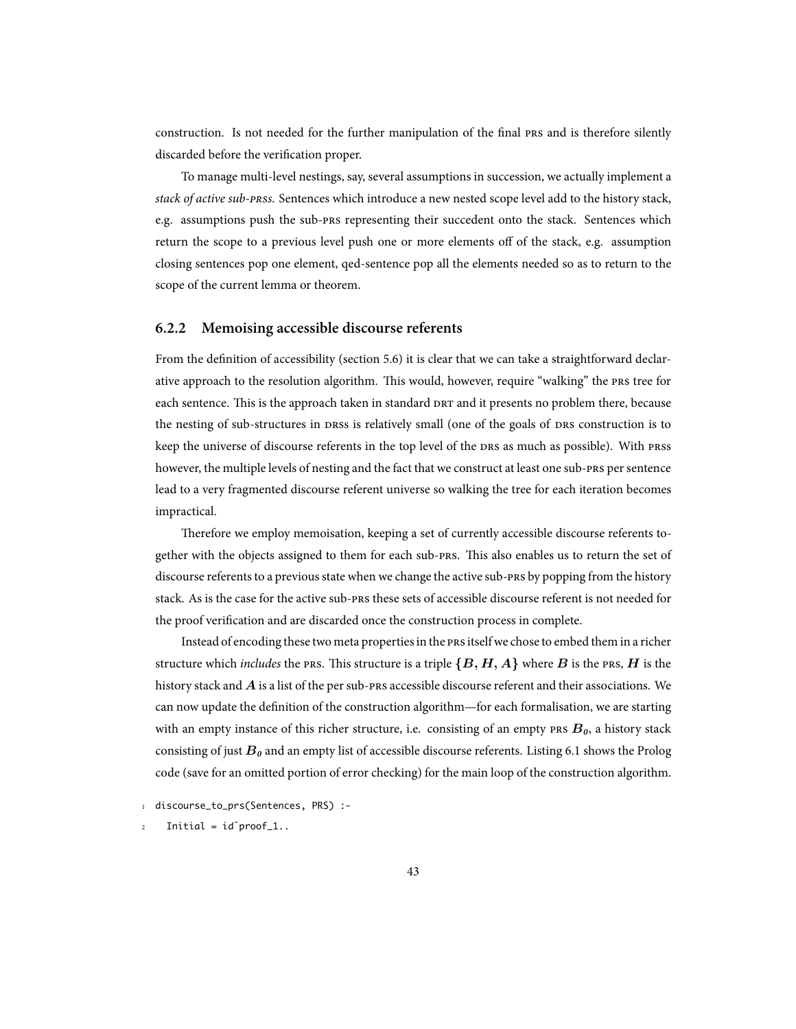construction. Is not needed for the further manipulation of the final PRS and is therefore silently discarded before the verification proper.

To manage multi-level nestings, say, several assumptions in succession, we actually implement a *stack of active sub-PRSs*. Sentences which introduce a new nested scope level add to the history stack, e.g. assumptions push the sub-PRS representing their succedent onto the stack. Sentences which return the scope to a previous level push one or more elements off of the stack, e.g. assumption closing sentences pop one element, qed-sentence pop all the elements needed so as to return to the scope of the current lemma or theorem.

### 6.2.2 Memoising accessible discourse referents

From the definition of accessibility (section 5.6) it is clear that we can take a straightforward declarative approach to the resolution algorithm. This would, however, require "walking" the PRS tree for each sentence. This is the approach taken in standard DRT and it presents no problem there, because the nesting of sub-structures in DRSs is relatively small (one of the goals of DRS construction is to keep the universe of discourse referents in the top level of the DRS as much as possible). With PRSs however, the multiple levels of nesting and the fact that we construct at least one sub-PRS per sentence lead to a very fragmented discourse referent universe so walking the tree for each iteration becomes impractical.

Therefore we employ memoisation, keeping a set of currently accessible discourse referents together with the objects assigned to them for each sub-PRS. This also enables us to return the set of discourse referents to a previous state when we change the active sub-PRS by popping from the history stack. As is the case for the active sub-PRS these sets of accessible discourse referent is not needed for the proof verification and are discarded once the construction process in complete.

Instead of encoding these two meta properties in the PRS itself we chose to embed them in a richer structure which *includes* the PRS. This structure is a triple $\{B, H, A\}$ where $B$ is the PRS, $H$ is the history stack and $A$ is a list of the per sub-PRS accessible discourse referent and their associations. We can now update the definition of the construction algorithm—for each formalisation, we are starting with an empty instance of this richer structure, i.e. consisting of an empty PRS $B_0$, a history stack consisting of just $B_0$ and an empty list of accessible discourse referents. Listing 6.1 shows the Prolog code (save for an omitted portion of error checking) for the main loop of the construction algorithm.

```
1 discourse_to_prs(Sentences, PRS) :-
2   Initial = id~proof_1..
```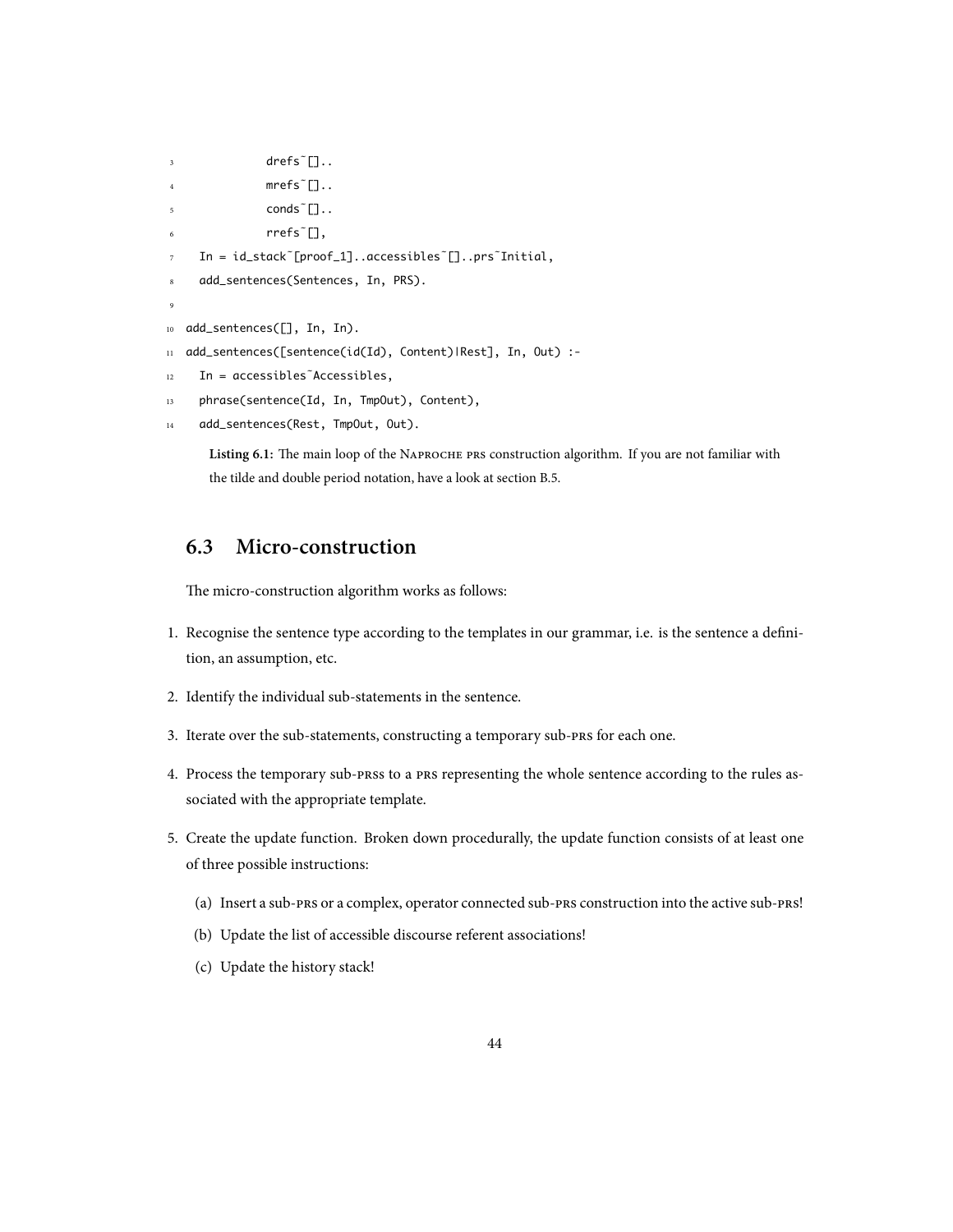```
            drefs~[]..
            mrefs~[]..
            conds~[]..
            rrefs~[],
  In = id_stack~[proof_1]..accessibles~[]..prs~Initial,
  add_sentences(Sentences, In, PRS).

add_sentences([], In, In).
add_sentences([sentence(id(Id), Content)|Rest], In, Out) :-
  In = accessibles~Accessibles,
  phrase(sentence(Id, In, TmpOut), Content),
  add_sentences(Rest, TmpOut, Out).
```

**Listing 6.1:** The main loop of the NAPROCHE PRS construction algorithm. If you are not familiar with the tilde and double period notation, have a look at section B.5.

## 6.3 Micro-construction

The micro-construction algorithm works as follows:

1. Recognise the sentence type according to the templates in our grammar, i.e. is the sentence a definition, an assumption, etc.
2. Identify the individual sub-statements in the sentence.
3. Iterate over the sub-statements, constructing a temporary sub-PRS for each one.
4. Process the temporary sub-PRSs to a PRS representing the whole sentence according to the rules associated with the appropriate template.
5. Create the update function. Broken down procedurally, the update function consists of at least one of three possible instructions:
   (a) Insert a sub-PRS or a complex, operator connected sub-PRS construction into the active sub-PRS!
   (b) Update the list of accessible discourse referent associations!
   (c) Update the history stack!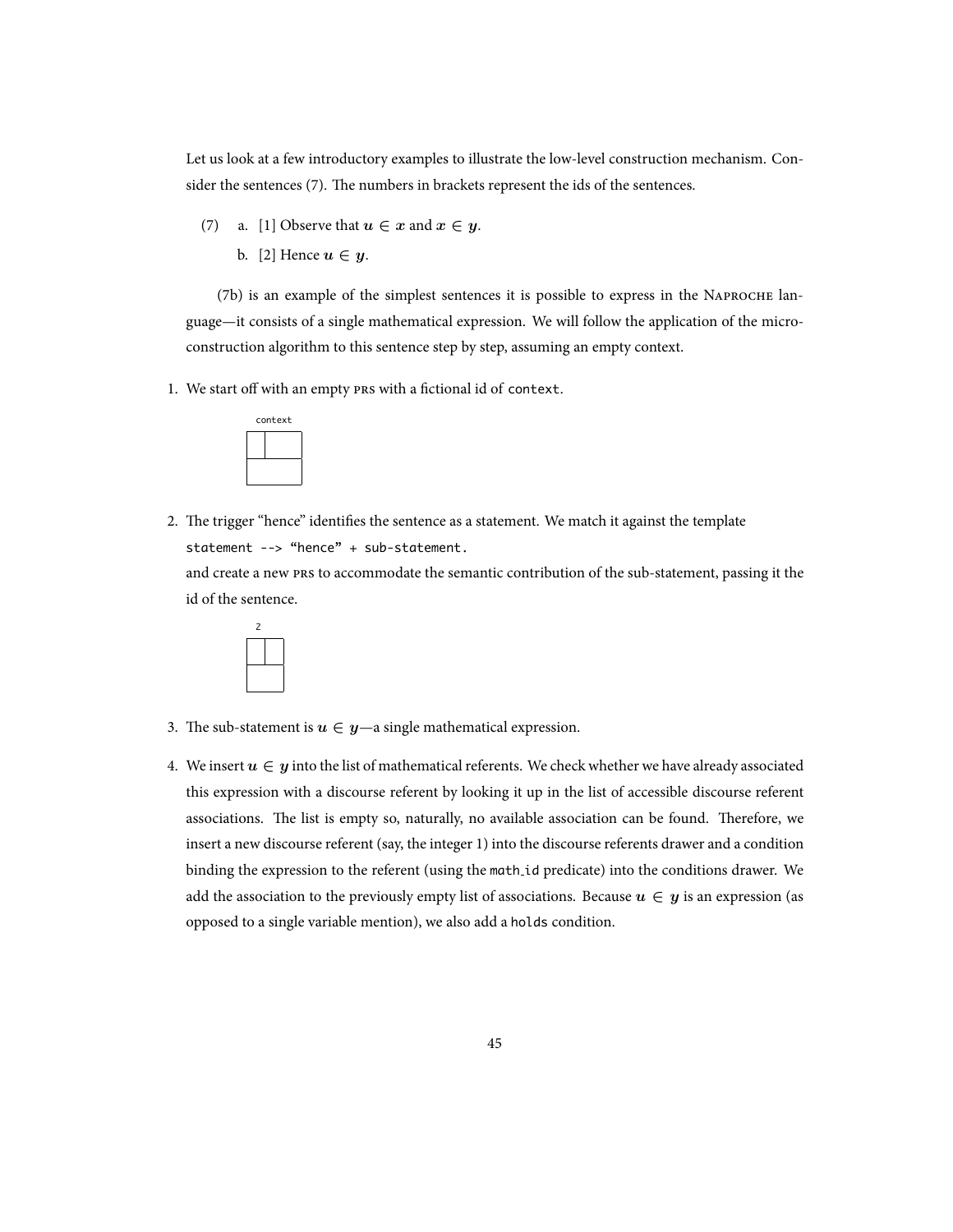Let us look at a few introductory examples to illustrate the low-level construction mechanism. Consider the sentences (7). The numbers in brackets represent the ids of the sentences.

(7) a. [1] Observe that $u \in x$ and $x \in y$.

b. [2] Hence $u \in y$.

(7b) is an example of the simplest sentences it is possible to express in the NAPROCHE language—it consists of a single mathematical expression. We will follow the application of the micro-construction algorithm to this sentence step by step, assuming an empty context.

1. We start off with an empty PRS with a fictional id of `context`.

```
context
+--+-----+
|  |     |
+--+-----+
|        |
+--------+
```

2. The trigger "hence" identifies the sentence as a statement. We match it against the template `statement --> "hence" + sub-statement.`
and create a new PRS to accommodate the semantic contribution of the sub-statement, passing it the id of the sentence.

```
2
+--+--+
|  |  |
+--+--+
|     |
+-----+
```

3. The sub-statement is $u \in y$—a single mathematical expression.

4. We insert $u \in y$ into the list of mathematical referents. We check whether we have already associated this expression with a discourse referent by looking it up in the list of accessible discourse referent associations. The list is empty so, naturally, no available association can be found. Therefore, we insert a new discourse referent (say, the integer 1) into the discourse referents drawer and a condition binding the expression to the referent (using the `math_id` predicate) into the conditions drawer. We add the association to the previously empty list of associations. Because $u \in y$ is an expression (as opposed to a single variable mention), we also add a `holds` condition.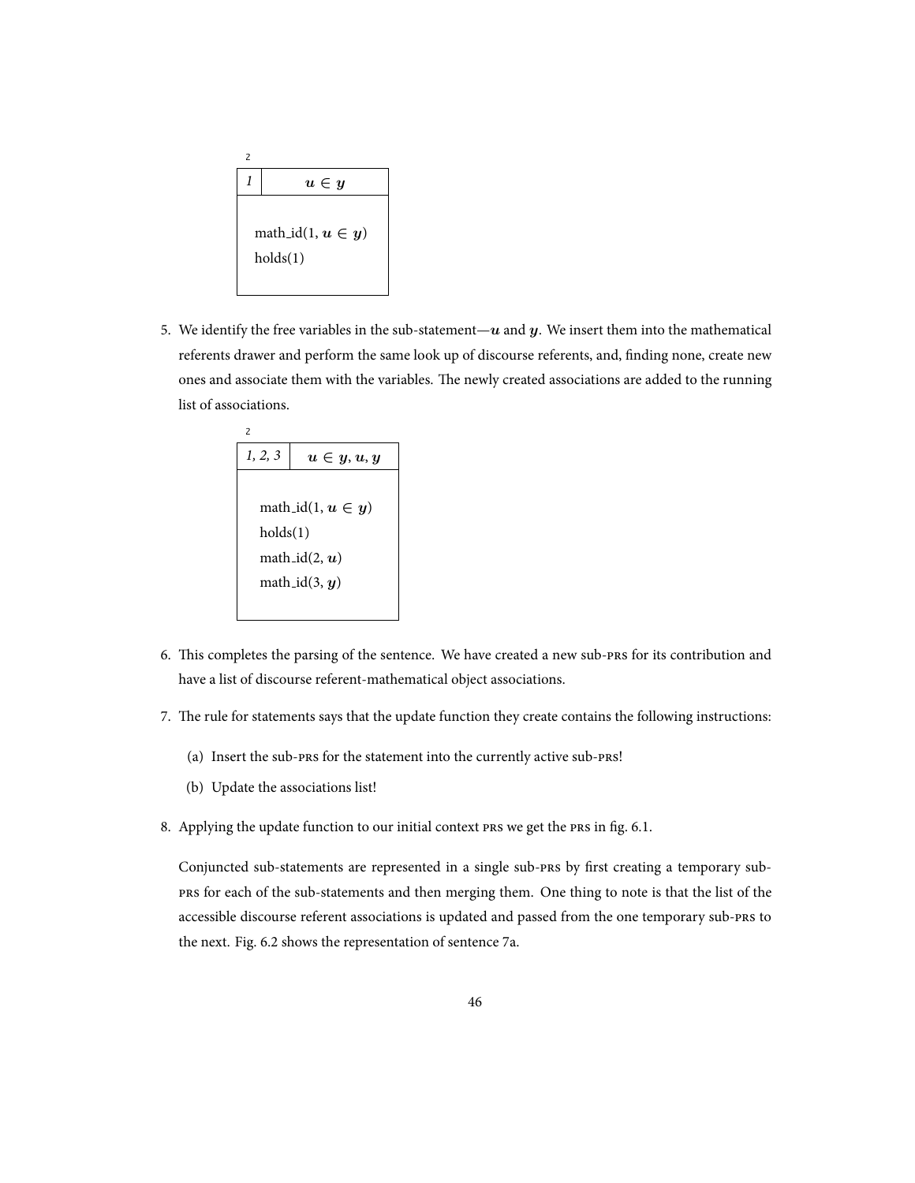z

| 1 | $\boldsymbol{u} \in \boldsymbol{y}$ |
|---|---|
| | math_id(1, $\boldsymbol{u} \in \boldsymbol{y}$)<br>holds(1) |

5. We identify the free variables in the sub-statement—$\boldsymbol{u}$ and $\boldsymbol{y}$. We insert them into the mathematical referents drawer and perform the same look up of discourse referents, and, finding none, create new ones and associate them with the variables. The newly created associations are added to the running list of associations.

z

| *1, 2, 3* | $\boldsymbol{u} \in \boldsymbol{y}, \boldsymbol{u}, \boldsymbol{y}$ |
|---|---|
| | math_id(1, $\boldsymbol{u} \in \boldsymbol{y}$)<br>holds(1)<br>math_id(2, $\boldsymbol{u}$)<br>math_id(3, $\boldsymbol{y}$) |

6. This completes the parsing of the sentence. We have created a new sub-PRS for its contribution and have a list of discourse referent-mathematical object associations.

7. The rule for statements says that the update function they create contains the following instructions:

   (a) Insert the sub-PRS for the statement into the currently active sub-PRS!

   (b) Update the associations list!

8. Applying the update function to our initial context PRS we get the PRS in fig. 6.1.

   Conjuncted sub-statements are represented in a single sub-PRS by first creating a temporary sub-PRS for each of the sub-statements and then merging them. One thing to note is that the list of the accessible discourse referent associations is updated and passed from the one temporary sub-PRS to the next. Fig. 6.2 shows the representation of sentence 7a.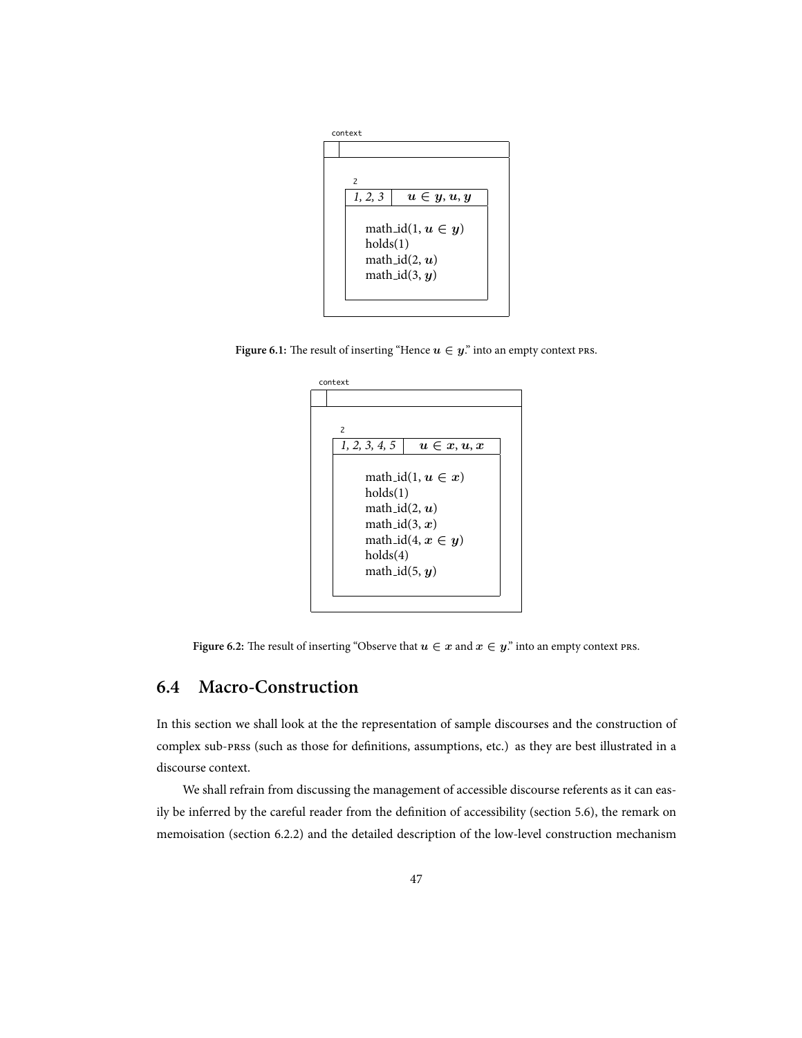context

| | |
|---|---|
| | |

2

| *1, 2, 3* | $u \in y, u, y$ |
|---|---|

math_id(1, $u \in y$)
holds(1)
math_id(2, $u$)
math_id(3, $y$)

**Figure 6.1:** The result of inserting "Hence $u \in y$." into an empty context PRS.

context

| | |
|---|---|
| | |

2

| *1, 2, 3, 4, 5* | $u \in x, u, x$ |
|---|---|

math_id(1, $u \in x$)
holds(1)
math_id(2, $u$)
math_id(3, $x$)
math_id(4, $x \in y$)
holds(4)
math_id(5, $y$)

**Figure 6.2:** The result of inserting "Observe that $u \in x$ and $x \in y$." into an empty context PRS.

## 6.4 Macro-Construction

In this section we shall look at the the representation of sample discourses and the construction of complex sub-PRSs (such as those for definitions, assumptions, etc.) as they are best illustrated in a discourse context.

We shall refrain from discussing the management of accessible discourse referents as it can easily be inferred by the careful reader from the definition of accessibility (section 5.6), the remark on memoisation (section 6.2.2) and the detailed description of the low-level construction mechanism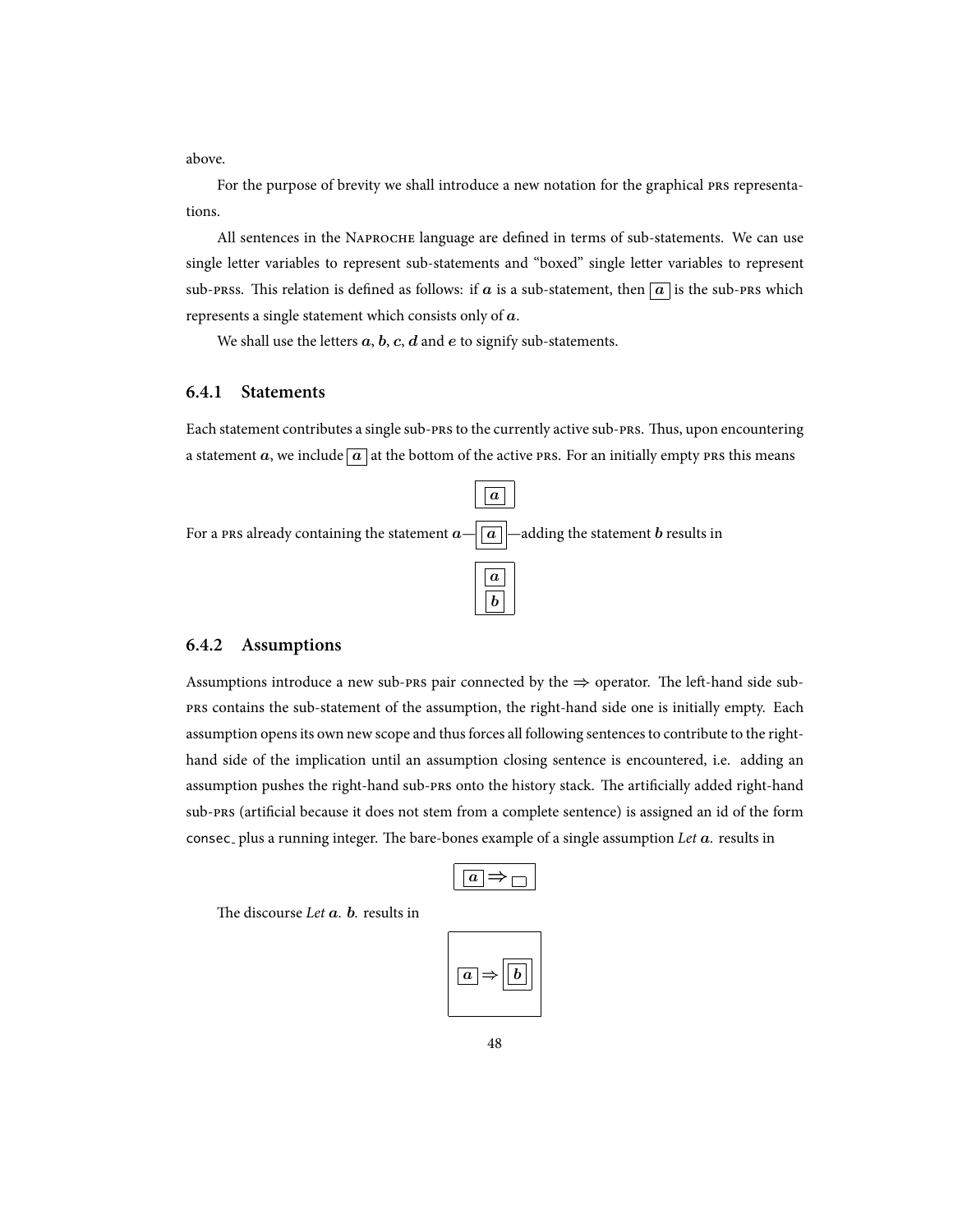above.

For the purpose of brevity we shall introduce a new notation for the graphical PRS representations.

All sentences in the NAPROCHE language are defined in terms of sub-statements. We can use single letter variables to represent sub-statements and "boxed" single letter variables to represent sub-PRSs. This relation is defined as follows: if $\boldsymbol{a}$ is a sub-statement, then $\boxed{\boldsymbol{a}}$ is the sub-PRS which represents a single statement which consists only of $\boldsymbol{a}$.

We shall use the letters $\boldsymbol{a}$, $\boldsymbol{b}$, $\boldsymbol{c}$, $\boldsymbol{d}$ and $\boldsymbol{e}$ to signify sub-statements.

### 6.4.1 Statements

Each statement contributes a single sub-PRS to the currently active sub-PRS. Thus, upon encountering a statement $\boldsymbol{a}$, we include $\boxed{\boldsymbol{a}}$ at the bottom of the active PRS. For an initially empty PRS this means

$$\boxed{\boxed{\boldsymbol{a}}}$$

For a PRS already containing the statement $\boldsymbol{a}$—$\boxed{\boxed{\boldsymbol{a}}}$—adding the statement $\boldsymbol{b}$ results in

$$\boxed{\begin{array}{c}\boxed{\boldsymbol{a}}\\ \boxed{\boldsymbol{b}}\end{array}}$$

### 6.4.2 Assumptions

Assumptions introduce a new sub-PRS pair connected by the $\Rightarrow$ operator. The left-hand side sub-PRS contains the sub-statement of the assumption, the right-hand side one is initially empty. Each assumption opens its own new scope and thus forces all following sentences to contribute to the right-hand side of the implication until an assumption closing sentence is encountered, i.e. adding an assumption pushes the right-hand sub-PRS onto the history stack. The artificially added right-hand sub-PRS (artificial because it does not stem from a complete sentence) is assigned an id of the form `consec_` plus a running integer. The bare-bones example of a single assumption *Let* $\boldsymbol{a}$. results in

$$\boxed{\boxed{\boldsymbol{a}} \Rightarrow \boxed{\phantom{a}}}$$

The discourse *Let* $\boldsymbol{a}$. $\boldsymbol{b}$. results in

$$\boxed{\boxed{\boldsymbol{a}} \Rightarrow \boxed{\boxed{\boldsymbol{b}}}}$$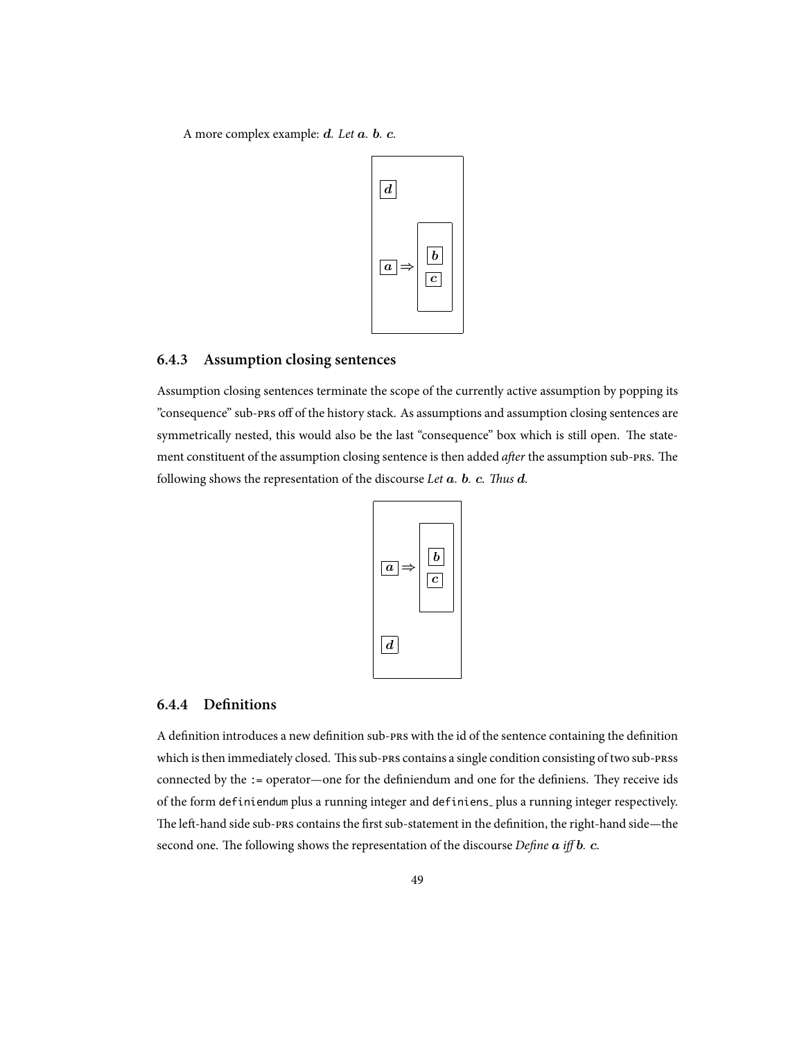A more complex example: $\boldsymbol{d}$. *Let* $\boldsymbol{a}$. $\boldsymbol{b}$. $\boldsymbol{c}$.

### 6.4.3 Assumption closing sentences

Assumption closing sentences terminate the scope of the currently active assumption by popping its "consequence" sub-PRS off of the history stack. As assumptions and assumption closing sentences are symmetrically nested, this would also be the last "consequence" box which is still open. The statement constituent of the assumption closing sentence is then added *after* the assumption sub-PRS. The following shows the representation of the discourse *Let* $\boldsymbol{a}$. $\boldsymbol{b}$. $\boldsymbol{c}$. *Thus* $\boldsymbol{d}$.

### 6.4.4 Definitions

A definition introduces a new definition sub-PRS with the id of the sentence containing the definition which is then immediately closed. This sub-PRS contains a single condition consisting of two sub-PRSs connected by the `:=` operator—one for the definiendum and one for the definiens. They receive ids of the form `definiendum` plus a running integer and `definiens_` plus a running integer respectively. The left-hand side sub-PRS contains the first sub-statement in the definition, the right-hand side—the second one. The following shows the representation of the discourse *Define* $\boldsymbol{a}$ *iff* $\boldsymbol{b}$. $\boldsymbol{c}$.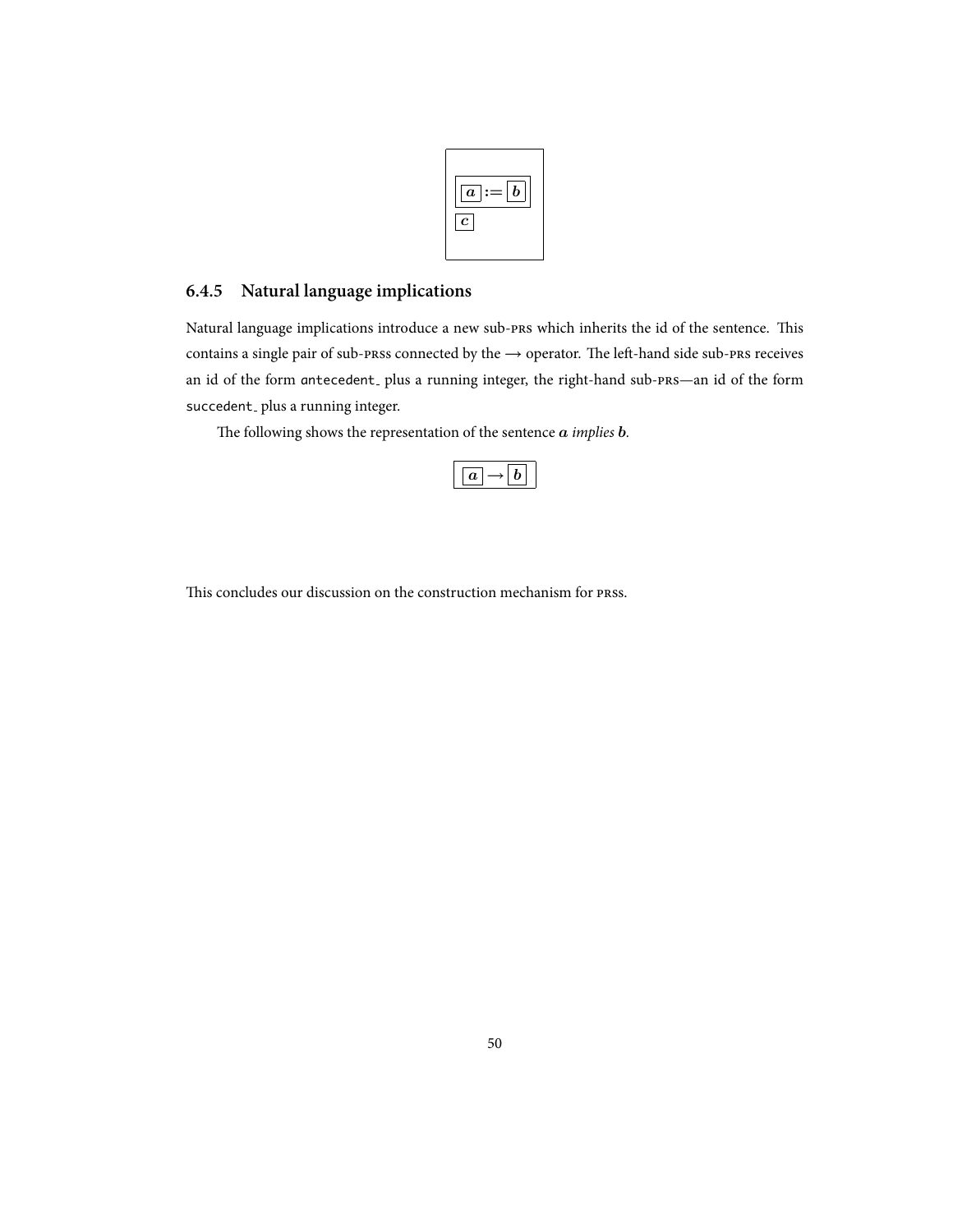$$\boxed{\begin{array}{l} \boxed{\boxed{\boldsymbol{a}} := \boxed{\boldsymbol{b}}} \\ \boxed{\boldsymbol{c}} \end{array}}$$

### 6.4.5 Natural language implications

Natural language implications introduce a new sub-PRS which inherits the id of the sentence. This contains a single pair of sub-PRSs connected by the $\longrightarrow$ operator. The left-hand side sub-PRS receives an id of the form `antecedent_` plus a running integer, the right-hand sub-PRS—an id of the form `succedent_` plus a running integer.

The following shows the representation of the sentence $\boldsymbol{a}$ *implies* $\boldsymbol{b}$.

$$\boxed{\boxed{\boldsymbol{a}} \longrightarrow \boxed{\boldsymbol{b}}}$$

This concludes our discussion on the construction mechanism for PRSs.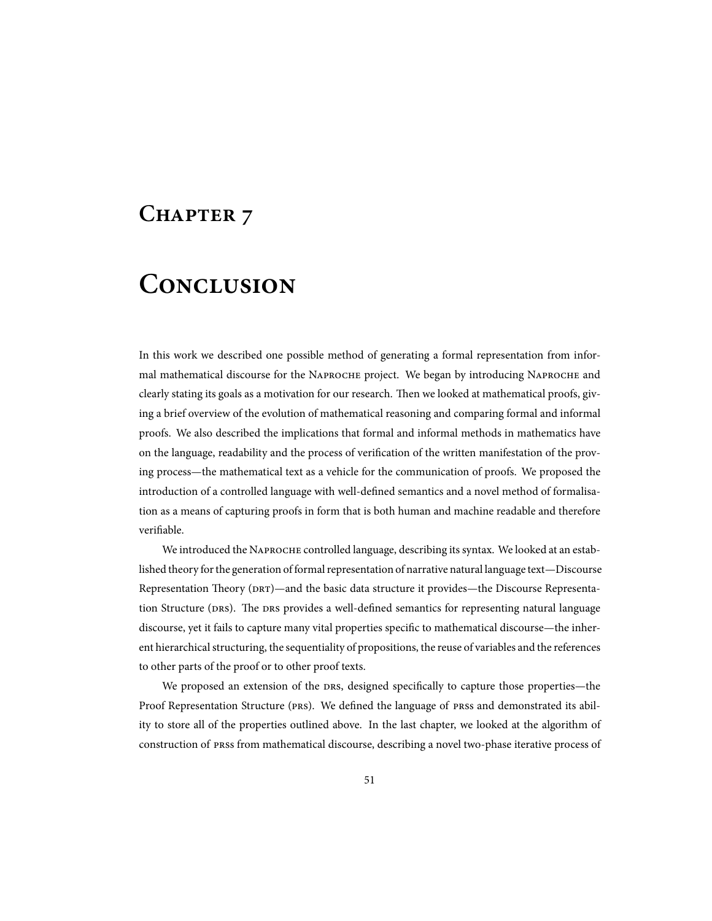# Chapter 7

# Conclusion

In this work we described one possible method of generating a formal representation from informal mathematical discourse for the Naproche project. We began by introducing Naproche and clearly stating its goals as a motivation for our research. Then we looked at mathematical proofs, giving a brief overview of the evolution of mathematical reasoning and comparing formal and informal proofs. We also described the implications that formal and informal methods in mathematics have on the language, readability and the process of verification of the written manifestation of the proving process—the mathematical text as a vehicle for the communication of proofs. We proposed the introduction of a controlled language with well-defined semantics and a novel method of formalisation as a means of capturing proofs in form that is both human and machine readable and therefore verifiable.

We introduced the Naproche controlled language, describing its syntax. We looked at an established theory for the generation of formal representation of narrative natural language text—Discourse Representation Theory (DRT)—and the basic data structure it provides—the Discourse Representation Structure (DRS). The DRS provides a well-defined semantics for representing natural language discourse, yet it fails to capture many vital properties specific to mathematical discourse—the inherent hierarchical structuring, the sequentiality of propositions, the reuse of variables and the references to other parts of the proof or to other proof texts.

We proposed an extension of the DRS, designed specifically to capture those properties—the Proof Representation Structure (PRS). We defined the language of PRSs and demonstrated its ability to store all of the properties outlined above. In the last chapter, we looked at the algorithm of construction of PRSs from mathematical discourse, describing a novel two-phase iterative process of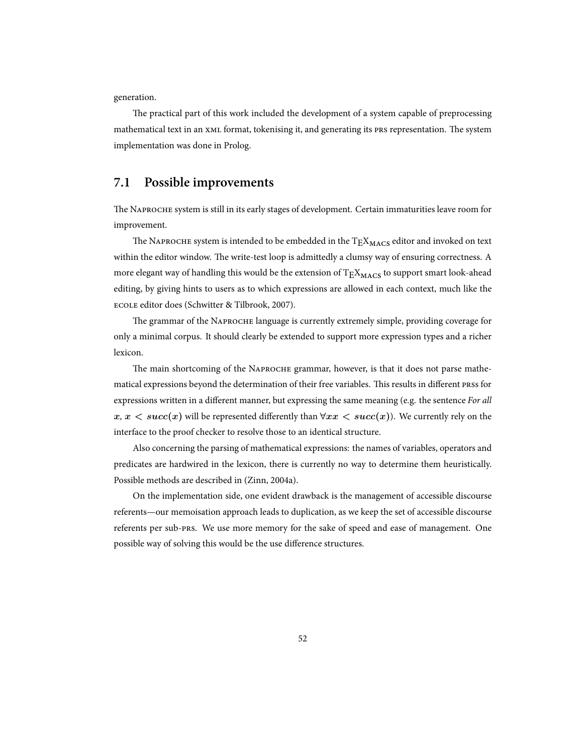generation.

The practical part of this work included the development of a system capable of preprocessing mathematical text in an XML format, tokenising it, and generating its PRS representation. The system implementation was done in Prolog.

## 7.1 Possible improvements

The NAPROCHE system is still in its early stages of development. Certain immaturities leave room for improvement.

The NAPROCHE system is intended to be embedded in the $\text{T}_\text{E}\text{X}_\text{MACS}$ editor and invoked on text within the editor window. The write-test loop is admittedly a clumsy way of ensuring correctness. A more elegant way of handling this would be the extension of $\text{T}_\text{E}\text{X}_\text{MACS}$ to support smart look-ahead editing, by giving hints to users as to which expressions are allowed in each context, much like the ECOLE editor does (Schwitter & Tilbrook, 2007).

The grammar of the NAPROCHE language is currently extremely simple, providing coverage for only a minimal corpus. It should clearly be extended to support more expression types and a richer lexicon.

The main shortcoming of the NAPROCHE grammar, however, is that it does not parse mathematical expressions beyond the determination of their free variables. This results in different PRSs for expressions written in a different manner, but expressing the same meaning (e.g. the sentence *For all $x$, $x < succ(x)$* will be represented differently than $\forall x x < succ(x)$). We currently rely on the interface to the proof checker to resolve those to an identical structure.

Also concerning the parsing of mathematical expressions: the names of variables, operators and predicates are hardwired in the lexicon, there is currently no way to determine them heuristically. Possible methods are described in (Zinn, 2004a).

On the implementation side, one evident drawback is the management of accessible discourse referents—our memoisation approach leads to duplication, as we keep the set of accessible discourse referents per sub-PRS. We use more memory for the sake of speed and ease of management. One possible way of solving this would be the use difference structures.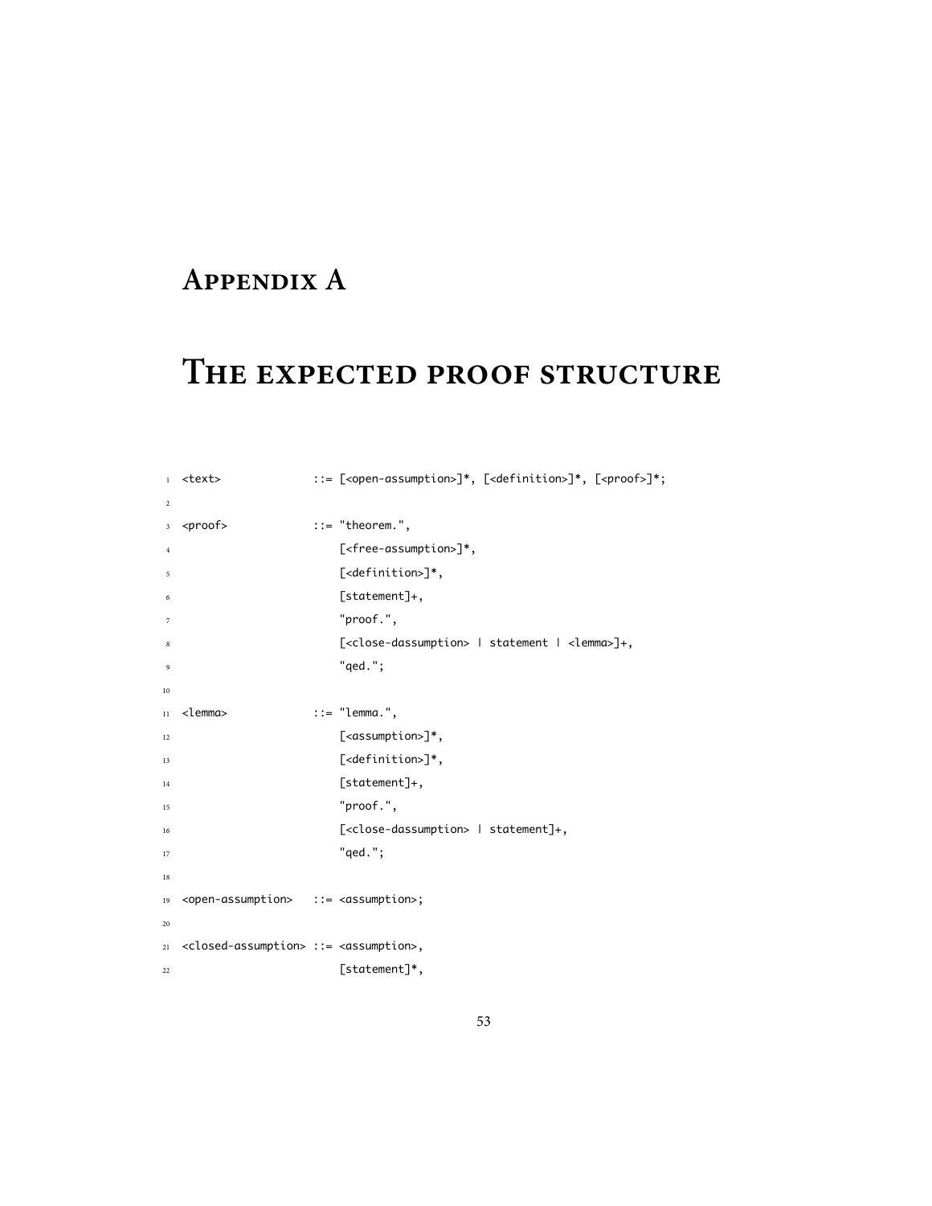# Appendix A

# The expected proof structure

```
<text>              ::= [<open-assumption>]*, [<definition>]*, [<proof>]*;

<proof>             ::= "theorem.",
                        [<free-assumption>]*,
                        [<definition>]*,
                        [statement]+,
                        "proof.",
                        [<close-dassumption> | statement | <lemma>]+,
                        "qed.";

<lemma>             ::= "lemma.",
                        [<assumption>]*,
                        [<definition>]*,
                        [statement]+,
                        "proof.",
                        [<close-dassumption> | statement]+,
                        "qed.";

<open-assumption>   ::= <assumption>;

<closed-assumption> ::= <assumption>,
                        [statement]*,
```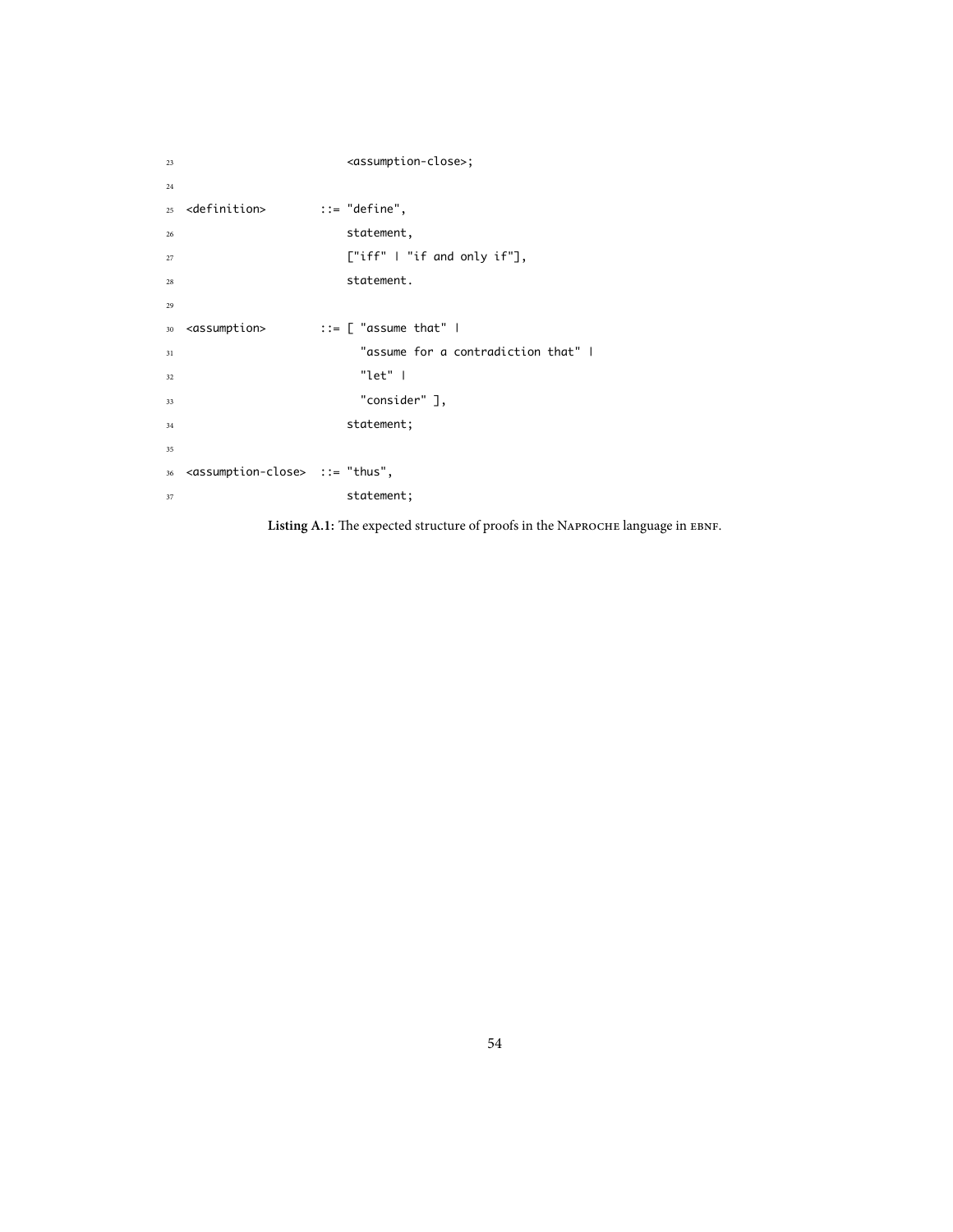```
                        <assumption-close>;

<definition>        ::= "define",
                        statement,
                        ["iff" | "if and only if"],
                        statement.

<assumption>        ::= [ "assume that" |
                          "assume for a contradiction that" |
                          "let" |
                          "consider" ],
                        statement;

<assumption-close>  ::= "thus",
                        statement;
```

**Listing A.1:** The expected structure of proofs in the Naproche language in ebnf.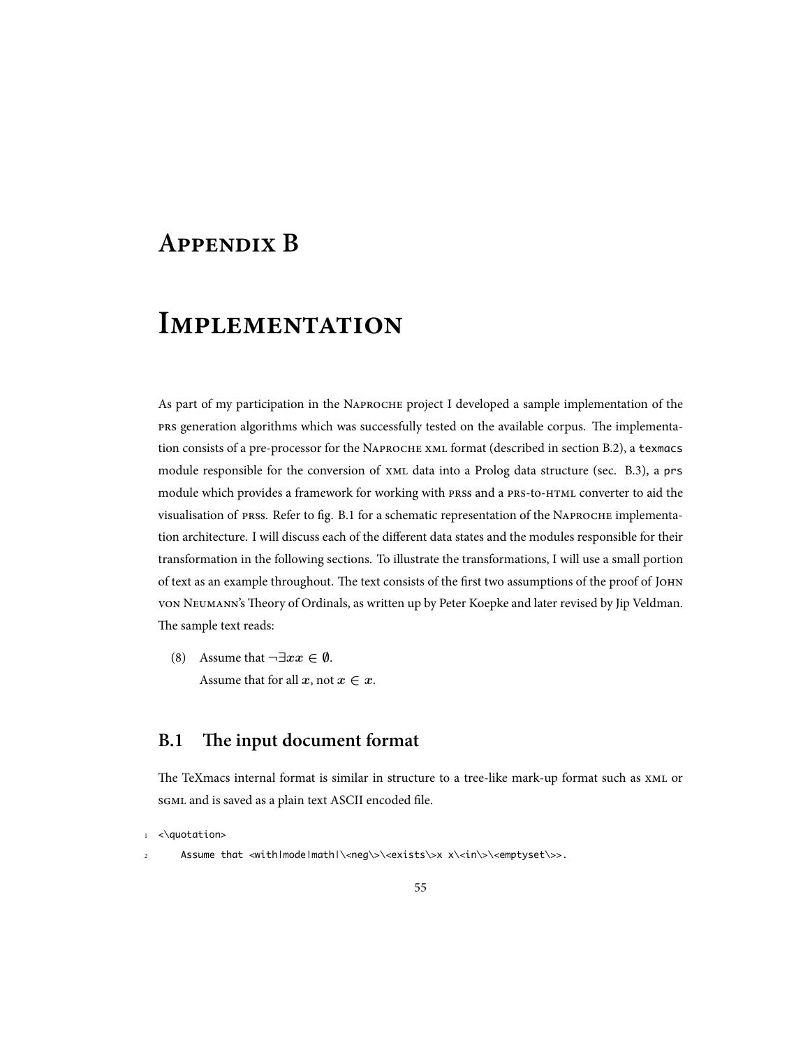# Appendix B

# Implementation

As part of my participation in the Naproche project I developed a sample implementation of the PRS generation algorithms which was successfully tested on the available corpus. The implementation consists of a pre-processor for the Naproche XML format (described in section B.2), a `texmacs` module responsible for the conversion of XML data into a Prolog data structure (sec. B.3), a `prs` module which provides a framework for working with PRSs and a PRS-to-HTML converter to aid the visualisation of PRSs. Refer to fig. B.1 for a schematic representation of the Naproche implementation architecture. I will discuss each of the different data states and the modules responsible for their transformation in the following sections. To illustrate the transformations, I will use a small portion of text as an example throughout. The text consists of the first two assumptions of the proof of John von Neumann's Theory of Ordinals, as written up by Peter Koepke and later revised by Jip Veldman. The sample text reads:

(8) Assume that $\neg\exists x x \in \emptyset$.
Assume that for all $x$, not $x \in x$.

## B.1 The input document format

The TeXmacs internal format is similar in structure to a tree-like mark-up format such as XML or SGML and is saved as a plain text ASCII encoded file.

```
<\quotation>
    Assume that <with|mode|math|\<neg\>\<exists\>x x\<in\>\<emptyset\>>.
```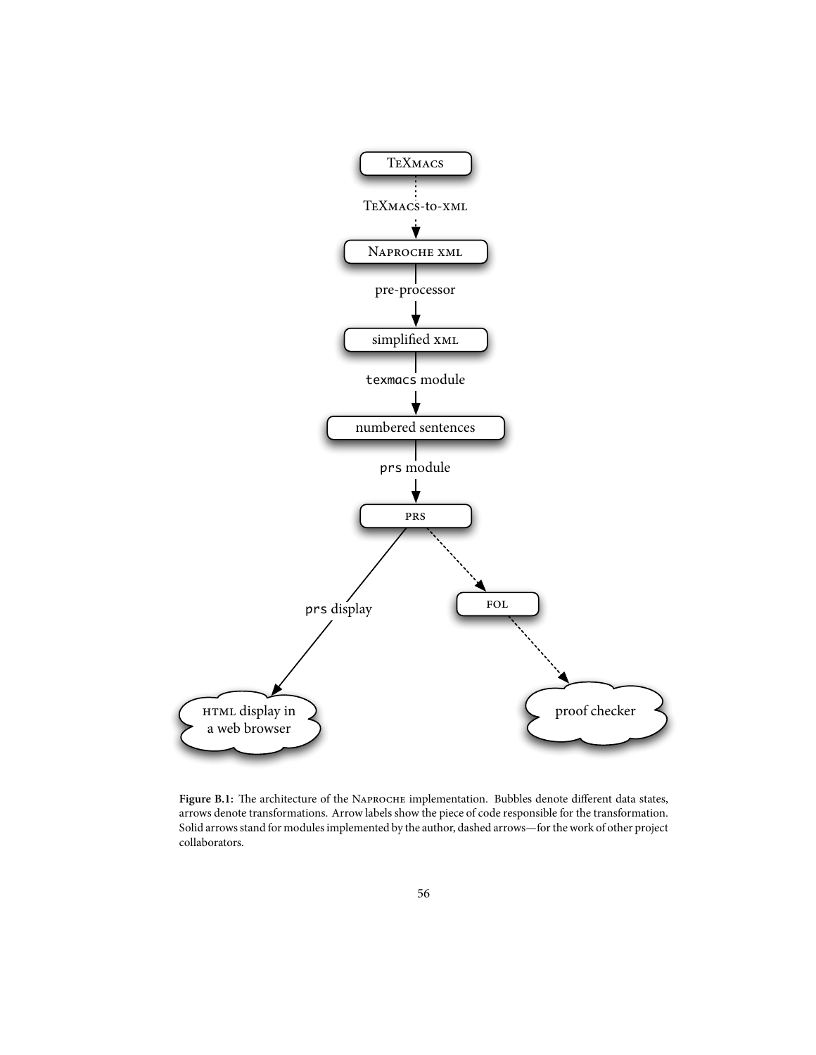TeXmacs

TeXmacs-to-xml

Naproche xml

pre-processor

simplified xml

texmacs module

numbered sentences

prs module

prs

prs display

fol

html display in a web browser

proof checker

**Figure B.1:** The architecture of the Naproche implementation. Bubbles denote different data states, arrows denote transformations. Arrow labels show the piece of code responsible for the transformation. Solid arrows stand for modules implemented by the author, dashed arrows—for the work of other project collaborators.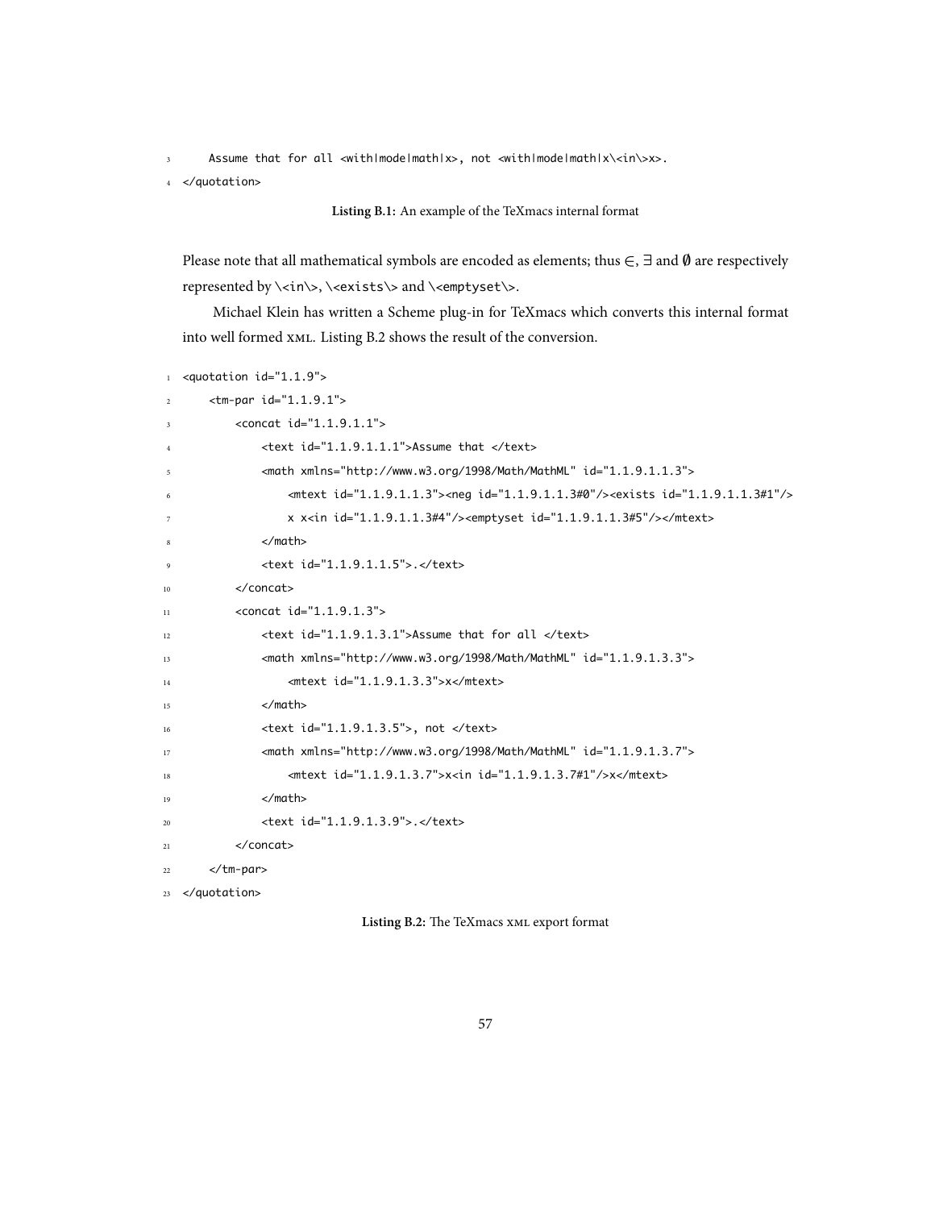```
    Assume that for all <with|mode|math|x>, not <with|mode|math|x\<in\>x>.
</quotation>
```

**Listing B.1:** An example of the TeXmacs internal format

Please note that all mathematical symbols are encoded as elements; thus $\in$, $\exists$ and $\emptyset$ are respectively represented by `\<in\>`, `\<exists\>` and `\<emptyset\>`.

Michael Klein has written a Scheme plug-in for TeXmacs which converts this internal format into well formed XML. Listing B.2 shows the result of the conversion.

```
<quotation id="1.1.9">
    <tm-par id="1.1.9.1">
        <concat id="1.1.9.1.1">
            <text id="1.1.9.1.1.1">Assume that </text>
            <math xmlns="http://www.w3.org/1998/Math/MathML" id="1.1.9.1.1.3">
                <mtext id="1.1.9.1.1.3"><neg id="1.1.9.1.1.3#0"/><exists id="1.1.9.1.1.3#1"/>
                x x<in id="1.1.9.1.1.3#4"/><emptyset id="1.1.9.1.1.3#5"/></mtext>
            </math>
            <text id="1.1.9.1.1.5">.</text>
        </concat>
        <concat id="1.1.9.1.3">
            <text id="1.1.9.1.3.1">Assume that for all </text>
            <math xmlns="http://www.w3.org/1998/Math/MathML" id="1.1.9.1.3.3">
                <mtext id="1.1.9.1.3.3">x</mtext>
            </math>
            <text id="1.1.9.1.3.5">, not </text>
            <math xmlns="http://www.w3.org/1998/Math/MathML" id="1.1.9.1.3.7">
                <mtext id="1.1.9.1.3.7">x<in id="1.1.9.1.3.7#1"/>x</mtext>
            </math>
            <text id="1.1.9.1.3.9">.</text>
        </concat>
    </tm-par>
</quotation>
```

**Listing B.2:** The TeXmacs XML export format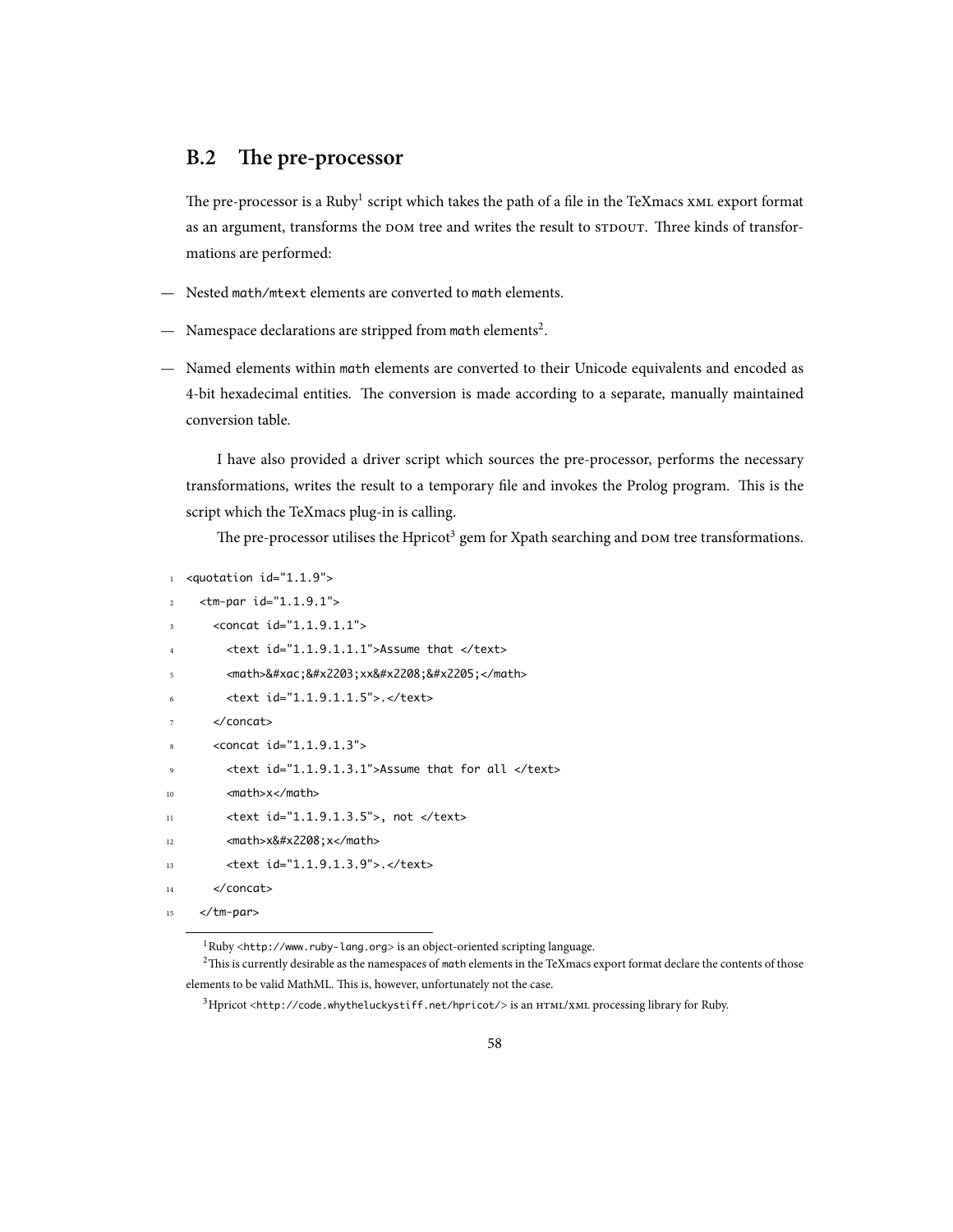## B.2 The pre-processor

The pre-processor is a Ruby[1] script which takes the path of a file in the TeXmacs XML export format as an argument, transforms the DOM tree and writes the result to STDOUT. Three kinds of transformations are performed:

— Nested `math/mtext` elements are converted to `math` elements.

— Namespace declarations are stripped from `math` elements[2].

— Named elements within `math` elements are converted to their Unicode equivalents and encoded as 4-bit hexadecimal entities. The conversion is made according to a separate, manually maintained conversion table.

I have also provided a driver script which sources the pre-processor, performs the necessary transformations, writes the result to a temporary file and invokes the Prolog program. This is the script which the TeXmacs plug-in is calling.

The pre-processor utilises the Hpricot[3] gem for Xpath searching and DOM tree transformations.

```
<quotation id="1.1.9">
  <tm-par id="1.1.9.1">
    <concat id="1.1.9.1.1">
      <text id="1.1.9.1.1.1">Assume that </text>
      <math>&#xac;&#x2203;xx&#x2208;&#x2205;</math>
      <text id="1.1.9.1.1.5">.</text>
    </concat>
    <concat id="1.1.9.1.3">
      <text id="1.1.9.1.3.1">Assume that for all </text>
      <math>x</math>
      <text id="1.1.9.1.3.5">, not </text>
      <math>x&#x2208;x</math>
      <text id="1.1.9.1.3.9">.</text>
    </concat>
  </tm-par>
```

[1] Ruby <http://www.ruby-lang.org> is an object-oriented scripting language.

[2] This is currently desirable as the namespaces of `math` elements in the TeXmacs export format declare the contents of those elements to be valid MathML. This is, however, unfortunately not the case.

[3] Hpricot <http://code.whytheluckystiff.net/hpricot/> is an HTML/XML processing library for Ruby.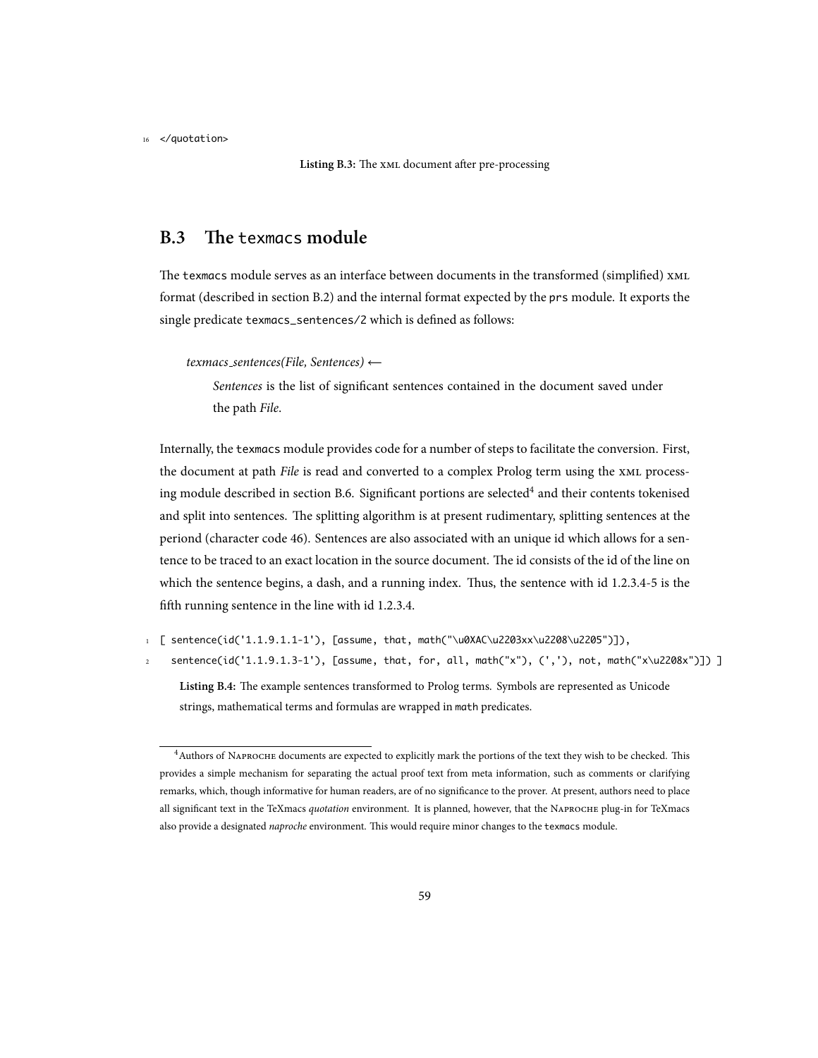```
16 </quotation>
```

**Listing B.3:** The XML document after pre-processing

## B.3 The `texmacs` module

The `texmacs` module serves as an interface between documents in the transformed (simplified) XML format (described in section B.2) and the internal format expected by the `prs` module. It exports the single predicate `texmacs_sentences/2` which is defined as follows:

> *texmacs_sentences(File, Sentences)* ←
>
> *Sentences* is the list of significant sentences contained in the document saved under the path *File*.

Internally, the `texmacs` module provides code for a number of steps to facilitate the conversion. First, the document at path *File* is read and converted to a complex Prolog term using the XML processing module described in section B.6. Significant portions are selected[4] and their contents tokenised and split into sentences. The splitting algorithm is at present rudimentary, splitting sentences at the periond (character code 46). Sentences are also associated with an unique id which allows for a sentence to be traced to an exact location in the source document. The id consists of the id of the line on which the sentence begins, a dash, and a running index. Thus, the sentence with id 1.2.3.4-5 is the fifth running sentence in the line with id 1.2.3.4.

```
1 [ sentence(id('1.1.9.1.1-1'), [assume, that, math("\u0XAC\u2203xx\u2208\u2205")]),
2   sentence(id('1.1.9.1.3-1'), [assume, that, for, all, math("x"), (','), not, math("x\u2208x")]) ]
```

**Listing B.4:** The example sentences transformed to Prolog terms. Symbols are represented as Unicode strings, mathematical terms and formulas are wrapped in `math` predicates.

[4] Authors of NAPROCHE documents are expected to explicitly mark the portions of the text they wish to be checked. This provides a simple mechanism for separating the actual proof text from meta information, such as comments or clarifying remarks, which, though informative for human readers, are of no significance to the prover. At present, authors need to place all significant text in the TeXmacs *quotation* environment. It is planned, however, that the NAPROCHE plug-in for TeXmacs also provide a designated *naproche* environment. This would require minor changes to the `texmacs` module.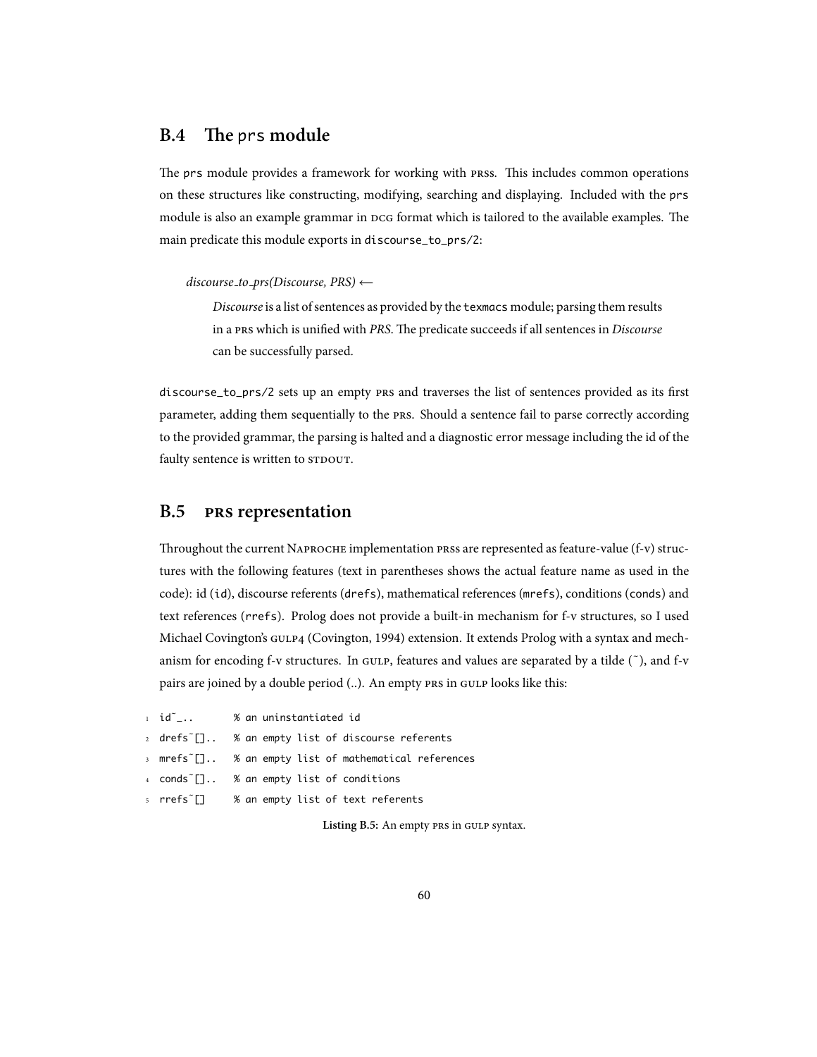## B.4 The prs module

The prs module provides a framework for working with PRSs. This includes common operations on these structures like constructing, modifying, searching and displaying. Included with the prs module is also an example grammar in DCG format which is tailored to the available examples. The main predicate this module exports in discourse_to_prs/2:

> *discourse_to_prs(Discourse, PRS)* ←
>
> *Discourse* is a list of sentences as provided by the texmacs module; parsing them results in a PRS which is unified with *PRS*. The predicate succeeds if all sentences in *Discourse* can be successfully parsed.

discourse_to_prs/2 sets up an empty PRS and traverses the list of sentences provided as its first parameter, adding them sequentially to the PRS. Should a sentence fail to parse correctly according to the provided grammar, the parsing is halted and a diagnostic error message including the id of the faulty sentence is written to STDOUT.

## B.5 PRS representation

Throughout the current NAPROCHE implementation PRSs are represented as feature-value (f-v) structures with the following features (text in parentheses shows the actual feature name as used in the code): id (id), discourse referents (drefs), mathematical references (mrefs), conditions (conds) and text references (rrefs). Prolog does not provide a built-in mechanism for f-v structures, so I used Michael Covington's GULP4 (Covington, 1994) extension. It extends Prolog with a syntax and mechanism for encoding f-v structures. In GULP, features and values are separated by a tilde (~), and f-v pairs are joined by a double period (..). An empty PRS in GULP looks like this:

```
id~_..      % an uninstantiated id
drefs~[]..  % an empty list of discourse referents
mrefs~[]..  % an empty list of mathematical references
conds~[]..  % an empty list of conditions
rrefs~[]    % an empty list of text referents
```

**Listing B.5:** An empty PRS in GULP syntax.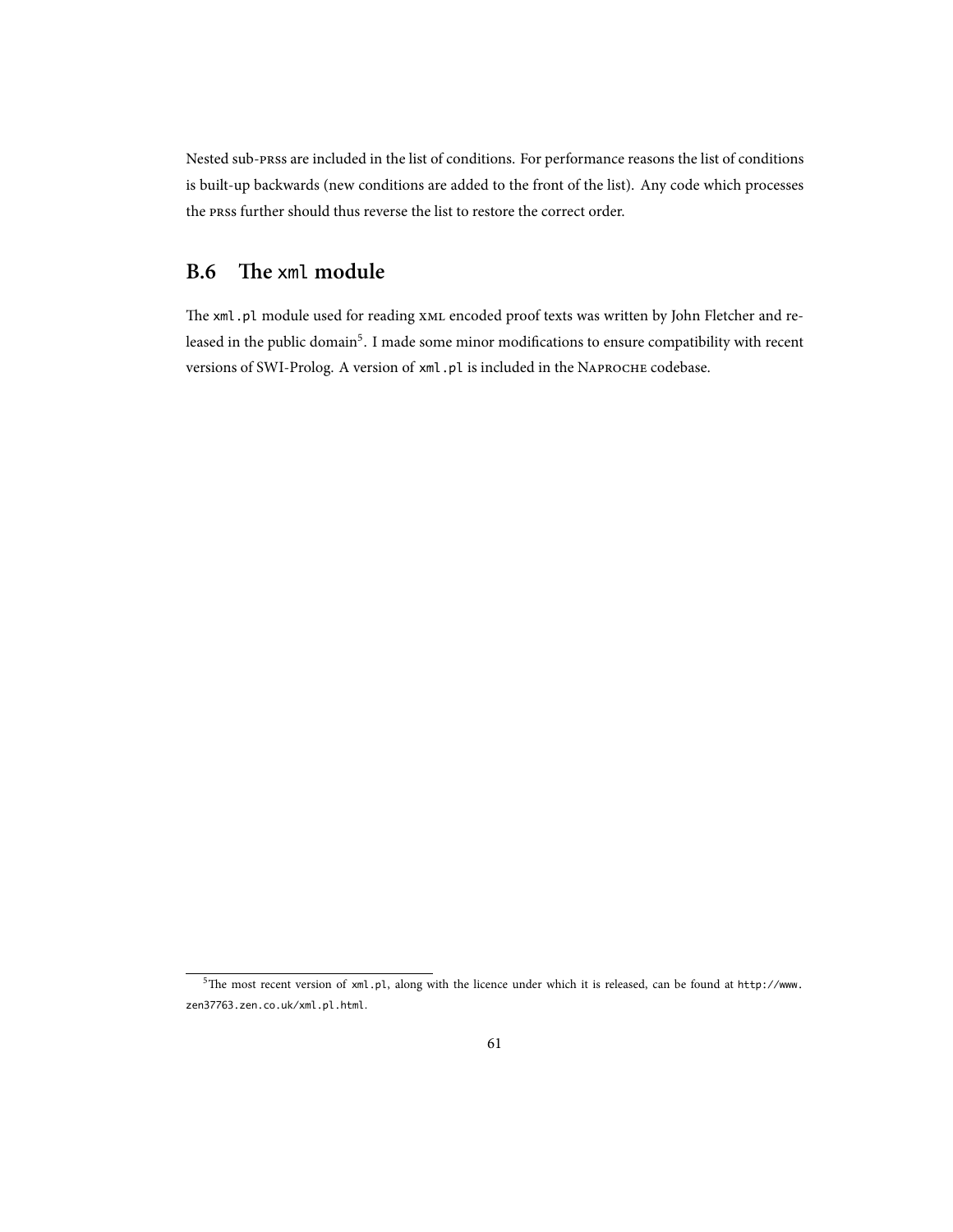Nested sub-PRSs are included in the list of conditions. For performance reasons the list of conditions is built-up backwards (new conditions are added to the front of the list). Any code which processes the PRSs further should thus reverse the list to restore the correct order.

## B.6 The `xml` module

The `xml.pl` module used for reading XML encoded proof texts was written by John Fletcher and released in the public domain[5]. I made some minor modifications to ensure compatibility with recent versions of SWI-Prolog. A version of `xml.pl` is included in the NAPROCHE codebase.

[5] The most recent version of `xml.pl`, along with the licence under which it is released, can be found at `http://www.zen37763.zen.co.uk/xml.pl.html`.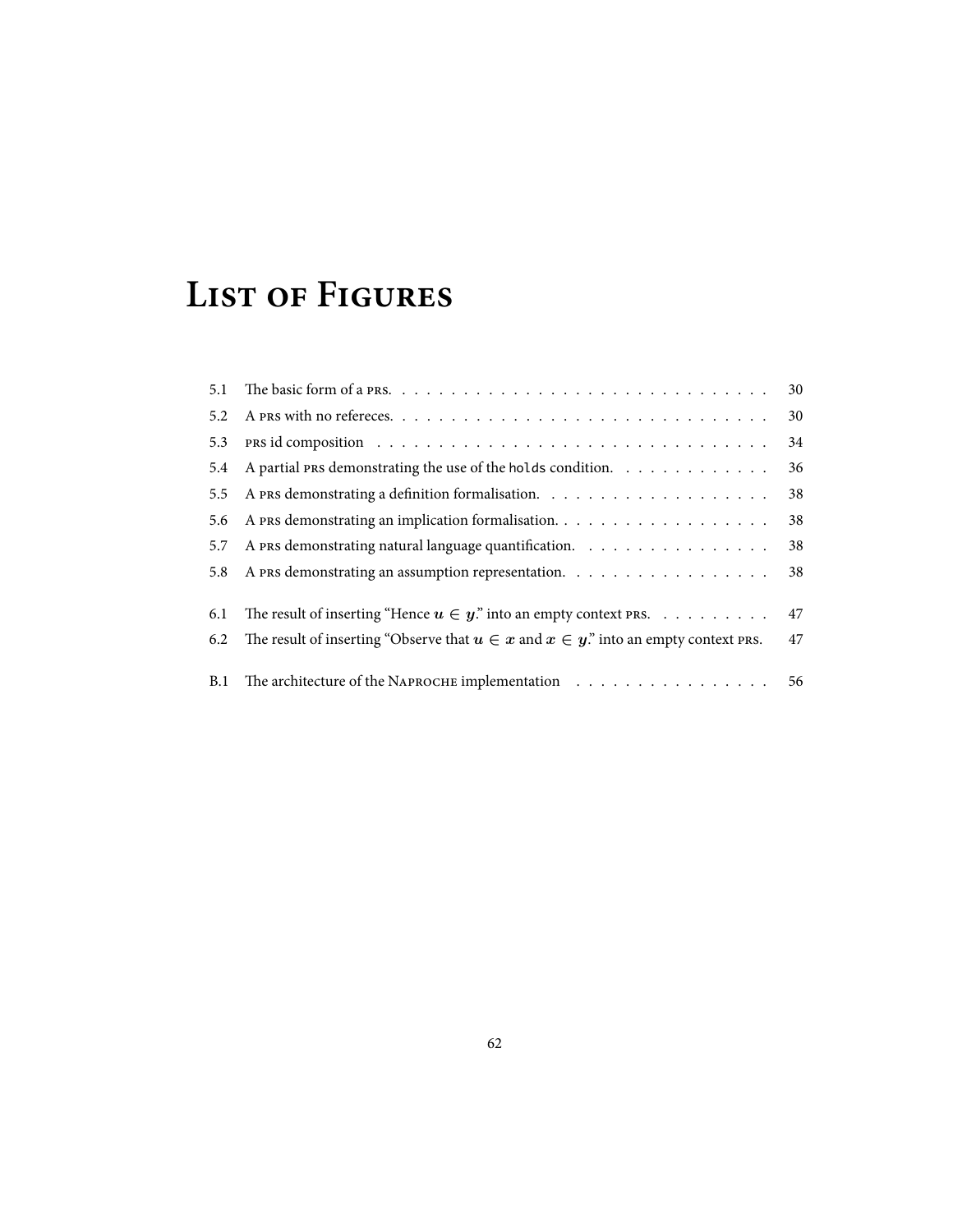# List of Figures

| | | |
|---|---|---|
| 5.1 | The basic form of a PRS. | 30 |
| 5.2 | A PRS with no refereces. | 30 |
| 5.3 | PRS id composition | 34 |
| 5.4 | A partial PRS demonstrating the use of the `holds` condition. | 36 |
| 5.5 | A PRS demonstrating a definition formalisation. | 38 |
| 5.6 | A PRS demonstrating an implication formalisation. | 38 |
| 5.7 | A PRS demonstrating natural language quantification. | 38 |
| 5.8 | A PRS demonstrating an assumption representation. | 38 |
| 6.1 | The result of inserting "Hence $u \in y$." into an empty context PRS. | 47 |
| 6.2 | The result of inserting "Observe that $u \in x$ and $x \in y$." into an empty context PRS. | 47 |
| B.1 | The architecture of the NAPROCHE implementation | 56 |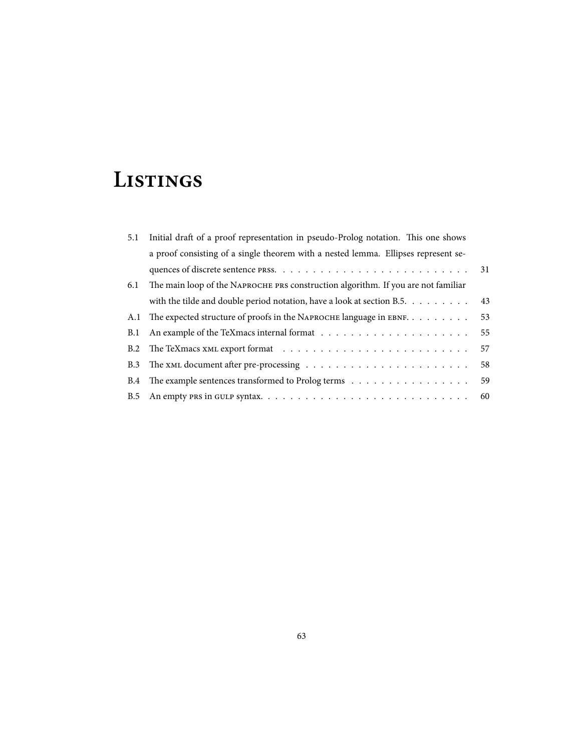# Listings

| | | |
|---|---|---|
| 5.1 | Initial draft of a proof representation in pseudo-Prolog notation. This one shows a proof consisting of a single theorem with a nested lemma. Ellipses represent sequences of discrete sentence PRSS. | 31 |
| 6.1 | The main loop of the NAPROCHE PRS construction algorithm. If you are not familiar with the tilde and double period notation, have a look at section B.5. | 43 |
| A.1 | The expected structure of proofs in the NAPROCHE language in EBNF. | 53 |
| B.1 | An example of the TeXmacs internal format | 55 |
| B.2 | The TeXmacs XML export format | 57 |
| B.3 | The XML document after pre-processing | 58 |
| B.4 | The example sentences transformed to Prolog terms | 59 |
| B.5 | An empty PRS in GULP syntax. | 60 |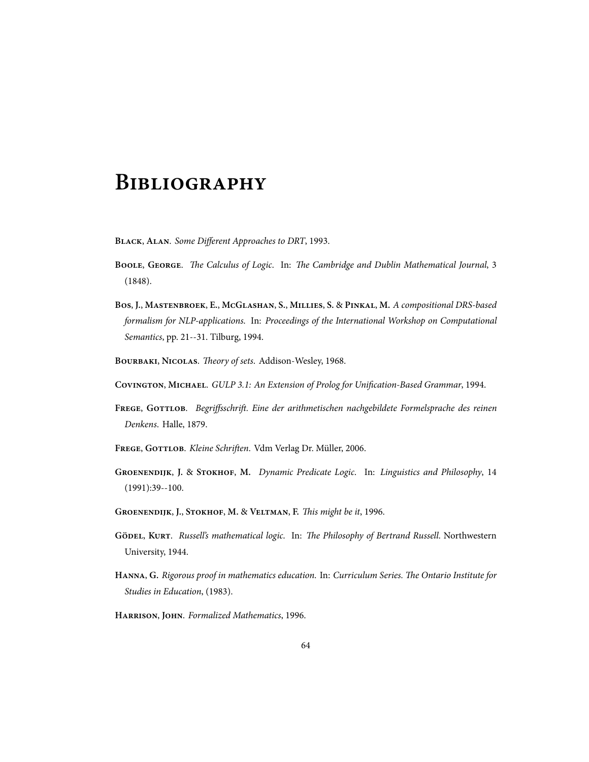# Bibliography

**Black, Alan**. *Some Different Approaches to DRT*, 1993.

**Boole, George**. *The Calculus of Logic*. In: *The Cambridge and Dublin Mathematical Journal*, 3 (1848).

**Bos, J., Mastenbroek, E., McGlashan, S., Millies, S. & Pinkal, M.** *A compositional DRS-based formalism for NLP-applications.* In: *Proceedings of the International Workshop on Computational Semantics*, pp. 21--31. Tilburg, 1994.

**Bourbaki, Nicolas**. *Theory of sets.* Addison-Wesley, 1968.

**Covington, Michael**. *GULP 3.1: An Extension of Prolog for Unification-Based Grammar*, 1994.

**Frege, Gottlob**. *Begriffsschrift. Eine der arithmetischen nachgebildete Formelsprache des reinen Denkens*. Halle, 1879.

**Frege, Gottlob**. *Kleine Schriften*. Vdm Verlag Dr. Müller, 2006.

**Groenendijk, J. & Stokhof, M.** *Dynamic Predicate Logic.* In: *Linguistics and Philosophy*, 14 (1991):39--100.

**Groenendijk, J., Stokhof, M. & Veltman, F.** *This might be it*, 1996.

**Gödel, Kurt**. *Russell's mathematical logic.* In: *The Philosophy of Bertrand Russell.* Northwestern University, 1944.

**Hanna, G.** *Rigorous proof in mathematics education.* In: *Curriculum Series. The Ontario Institute for Studies in Education*, (1983).

**Harrison, John**. *Formalized Mathematics*, 1996.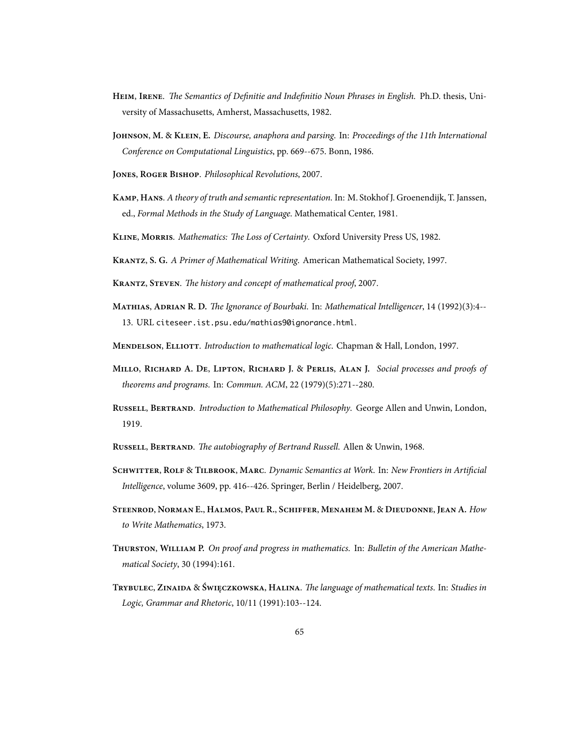**Heim, Irene**. *The Semantics of Definitie and Indefinitio Noun Phrases in English*. Ph.D. thesis, University of Massachusetts, Amherst, Massachusetts, 1982.

**Johnson, M.** & **Klein, E.** *Discourse, anaphora and parsing*. In: *Proceedings of the 11th International Conference on Computational Linguistics*, pp. 669--675. Bonn, 1986.

**Jones, Roger Bishop**. *Philosophical Revolutions*, 2007.

**Kamp, Hans**. *A theory of truth and semantic representation*. In: M. Stokhof J. Groenendijk, T. Janssen, ed., *Formal Methods in the Study of Language*. Mathematical Center, 1981.

**Kline, Morris**. *Mathematics: The Loss of Certainty*. Oxford University Press US, 1982.

**Krantz, S. G.** *A Primer of Mathematical Writing*. American Mathematical Society, 1997.

**Krantz, Steven**. *The history and concept of mathematical proof*, 2007.

**Mathias, Adrian R. D.** *The Ignorance of Bourbaki*. In: *Mathematical Intelligencer*, 14 (1992)(3):4--13. URL `citeseer.ist.psu.edu/mathias90ignorance.html`.

**Mendelson, Elliott**. *Introduction to mathematical logic*. Chapman & Hall, London, 1997.

**Millo, Richard A. De**, **Lipton, Richard J.** & **Perlis, Alan J.** *Social processes and proofs of theorems and programs*. In: *Commun. ACM*, 22 (1979)(5):271--280.

**Russell, Bertrand**. *Introduction to Mathematical Philosophy*. George Allen and Unwin, London, 1919.

**Russell, Bertrand**. *The autobiography of Bertrand Russell*. Allen & Unwin, 1968.

**Schwitter, Rolf** & **Tilbrook, Marc**. *Dynamic Semantics at Work*. In: *New Frontiers in Artificial Intelligence*, volume 3609, pp. 416--426. Springer, Berlin / Heidelberg, 2007.

**Steenrod, Norman E.**, **Halmos, Paul R.**, **Schiffer, Menahem M.** & **Dieudonne, Jean A.** *How to Write Mathematics*, 1973.

**Thurston, William P.** *On proof and progress in mathematics*. In: *Bulletin of the American Mathematical Society*, 30 (1994):161.

**Trybulec, Zinaida** & **Święczkowska, Halina**. *The language of mathematical texts*. In: *Studies in Logic, Grammar and Rhetoric*, 10/11 (1991):103--124.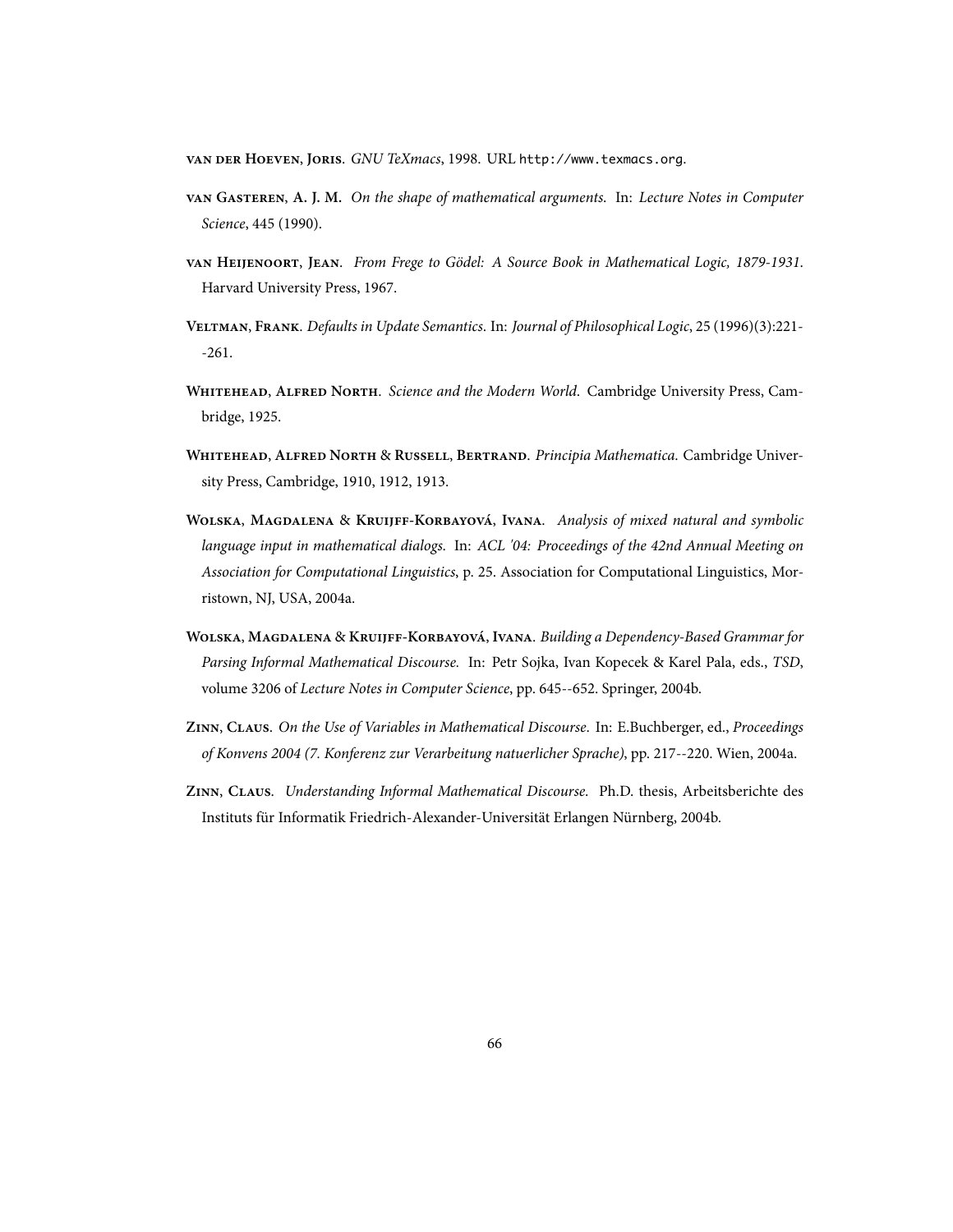**van der Hoeven, Joris**. *GNU TeXmacs*, 1998. URL http://www.texmacs.org.

**van Gasteren, A. J. M.** *On the shape of mathematical arguments.* In: *Lecture Notes in Computer Science*, 445 (1990).

**van Heijenoort, Jean**. *From Frege to Gödel: A Source Book in Mathematical Logic, 1879-1931*. Harvard University Press, 1967.

**Veltman, Frank**. *Defaults in Update Semantics*. In: *Journal of Philosophical Logic*, 25 (1996)(3):221--261.

**Whitehead, Alfred North**. *Science and the Modern World*. Cambridge University Press, Cambridge, 1925.

**Whitehead, Alfred North** & **Russell, Bertrand**. *Principia Mathematica.* Cambridge University Press, Cambridge, 1910, 1912, 1913.

**Wolska, Magdalena** & **Kruijff-Korbayová, Ivana**. *Analysis of mixed natural and symbolic language input in mathematical dialogs.* In: *ACL '04: Proceedings of the 42nd Annual Meeting on Association for Computational Linguistics*, p. 25. Association for Computational Linguistics, Morristown, NJ, USA, 2004a.

**Wolska, Magdalena** & **Kruijff-Korbayová, Ivana**. *Building a Dependency-Based Grammar for Parsing Informal Mathematical Discourse.* In: Petr Sojka, Ivan Kopecek & Karel Pala, eds., *TSD*, volume 3206 of *Lecture Notes in Computer Science*, pp. 645--652. Springer, 2004b.

**Zinn, Claus**. *On the Use of Variables in Mathematical Discourse*. In: E.Buchberger, ed., *Proceedings of Konvens 2004 (7. Konferenz zur Verarbeitung natuerlicher Sprache)*, pp. 217--220. Wien, 2004a.

**Zinn, Claus**. *Understanding Informal Mathematical Discourse.* Ph.D. thesis, Arbeitsberichte des Instituts für Informatik Friedrich-Alexander-Universität Erlangen Nürnberg, 2004b.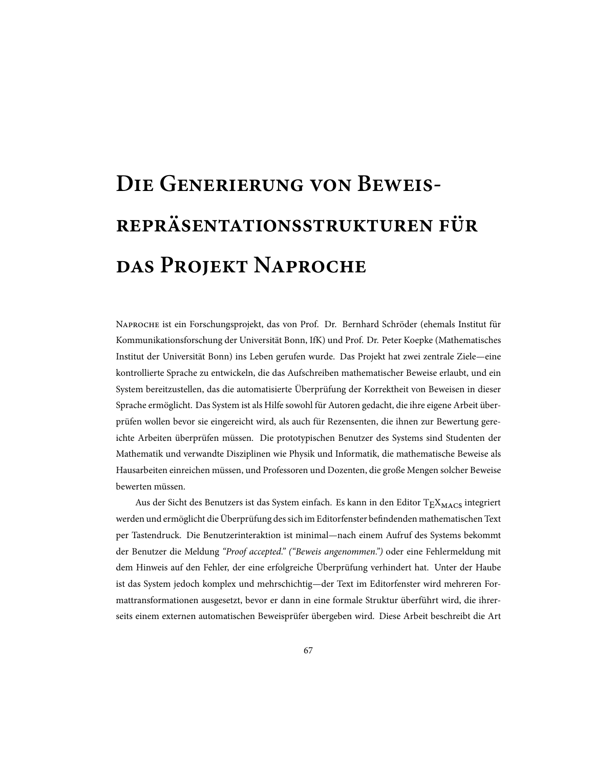# Die Generierung von Beweis-repräsentationsstrukturen für das Projekt Naproche

Naproche ist ein Forschungsprojekt, das von Prof. Dr. Bernhard Schröder (ehemals Institut für Kommunikationsforschung der Universität Bonn, IfK) und Prof. Dr. Peter Koepke (Mathematisches Institut der Universität Bonn) ins Leben gerufen wurde. Das Projekt hat zwei zentrale Ziele—eine kontrollierte Sprache zu entwickeln, die das Aufschreiben mathematischer Beweise erlaubt, und ein System bereitzustellen, das die automatisierte Überprüfung der Korrektheit von Beweisen in dieser Sprache ermöglicht. Das System ist als Hilfe sowohl für Autoren gedacht, die ihre eigene Arbeit überprüfen wollen bevor sie eingereicht wird, als auch für Rezensenten, die ihnen zur Bewertung gereichte Arbeiten überprüfen müssen. Die prototypischen Benutzer des Systems sind Studenten der Mathematik und verwandte Disziplinen wie Physik und Informatik, die mathematische Beweise als Hausarbeiten einreichen müssen, und Professoren und Dozenten, die große Mengen solcher Beweise bewerten müssen.

Aus der Sicht des Benutzers ist das System einfach. Es kann in den Editor TeXmacs integriert werden und ermöglicht die Überprüfung des sich im Editorfenster befindenden mathematischen Text per Tastendruck. Die Benutzerinteraktion ist minimal—nach einem Aufruf des Systems bekommt der Benutzer die Meldung *"Proof accepted." ("Beweis angenommen.")* oder eine Fehlermeldung mit dem Hinweis auf den Fehler, der eine erfolgreiche Überprüfung verhindert hat. Unter der Haube ist das System jedoch komplex und mehrschichtig—der Text im Editorfenster wird mehreren Formattransformationen ausgesetzt, bevor er dann in eine formale Struktur überführt wird, die ihrerseits einem externen automatischen Beweisprüfer übergeben wird. Diese Arbeit beschreibt die Art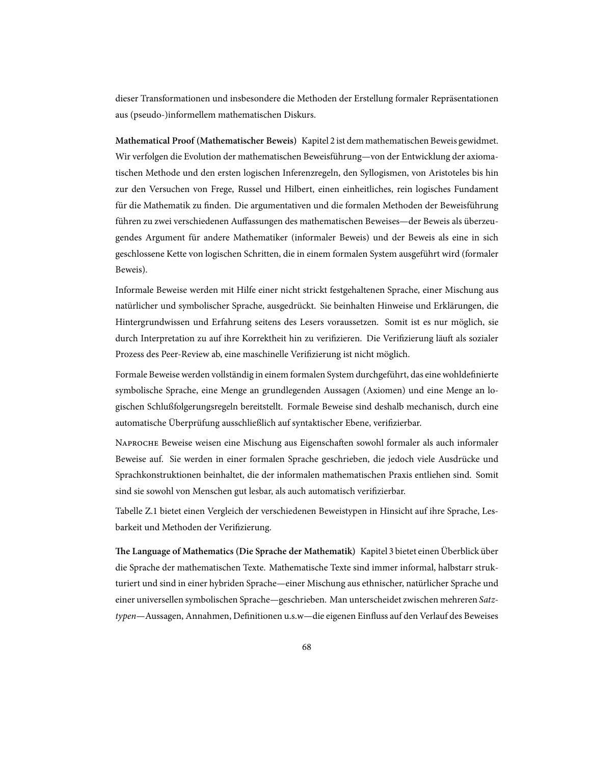dieser Transformationen und insbesondere die Methoden der Erstellung formaler Repräsentationen aus (pseudo-)informellem mathematischen Diskurs.

**Mathematical Proof (Mathematischer Beweis)** Kapitel 2 ist dem mathematischen Beweis gewidmet. Wir verfolgen die Evolution der mathematischen Beweisführung—von der Entwicklung der axiomatischen Methode und den ersten logischen Inferenzregeln, den Syllogismen, von Aristoteles bis hin zur den Versuchen von Frege, Russel und Hilbert, einen einheitliches, rein logisches Fundament für die Mathematik zu finden. Die argumentativen und die formalen Methoden der Beweisführung führen zu zwei verschiedenen Auffassungen des mathematischen Beweises—der Beweis als überzeugendes Argument für andere Mathematiker (informaler Beweis) und der Beweis als eine in sich geschlossene Kette von logischen Schritten, die in einem formalen System ausgeführt wird (formaler Beweis).

Informale Beweise werden mit Hilfe einer nicht strickt festgehaltenen Sprache, einer Mischung aus natürlicher und symbolischer Sprache, ausgedrückt. Sie beinhalten Hinweise und Erklärungen, die Hintergrundwissen und Erfahrung seitens des Lesers voraussetzen. Somit ist es nur möglich, sie durch Interpretation zu auf ihre Korrektheit hin zu verifizieren. Die Verifizierung läuft als sozialer Prozess des Peer-Review ab, eine maschinelle Verifizierung ist nicht möglich.

Formale Beweise werden vollständig in einem formalen System durchgeführt, das eine wohldefinierte symbolische Sprache, eine Menge an grundlegenden Aussagen (Axiomen) und eine Menge an logischen Schlußfolgerungsregeln bereitstellt. Formale Beweise sind deshalb mechanisch, durch eine automatische Überprüfung ausschließlich auf syntaktischer Ebene, verifizierbar.

Naproche Beweise weisen eine Mischung aus Eigenschaften sowohl formaler als auch informaler Beweise auf. Sie werden in einer formalen Sprache geschrieben, die jedoch viele Ausdrücke und Sprachkonstruktionen beinhaltet, die der informalen mathematischen Praxis entliehen sind. Somit sind sie sowohl von Menschen gut lesbar, als auch automatisch verifizierbar.

Tabelle Z.1 bietet einen Vergleich der verschiedenen Beweistypen in Hinsicht auf ihre Sprache, Lesbarkeit und Methoden der Verifizierung.

**The Language of Mathematics (Die Sprache der Mathematik)** Kapitel 3 bietet einen Überblick über die Sprache der mathematischen Texte. Mathematische Texte sind immer informal, halbstarr strukturiert und sind in einer hybriden Sprache—einer Mischung aus ethnischer, natürlicher Sprache und einer universellen symbolischen Sprache—geschrieben. Man unterscheidet zwischen mehreren *Satztypen*—Aussagen, Annahmen, Definitionen u.s.w—die eigenen Einfluss auf den Verlauf des Beweises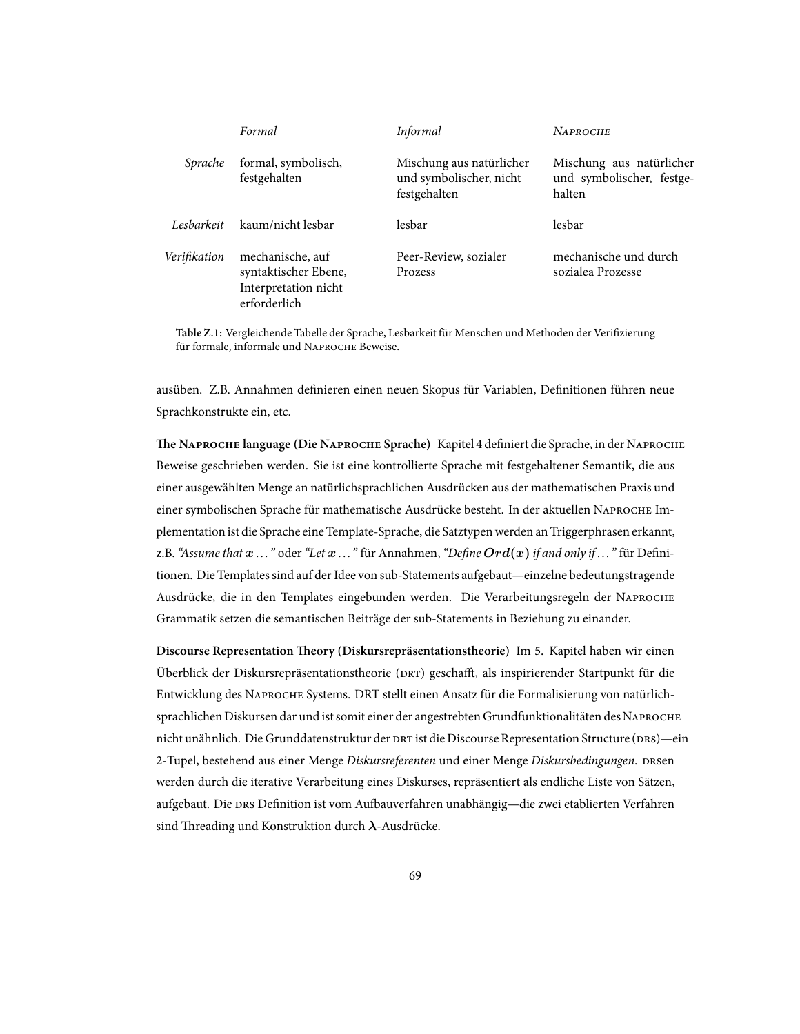| | *Formal* | *Informal* | *Naproche* |
|---|---|---|---|
| *Sprache* | formal, symbolisch, festgehalten | Mischung aus natürlicher und symbolischer, nicht festgehalten | Mischung aus natürlicher und symbolischer, festgehalten |
| *Lesbarkeit* | kaum/nicht lesbar | lesbar | lesbar |
| *Verifikation* | mechanische, auf syntaktischer Ebene, Interpretation nicht erforderlich | Peer-Review, sozialer Prozess | mechanische und durch sozialea Prozesse |

**Table Z.1:** Vergleichende Tabelle der Sprache, Lesbarkeit für Menschen und Methoden der Verifizierung für formale, informale und Naproche Beweise.

ausüben. Z.B. Annahmen definieren einen neuen Skopus für Variablen, Definitionen führen neue Sprachkonstrukte ein, etc.

**The Naproche language (Die Naproche Sprache)** Kapitel 4 definiert die Sprache, in der Naproche Beweise geschrieben werden. Sie ist eine kontrollierte Sprache mit festgehaltener Semantik, die aus einer ausgewählten Menge an natürlichsprachlichen Ausdrücken aus der mathematischen Praxis und einer symbolischen Sprache für mathematische Ausdrücke besteht. In der aktuellen Naproche Implementation ist die Sprache eine Template-Sprache, die Satztypen werden an Triggerphrasen erkannt, z.B. *"Assume that $x$ ..."* oder *"Let $x$ ..."* für Annahmen, *"Define $Ord(x)$ if and only if ..."* für Definitionen. Die Templates sind auf der Idee von sub-Statements aufgebaut—einzelne bedeutungstragende Ausdrücke, die in den Templates eingebunden werden. Die Verarbeitungsregeln der Naproche Grammatik setzen die semantischen Beiträge der sub-Statements in Beziehung zu einander.

**Discourse Representation Theory (Diskursrepräsentationstheorie)** Im 5. Kapitel haben wir einen Überblick der Diskursrepräsentationstheorie (DRT) geschafft, als inspirierender Startpunkt für die Entwicklung des Naproche Systems. DRT stellt einen Ansatz für die Formalisierung von natürlichsprachlichen Diskursen dar und ist somit einer der angestrebten Grundfunktionalitäten des Naproche nicht unähnlich. Die Grunddatenstruktur der DRT ist die Discourse Representation Structure (DRS)—ein 2-Tupel, bestehend aus einer Menge *Diskursreferenten* und einer Menge *Diskursbedingungen*. DRSen werden durch die iterative Verarbeitung eines Diskurses, repräsentiert als endliche Liste von Sätzen, aufgebaut. Die DRS Definition ist vom Aufbauverfahren unabhängig—die zwei etablierten Verfahren sind Threading und Konstruktion durch $\lambda$-Ausdrücke.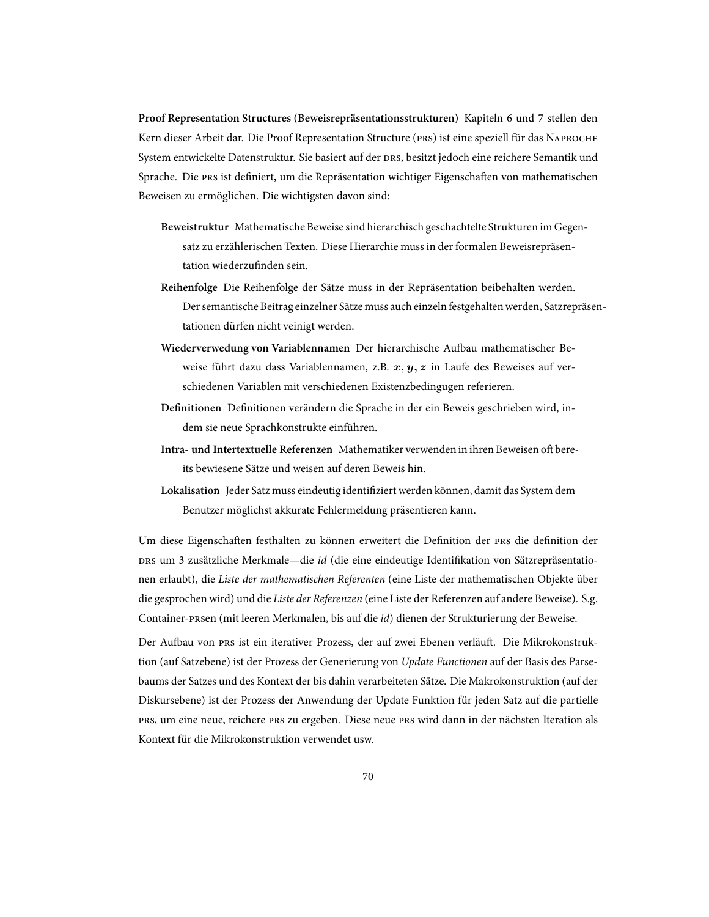**Proof Representation Structures (Beweisrepräsentationsstrukturen)** Kapiteln 6 und 7 stellen den Kern dieser Arbeit dar. Die Proof Representation Structure (PRS) ist eine speziell für das NAPROCHE System entwickelte Datenstruktur. Sie basiert auf der DRS, besitzt jedoch eine reichere Semantik und Sprache. Die PRS ist definiert, um die Repräsentation wichtiger Eigenschaften von mathematischen Beweisen zu ermöglichen. Die wichtigsten davon sind:

- **Beweistruktur** Mathematische Beweise sind hierarchisch geschachtelte Strukturen im Gegensatz zu erzählerischen Texten. Diese Hierarchie muss in der formalen Beweisrepräsentation wiederzufinden sein.
- **Reihenfolge** Die Reihenfolge der Sätze muss in der Repräsentation beibehalten werden. Der semantische Beitrag einzelner Sätze muss auch einzeln festgehalten werden, Satzrepräsentationen dürfen nicht veinigt werden.
- **Wiederverwedung von Variablennamen** Der hierarchische Aufbau mathematischer Beweise führt dazu dass Variablennamen, z.B. $x, y, z$ in Laufe des Beweises auf verschiedenen Variablen mit verschiedenen Existenzbedingungen referieren.
- **Definitionen** Definitionen verändern die Sprache in der ein Beweis geschrieben wird, indem sie neue Sprachkonstrukte einführen.
- **Intra- und Intertextuelle Referenzen** Mathematiker verwenden in ihren Beweisen oft bereits bewiesene Sätze und weisen auf deren Beweis hin.
- **Lokalisation** Jeder Satz muss eindeutig identifiziert werden können, damit das System dem Benutzer möglichst akkurate Fehlermeldung präsentieren kann.

Um diese Eigenschaften festhalten zu können erweitert die Definition der PRS die definition der DRS um 3 zusätzliche Merkmale—die *id* (die eine eindeutige Identifikation von Sätzrepräsentationen erlaubt), die *Liste der mathematischen Referenten* (eine Liste der mathematischen Objekte über die gesprochen wird) und die *Liste der Referenzen* (eine Liste der Referenzen auf andere Beweise). S.g. Container-PRSen (mit leeren Merkmalen, bis auf die *id*) dienen der Strukturierung der Beweise.

Der Aufbau von PRS ist ein iterativer Prozess, der auf zwei Ebenen verläuft. Die Mikrokonstruktion (auf Satzebene) ist der Prozess der Generierung von *Update Functionen* auf der Basis des Parsebaums der Satzes und des Kontext der bis dahin verarbeiteten Sätze. Die Makrokonstruktion (auf der Diskursebene) ist der Prozess der Anwendung der Update Funktion für jeden Satz auf die partielle PRS, um eine neue, reichere PRS zu ergeben. Diese neue PRS wird dann in der nächsten Iteration als Kontext für die Mikrokonstruktion verwendet usw.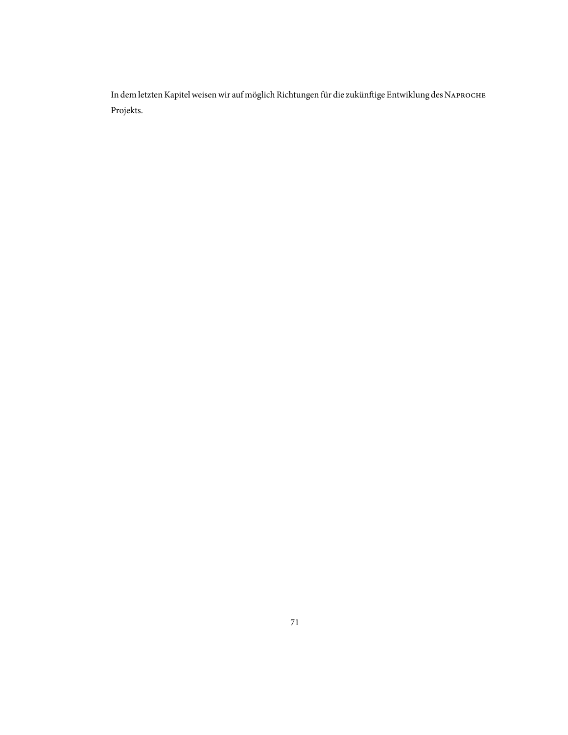In dem letzten Kapitel weisen wir auf möglich Richtungen für die zukünftige Entwiklung des Naproche Projekts.